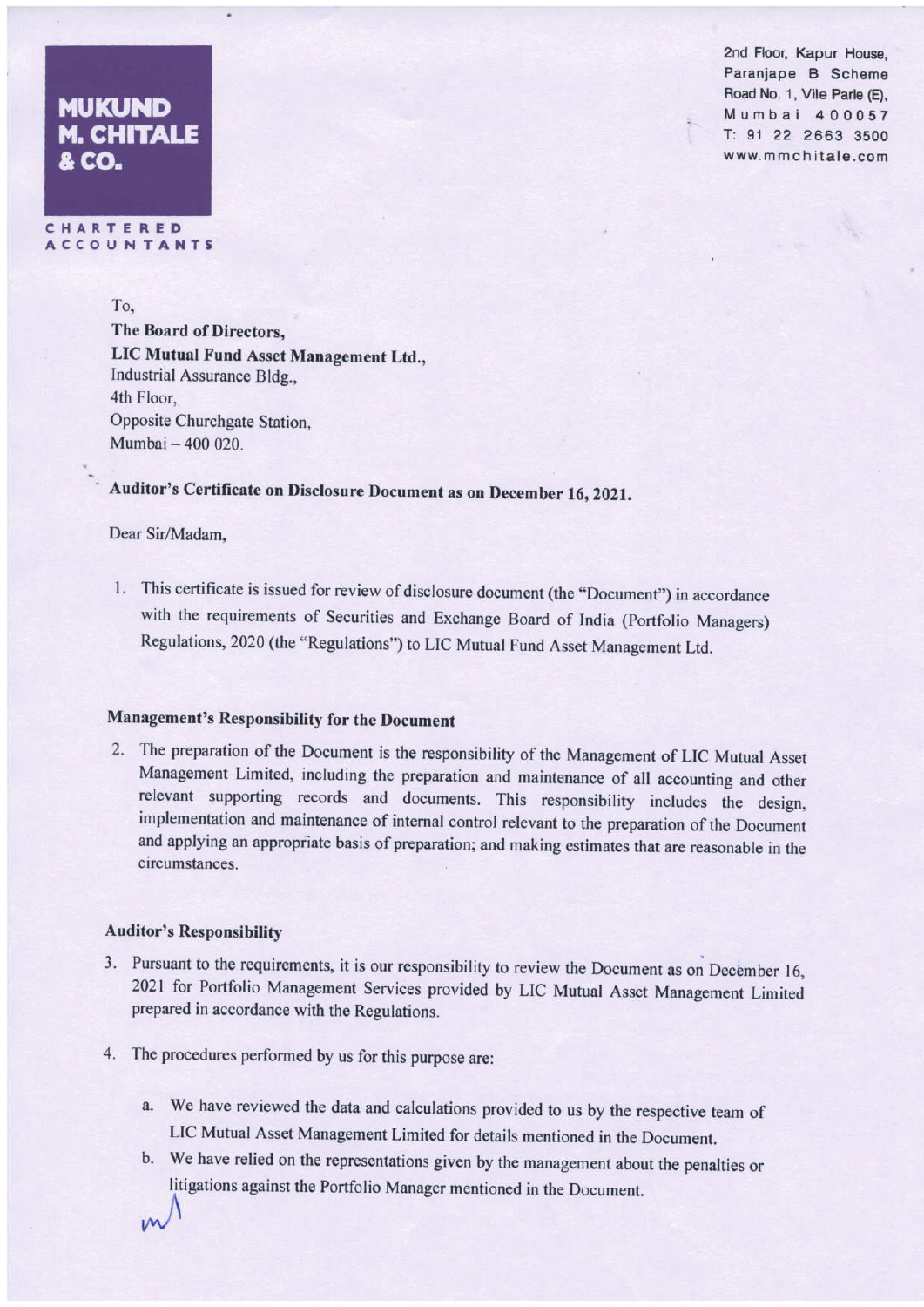**MUKUND M. CHITALE & CO.**

**CHARTERED ACCOUNTANTS**

2nd Floor, Kapur House,
Paranjape B Scheme
Road No. 1, Vile Parle (E),
Mumbai 400057
T: 91 22 2663 3500
www.mmchitale.com

To,
**The Board of Directors,**
**LIC Mutual Fund Asset Management Ltd.,**
Industrial Assurance Bldg.,
4th Floor,
Opposite Churchgate Station,
Mumbai – 400 020.

**Auditor's Certificate on Disclosure Document as on December 16, 2021.**

Dear Sir/Madam,

1. This certificate is issued for review of disclosure document (the "Document") in accordance with the requirements of Securities and Exchange Board of India (Portfolio Managers) Regulations, 2020 (the "Regulations") to LIC Mutual Fund Asset Management Ltd.

**Management's Responsibility for the Document**

2. The preparation of the Document is the responsibility of the Management of LIC Mutual Asset Management Limited, including the preparation and maintenance of all accounting and other relevant supporting records and documents. This responsibility includes the design, implementation and maintenance of internal control relevant to the preparation of the Document and applying an appropriate basis of preparation; and making estimates that are reasonable in the circumstances.

**Auditor's Responsibility**

3. Pursuant to the requirements, it is our responsibility to review the Document as on December 16, 2021 for Portfolio Management Services provided by LIC Mutual Asset Management Limited prepared in accordance with the Regulations.

4. The procedures performed by us for this purpose are:

   a. We have reviewed the data and calculations provided to us by the respective team of LIC Mutual Asset Management Limited for details mentioned in the Document.

   b. We have relied on the representations given by the management about the penalties or litigations against the Portfolio Manager mentioned in the Document.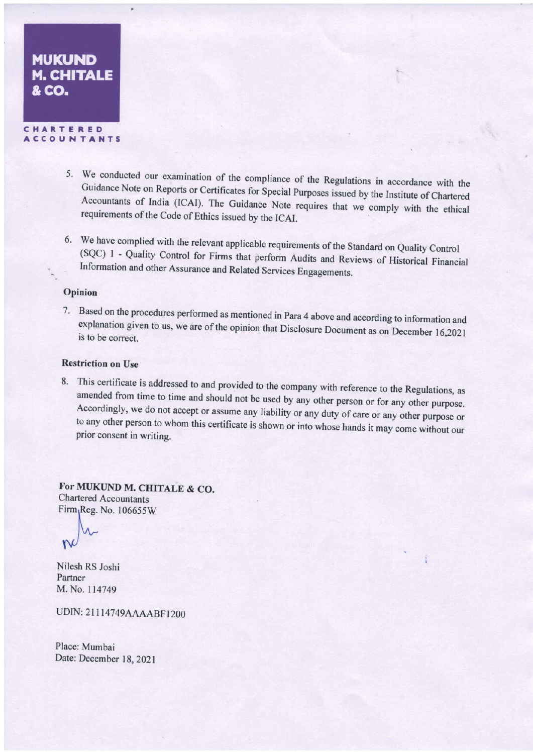**MUKUND M. CHITALE & CO.**

**CHARTERED ACCOUNTANTS**

5. We conducted our examination of the compliance of the Regulations in accordance with the Guidance Note on Reports or Certificates for Special Purposes issued by the Institute of Chartered Accountants of India (ICAI). The Guidance Note requires that we comply with the ethical requirements of the Code of Ethics issued by the ICAI.

6. We have complied with the relevant applicable requirements of the Standard on Quality Control (SQC) 1 - Quality Control for Firms that perform Audits and Reviews of Historical Financial Information and other Assurance and Related Services Engagements.

**Opinion**

7. Based on the procedures performed as mentioned in Para 4 above and according to information and explanation given to us, we are of the opinion that Disclosure Document as on December 16,2021 is to be correct.

**Restriction on Use**

8. This certificate is addressed to and provided to the company with reference to the Regulations, as amended from time to time and should not be used by any other person or for any other purpose. Accordingly, we do not accept or assume any liability or any duty of care or any other purpose or to any other person to whom this certificate is shown or into whose hands it may come without our prior consent in writing.

**For MUKUND M. CHITALE & CO.**
Chartered Accountants
Firm Reg. No. 106655W

Nilesh RS Joshi
Partner
M. No. 114749

UDIN: 21114749AAAABF1200

Place: Mumbai
Date: December 18, 2021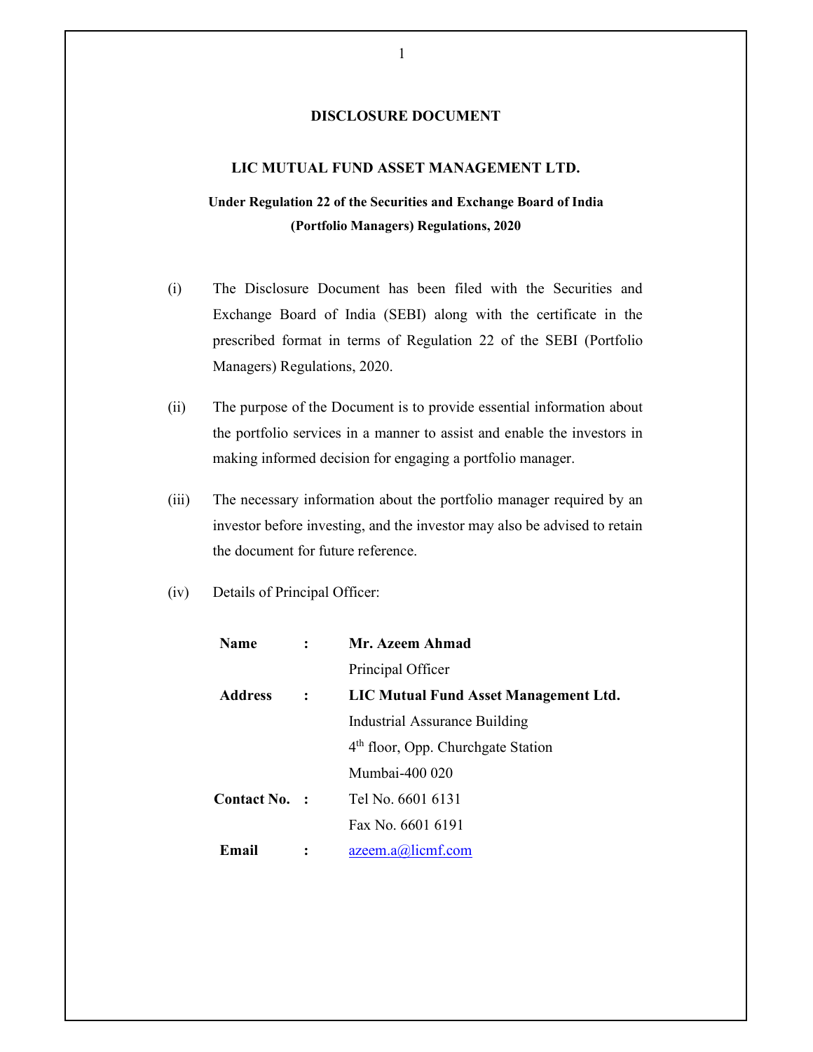# DISCLOSURE DOCUMENT

## LIC MUTUAL FUND ASSET MANAGEMENT LTD.

**Under Regulation 22 of the Securities and Exchange Board of India (Portfolio Managers) Regulations, 2020**

(i) The Disclosure Document has been filed with the Securities and Exchange Board of India (SEBI) along with the certificate in the prescribed format in terms of Regulation 22 of the SEBI (Portfolio Managers) Regulations, 2020.

(ii) The purpose of the Document is to provide essential information about the portfolio services in a manner to assist and enable the investors in making informed decision for engaging a portfolio manager.

(iii) The necessary information about the portfolio manager required by an investor before investing, and the investor may also be advised to retain the document for future reference.

(iv) Details of Principal Officer:

| | | |
|---|---|---|
| **Name** | : | **Mr. Azeem Ahmad**<br>Principal Officer |
| **Address** | : | **LIC Mutual Fund Asset Management Ltd.**<br>Industrial Assurance Building<br>4th floor, Opp. Churchgate Station<br>Mumbai-400 020 |
| **Contact No.** | : | Tel No. 6601 6131<br>Fax No. 6601 6191 |
| **Email** | : | azeem.a@licmf.com |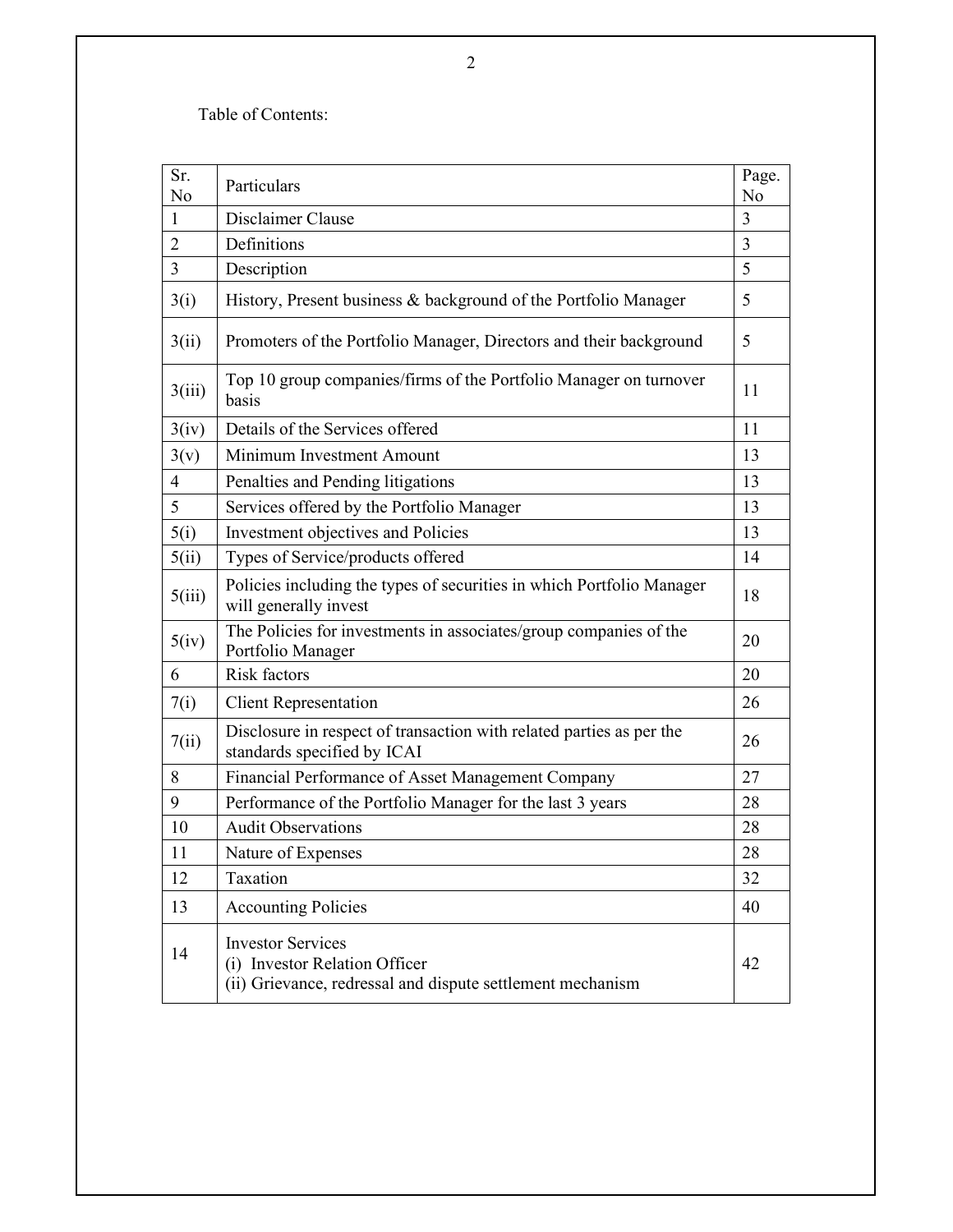Table of Contents:

| Sr. No | Particulars | Page. No |
|---|---|---|
| 1 | Disclaimer Clause | 3 |
| 2 | Definitions | 3 |
| 3 | Description | 5 |
| 3(i) | History, Present business & background of the Portfolio Manager | 5 |
| 3(ii) | Promoters of the Portfolio Manager, Directors and their background | 5 |
| 3(iii) | Top 10 group companies/firms of the Portfolio Manager on turnover basis | 11 |
| 3(iv) | Details of the Services offered | 11 |
| 3(v) | Minimum Investment Amount | 13 |
| 4 | Penalties and Pending litigations | 13 |
| 5 | Services offered by the Portfolio Manager | 13 |
| 5(i) | Investment objectives and Policies | 13 |
| 5(ii) | Types of Service/products offered | 14 |
| 5(iii) | Policies including the types of securities in which Portfolio Manager will generally invest | 18 |
| 5(iv) | The Policies for investments in associates/group companies of the Portfolio Manager | 20 |
| 6 | Risk factors | 20 |
| 7(i) | Client Representation | 26 |
| 7(ii) | Disclosure in respect of transaction with related parties as per the standards specified by ICAI | 26 |
| 8 | Financial Performance of Asset Management Company | 27 |
| 9 | Performance of the Portfolio Manager for the last 3 years | 28 |
| 10 | Audit Observations | 28 |
| 11 | Nature of Expenses | 28 |
| 12 | Taxation | 32 |
| 13 | Accounting Policies | 40 |
| 14 | Investor Services<br>(i) Investor Relation Officer<br>(ii) Grievance, redressal and dispute settlement mechanism | 42 |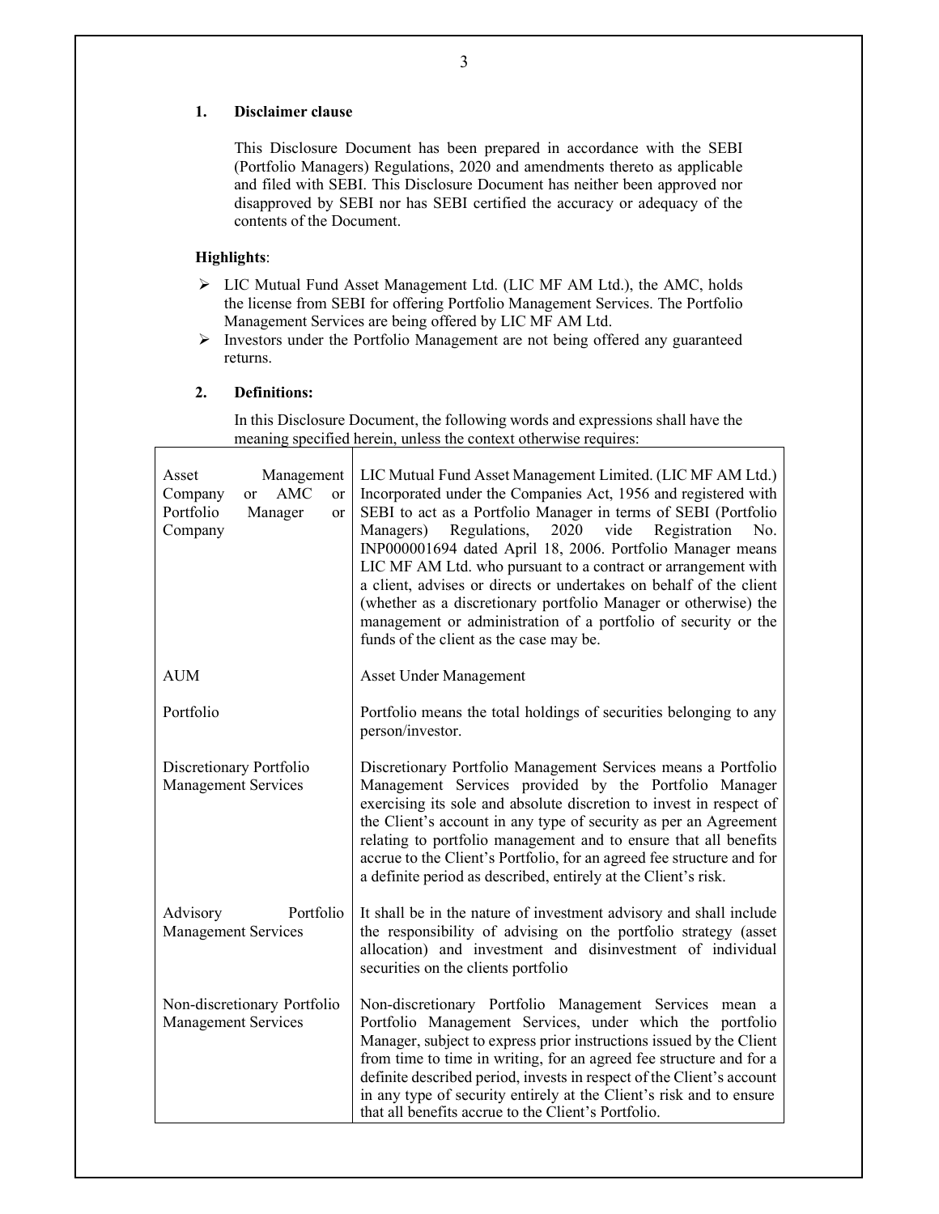## 1. Disclaimer clause

This Disclosure Document has been prepared in accordance with the SEBI (Portfolio Managers) Regulations, 2020 and amendments thereto as applicable and filed with SEBI. This Disclosure Document has neither been approved nor disapproved by SEBI nor has SEBI certified the accuracy or adequacy of the contents of the Document.

**Highlights**:

- LIC Mutual Fund Asset Management Ltd. (LIC MF AM Ltd.), the AMC, holds the license from SEBI for offering Portfolio Management Services. The Portfolio Management Services are being offered by LIC MF AM Ltd.
- Investors under the Portfolio Management are not being offered any guaranteed returns.

## 2. Definitions:

In this Disclosure Document, the following words and expressions shall have the meaning specified herein, unless the context otherwise requires:

| | |
|---|---|
| Asset Management Company or AMC or Portfolio Manager or Company | LIC Mutual Fund Asset Management Limited. (LIC MF AM Ltd.) Incorporated under the Companies Act, 1956 and registered with SEBI to act as a Portfolio Manager in terms of SEBI (Portfolio Managers) Regulations, 2020 vide Registration No. INP000001694 dated April 18, 2006. Portfolio Manager means LIC MF AM Ltd. who pursuant to a contract or arrangement with a client, advises or directs or undertakes on behalf of the client (whether as a discretionary portfolio Manager or otherwise) the management or administration of a portfolio of security or the funds of the client as the case may be. |
| AUM | Asset Under Management |
| Portfolio | Portfolio means the total holdings of securities belonging to any person/investor. |
| Discretionary Portfolio Management Services | Discretionary Portfolio Management Services means a Portfolio Management Services provided by the Portfolio Manager exercising its sole and absolute discretion to invest in respect of the Client's account in any type of security as per an Agreement relating to portfolio management and to ensure that all benefits accrue to the Client's Portfolio, for an agreed fee structure and for a definite period as described, entirely at the Client's risk. |
| Advisory Portfolio Management Services | It shall be in the nature of investment advisory and shall include the responsibility of advising on the portfolio strategy (asset allocation) and investment and disinvestment of individual securities on the clients portfolio |
| Non-discretionary Portfolio Management Services | Non-discretionary Portfolio Management Services mean a Portfolio Management Services, under which the portfolio Manager, subject to express prior instructions issued by the Client from time to time in writing, for an agreed fee structure and for a definite described period, invests in respect of the Client's account in any type of security entirely at the Client's risk and to ensure that all benefits accrue to the Client's Portfolio. |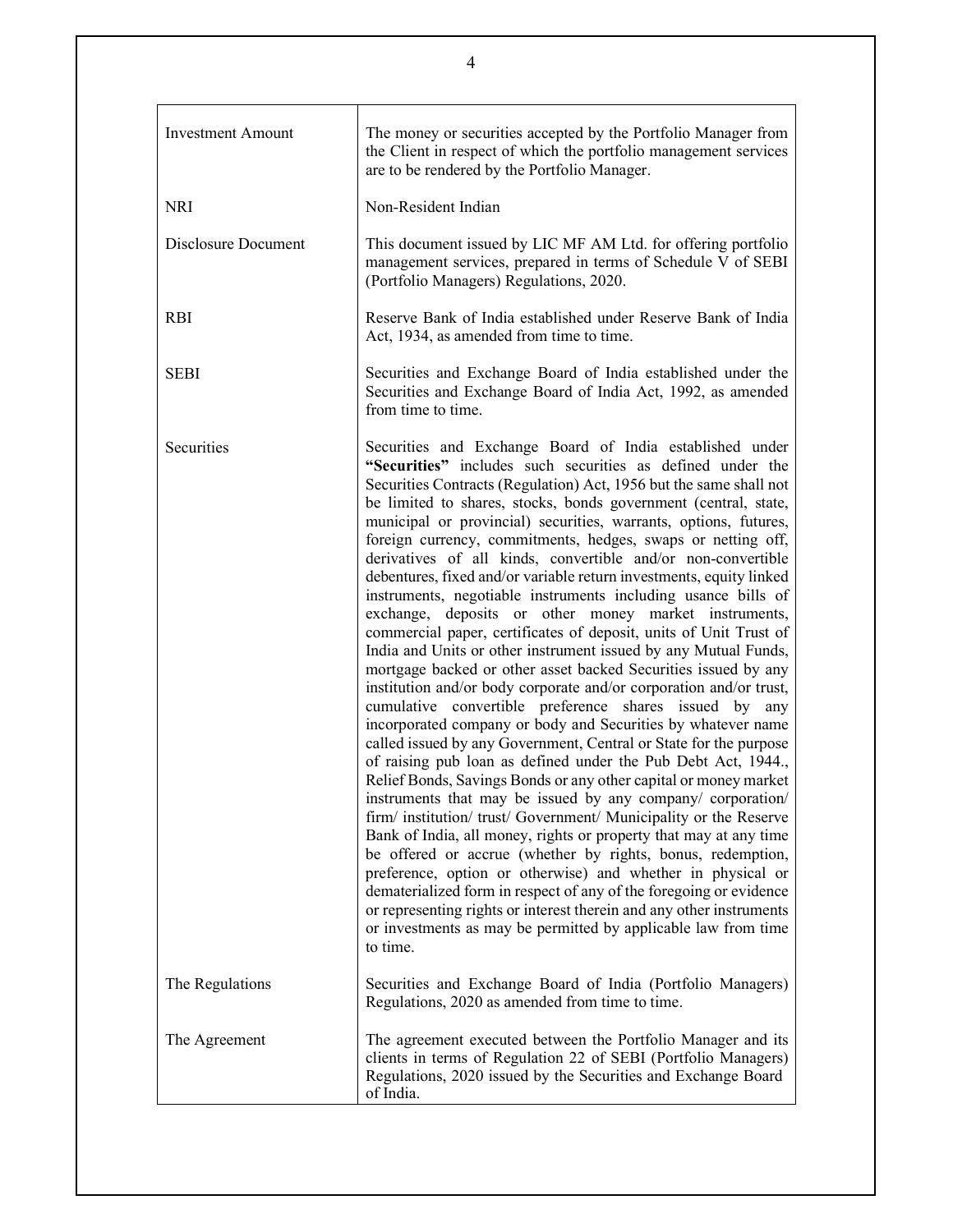| | |
|---|---|
| Investment Amount | The money or securities accepted by the Portfolio Manager from the Client in respect of which the portfolio management services are to be rendered by the Portfolio Manager. |
| NRI | Non-Resident Indian |
| Disclosure Document | This document issued by LIC MF AM Ltd. for offering portfolio management services, prepared in terms of Schedule V of SEBI (Portfolio Managers) Regulations, 2020. |
| RBI | Reserve Bank of India established under Reserve Bank of India Act, 1934, as amended from time to time. |
| SEBI | Securities and Exchange Board of India established under the Securities and Exchange Board of India Act, 1992, as amended from time to time. |
| Securities | Securities and Exchange Board of India established under **"Securities"** includes such securities as defined under the Securities Contracts (Regulation) Act, 1956 but the same shall not be limited to shares, stocks, bonds government (central, state, municipal or provincial) securities, warrants, options, futures, foreign currency, commitments, hedges, swaps or netting off, derivatives of all kinds, convertible and/or non-convertible debentures, fixed and/or variable return investments, equity linked instruments, negotiable instruments including usance bills of exchange, deposits or other money market instruments, commercial paper, certificates of deposit, units of Unit Trust of India and Units or other instrument issued by any Mutual Funds, mortgage backed or other asset backed Securities issued by any institution and/or body corporate and/or corporation and/or trust, cumulative convertible preference shares issued by any incorporated company or body and Securities by whatever name called issued by any Government, Central or State for the purpose of raising pub loan as defined under the Pub Debt Act, 1944., Relief Bonds, Savings Bonds or any other capital or money market instruments that may be issued by any company/ corporation/ firm/ institution/ trust/ Government/ Municipality or the Reserve Bank of India, all money, rights or property that may at any time be offered or accrue (whether by rights, bonus, redemption, preference, option or otherwise) and whether in physical or dematerialized form in respect of any of the foregoing or evidence or representing rights or interest therein and any other instruments or investments as may be permitted by applicable law from time to time. |
| The Regulations | Securities and Exchange Board of India (Portfolio Managers) Regulations, 2020 as amended from time to time. |
| The Agreement | The agreement executed between the Portfolio Manager and its clients in terms of Regulation 22 of SEBI (Portfolio Managers) Regulations, 2020 issued by the Securities and Exchange Board of India. |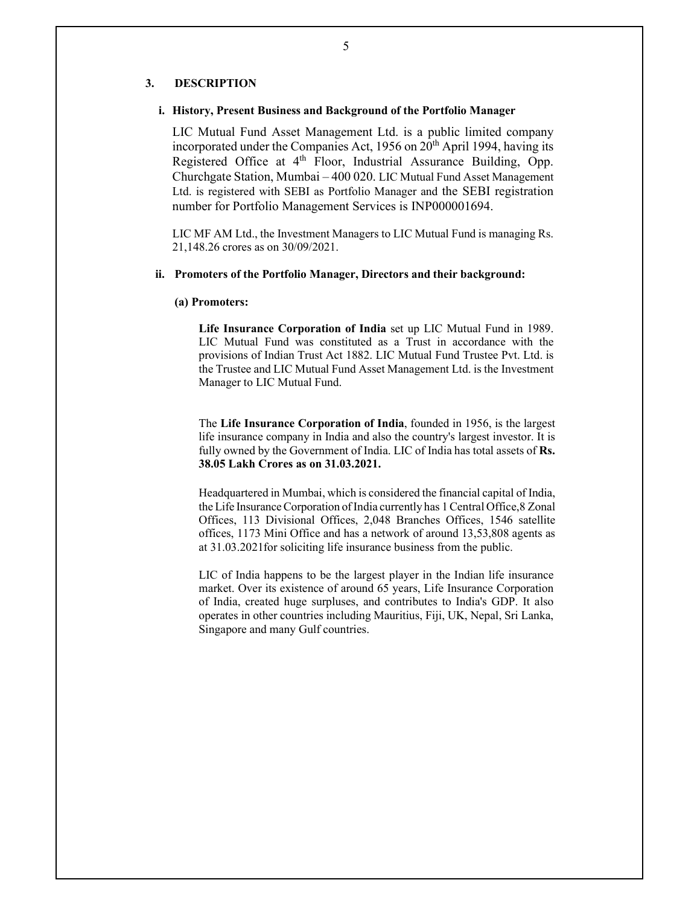## 3. DESCRIPTION

### i. History, Present Business and Background of the Portfolio Manager

LIC Mutual Fund Asset Management Ltd. is a public limited company incorporated under the Companies Act, 1956 on 20th April 1994, having its Registered Office at 4th Floor, Industrial Assurance Building, Opp. Churchgate Station, Mumbai – 400 020. LIC Mutual Fund Asset Management Ltd. is registered with SEBI as Portfolio Manager and the SEBI registration number for Portfolio Management Services is INP000001694.

LIC MF AM Ltd., the Investment Managers to LIC Mutual Fund is managing Rs. 21,148.26 crores as on 30/09/2021.

### ii. Promoters of the Portfolio Manager, Directors and their background:

**(a) Promoters:**

**Life Insurance Corporation of India** set up LIC Mutual Fund in 1989. LIC Mutual Fund was constituted as a Trust in accordance with the provisions of Indian Trust Act 1882. LIC Mutual Fund Trustee Pvt. Ltd. is the Trustee and LIC Mutual Fund Asset Management Ltd. is the Investment Manager to LIC Mutual Fund.

The **Life Insurance Corporation of India**, founded in 1956, is the largest life insurance company in India and also the country's largest investor. It is fully owned by the Government of India. LIC of India has total assets of **Rs. 38.05 Lakh Crores as on 31.03.2021.**

Headquartered in Mumbai, which is considered the financial capital of India, the Life Insurance Corporation of India currently has 1 Central Office,8 Zonal Offices, 113 Divisional Offices, 2,048 Branches Offices, 1546 satellite offices, 1173 Mini Office and has a network of around 13,53,808 agents as at 31.03.2021for soliciting life insurance business from the public.

LIC of India happens to be the largest player in the Indian life insurance market. Over its existence of around 65 years, Life Insurance Corporation of India, created huge surpluses, and contributes to India's GDP. It also operates in other countries including Mauritius, Fiji, UK, Nepal, Sri Lanka, Singapore and many Gulf countries.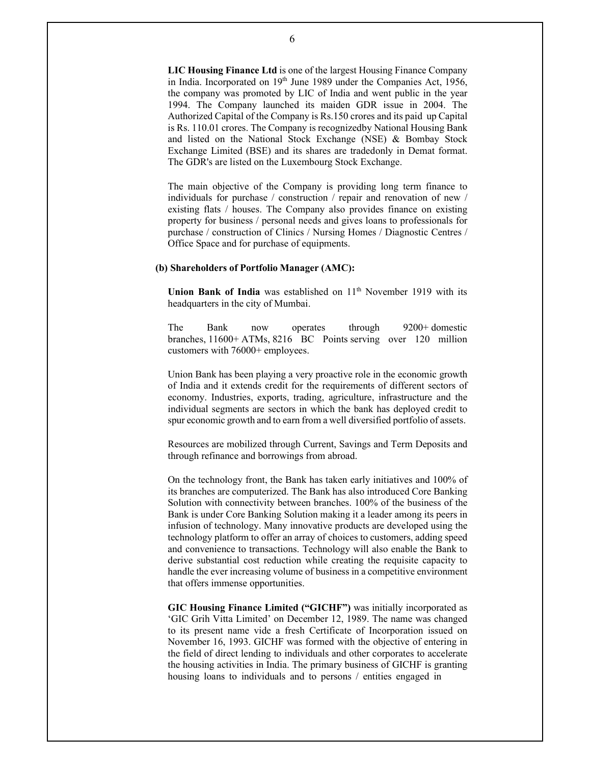**LIC Housing Finance Ltd** is one of the largest Housing Finance Company in India. Incorporated on 19th June 1989 under the Companies Act, 1956, the company was promoted by LIC of India and went public in the year 1994. The Company launched its maiden GDR issue in 2004. The Authorized Capital of the Company is Rs.150 crores and its paid up Capital is Rs. 110.01 crores. The Company is recognizedby National Housing Bank and listed on the National Stock Exchange (NSE) & Bombay Stock Exchange Limited (BSE) and its shares are tradedonly in Demat format. The GDR's are listed on the Luxembourg Stock Exchange.

The main objective of the Company is providing long term finance to individuals for purchase / construction / repair and renovation of new / existing flats / houses. The Company also provides finance on existing property for business / personal needs and gives loans to professionals for purchase / construction of Clinics / Nursing Homes / Diagnostic Centres / Office Space and for purchase of equipments.

**(b) Shareholders of Portfolio Manager (AMC):**

**Union Bank of India** was established on 11th November 1919 with its headquarters in the city of Mumbai.

The Bank now operates through 9200+ domestic branches, 11600+ ATMs, 8216 BC Points serving over 120 million customers with 76000+ employees.

Union Bank has been playing a very proactive role in the economic growth of India and it extends credit for the requirements of different sectors of economy. Industries, exports, trading, agriculture, infrastructure and the individual segments are sectors in which the bank has deployed credit to spur economic growth and to earn from a well diversified portfolio of assets.

Resources are mobilized through Current, Savings and Term Deposits and through refinance and borrowings from abroad.

On the technology front, the Bank has taken early initiatives and 100% of its branches are computerized. The Bank has also introduced Core Banking Solution with connectivity between branches. 100% of the business of the Bank is under Core Banking Solution making it a leader among its peers in infusion of technology. Many innovative products are developed using the technology platform to offer an array of choices to customers, adding speed and convenience to transactions. Technology will also enable the Bank to derive substantial cost reduction while creating the requisite capacity to handle the ever increasing volume of business in a competitive environment that offers immense opportunities.

**GIC Housing Finance Limited ("GICHF")** was initially incorporated as 'GIC Grih Vitta Limited' on December 12, 1989. The name was changed to its present name vide a fresh Certificate of Incorporation issued on November 16, 1993. GICHF was formed with the objective of entering in the field of direct lending to individuals and other corporates to accelerate the housing activities in India. The primary business of GICHF is granting housing loans to individuals and to persons / entities engaged in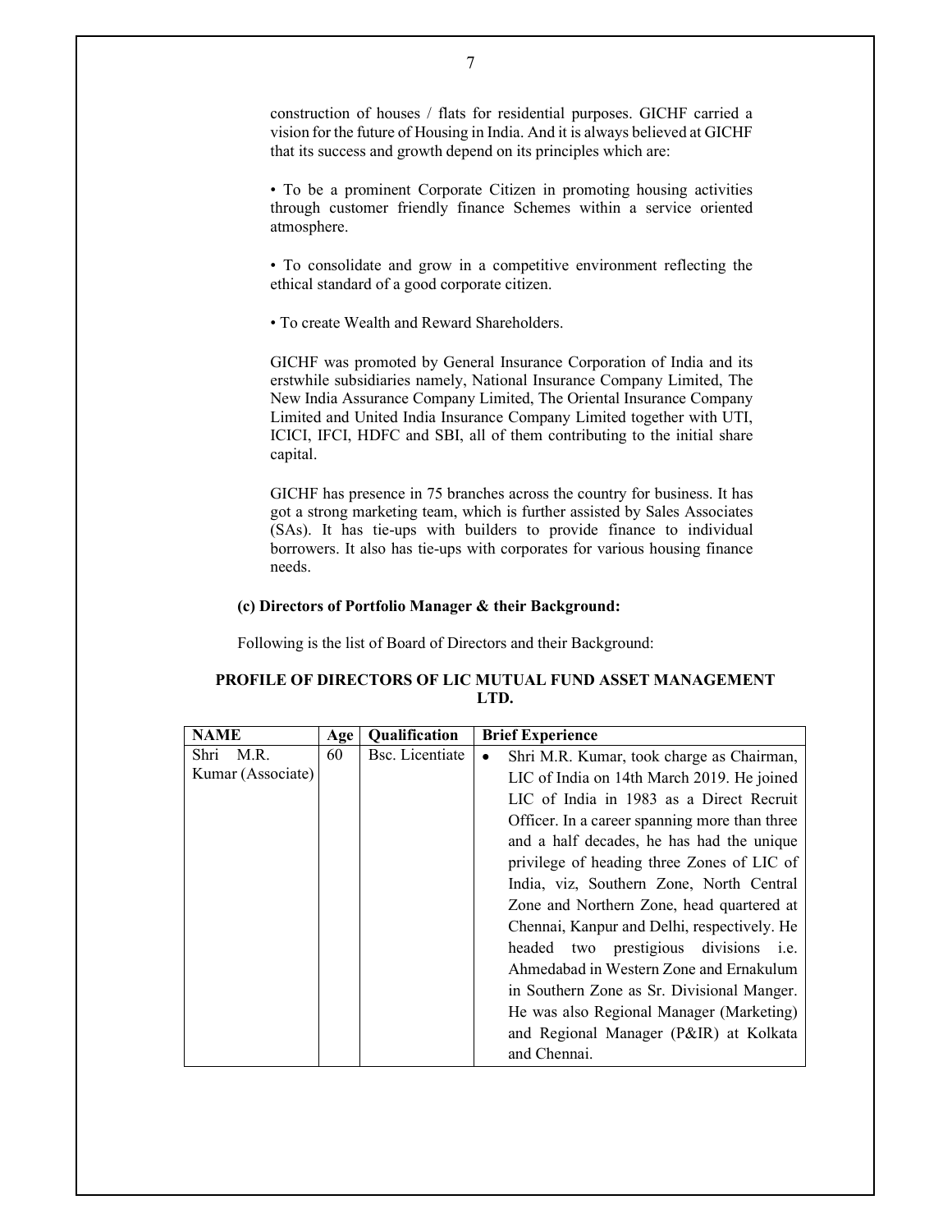construction of houses / flats for residential purposes. GICHF carried a vision for the future of Housing in India. And it is always believed at GICHF that its success and growth depend on its principles which are:

• To be a prominent Corporate Citizen in promoting housing activities through customer friendly finance Schemes within a service oriented atmosphere.

• To consolidate and grow in a competitive environment reflecting the ethical standard of a good corporate citizen.

• To create Wealth and Reward Shareholders.

GICHF was promoted by General Insurance Corporation of India and its erstwhile subsidiaries namely, National Insurance Company Limited, The New India Assurance Company Limited, The Oriental Insurance Company Limited and United India Insurance Company Limited together with UTI, ICICI, IFCI, HDFC and SBI, all of them contributing to the initial share capital.

GICHF has presence in 75 branches across the country for business. It has got a strong marketing team, which is further assisted by Sales Associates (SAs). It has tie-ups with builders to provide finance to individual borrowers. It also has tie-ups with corporates for various housing finance needs.

**(c) Directors of Portfolio Manager & their Background:**

Following is the list of Board of Directors and their Background:

**PROFILE OF DIRECTORS OF LIC MUTUAL FUND ASSET MANAGEMENT LTD.**

| NAME | Age | Qualification | Brief Experience |
|---|---|---|---|
| Shri M.R. Kumar (Associate) | 60 | Bsc. Licentiate | • Shri M.R. Kumar, took charge as Chairman, LIC of India on 14th March 2019. He joined LIC of India in 1983 as a Direct Recruit Officer. In a career spanning more than three and a half decades, he has had the unique privilege of heading three Zones of LIC of India, viz, Southern Zone, North Central Zone and Northern Zone, head quartered at Chennai, Kanpur and Delhi, respectively. He headed two prestigious divisions i.e. Ahmedabad in Western Zone and Ernakulum in Southern Zone as Sr. Divisional Manger. He was also Regional Manager (Marketing) and Regional Manager (P&IR) at Kolkata and Chennai. |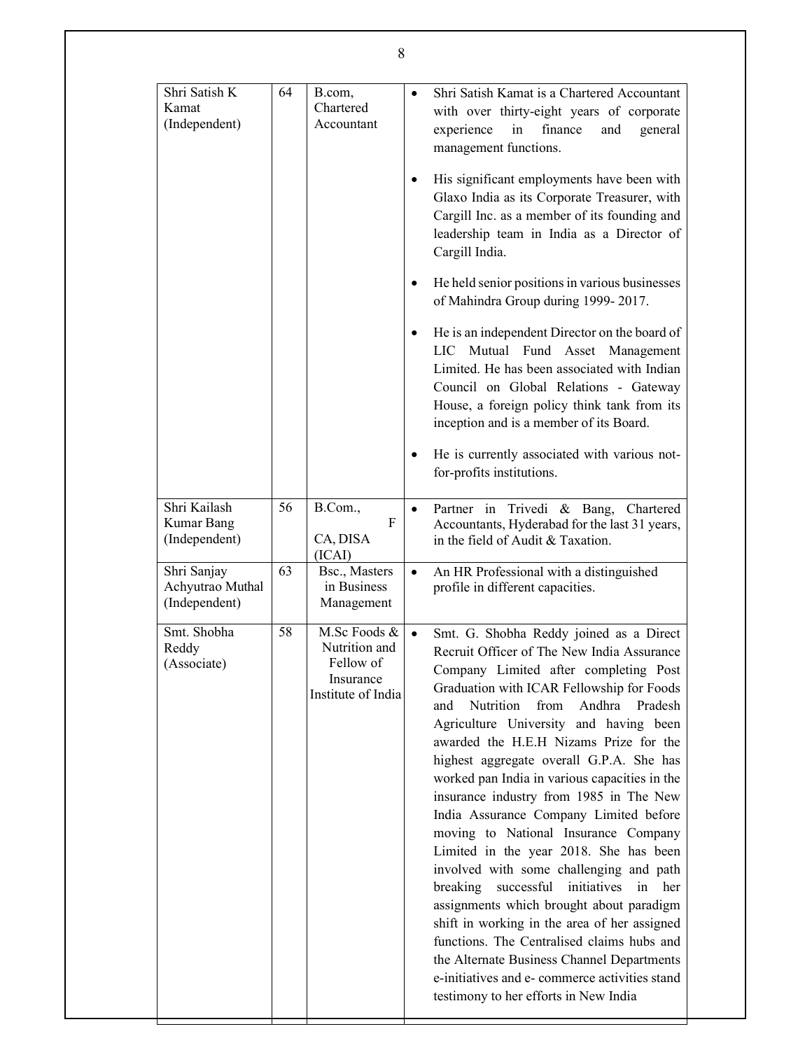| | | | |
|---|---|---|---|
| Shri Satish K Kamat (Independent) | 64 | B.com, Chartered Accountant | • Shri Satish Kamat is a Chartered Accountant with over thirty-eight years of corporate experience in finance and general management functions.<br><br>• His significant employments have been with Glaxo India as its Corporate Treasurer, with Cargill Inc. as a member of its founding and leadership team in India as a Director of Cargill India.<br><br>• He held senior positions in various businesses of Mahindra Group during 1999- 2017.<br><br>• He is an independent Director on the board of LIC Mutual Fund Asset Management Limited. He has been associated with Indian Council on Global Relations - Gateway House, a foreign policy think tank from its inception and is a member of its Board.<br><br>• He is currently associated with various not-for-profits institutions. |
| Shri Kailash Kumar Bang (Independent) | 56 | B.Com., F CA, DISA (ICAI) | • Partner in Trivedi & Bang, Chartered Accountants, Hyderabad for the last 31 years, in the field of Audit & Taxation. |
| Shri Sanjay Achyutrao Muthal (Independent) | 63 | Bsc., Masters in Business Management | • An HR Professional with a distinguished profile in different capacities. |
| Smt. Shobha Reddy (Associate) | 58 | M.Sc Foods & Nutrition and Fellow of Insurance Institute of India | • Smt. G. Shobha Reddy joined as a Direct Recruit Officer of The New India Assurance Company Limited after completing Post Graduation with ICAR Fellowship for Foods and Nutrition from Andhra Pradesh Agriculture University and having been awarded the H.E.H Nizams Prize for the highest aggregate overall G.P.A. She has worked pan India in various capacities in the insurance industry from 1985 in The New India Assurance Company Limited before moving to National Insurance Company Limited in the year 2018. She has been involved with some challenging and path breaking successful initiatives in her assignments which brought about paradigm shift in working in the area of her assigned functions. The Centralised claims hubs and the Alternate Business Channel Departments e-initiatives and e- commerce activities stand testimony to her efforts in New India |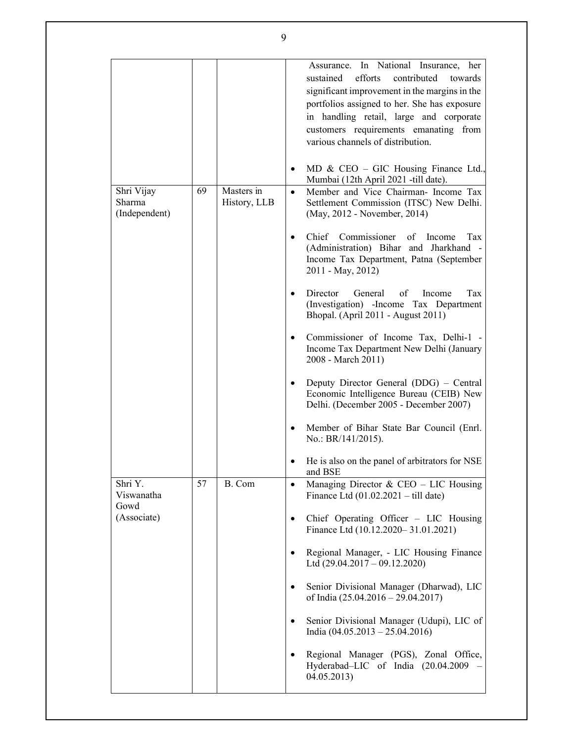| | | | |
|---|---|---|---|
| | | | Assurance. In National Insurance, her sustained efforts contributed towards significant improvement in the margins in the portfolios assigned to her. She has exposure in handling retail, large and corporate customers requirements emanating from various channels of distribution.<br><br>• MD & CEO – GIC Housing Finance Ltd., Mumbai (12th April 2021 -till date). |
| Shri Vijay Sharma (Independent) | 69 | Masters in History, LLB | • Member and Vice Chairman- Income Tax Settlement Commission (ITSC) New Delhi. (May, 2012 - November, 2014)<br><br>• Chief Commissioner of Income Tax (Administration) Bihar and Jharkhand - Income Tax Department, Patna (September 2011 - May, 2012)<br><br>• Director General of Income Tax (Investigation) -Income Tax Department Bhopal. (April 2011 - August 2011)<br><br>• Commissioner of Income Tax, Delhi-1 - Income Tax Department New Delhi (January 2008 - March 2011)<br><br>• Deputy Director General (DDG) – Central Economic Intelligence Bureau (CEIB) New Delhi. (December 2005 - December 2007)<br><br>• Member of Bihar State Bar Council (Enrl. No.: BR/141/2015).<br><br>• He is also on the panel of arbitrators for NSE and BSE |
| Shri Y. Viswanatha Gowd (Associate) | 57 | B. Com | • Managing Director & CEO – LIC Housing Finance Ltd (01.02.2021 – till date)<br><br>• Chief Operating Officer – LIC Housing Finance Ltd (10.12.2020– 31.01.2021)<br><br>• Regional Manager, - LIC Housing Finance Ltd (29.04.2017 – 09.12.2020)<br><br>• Senior Divisional Manager (Dharwad), LIC of India (25.04.2016 – 29.04.2017)<br><br>• Senior Divisional Manager (Udupi), LIC of India (04.05.2013 – 25.04.2016)<br><br>• Regional Manager (PGS), Zonal Office, Hyderabad–LIC of India (20.04.2009 – 04.05.2013) |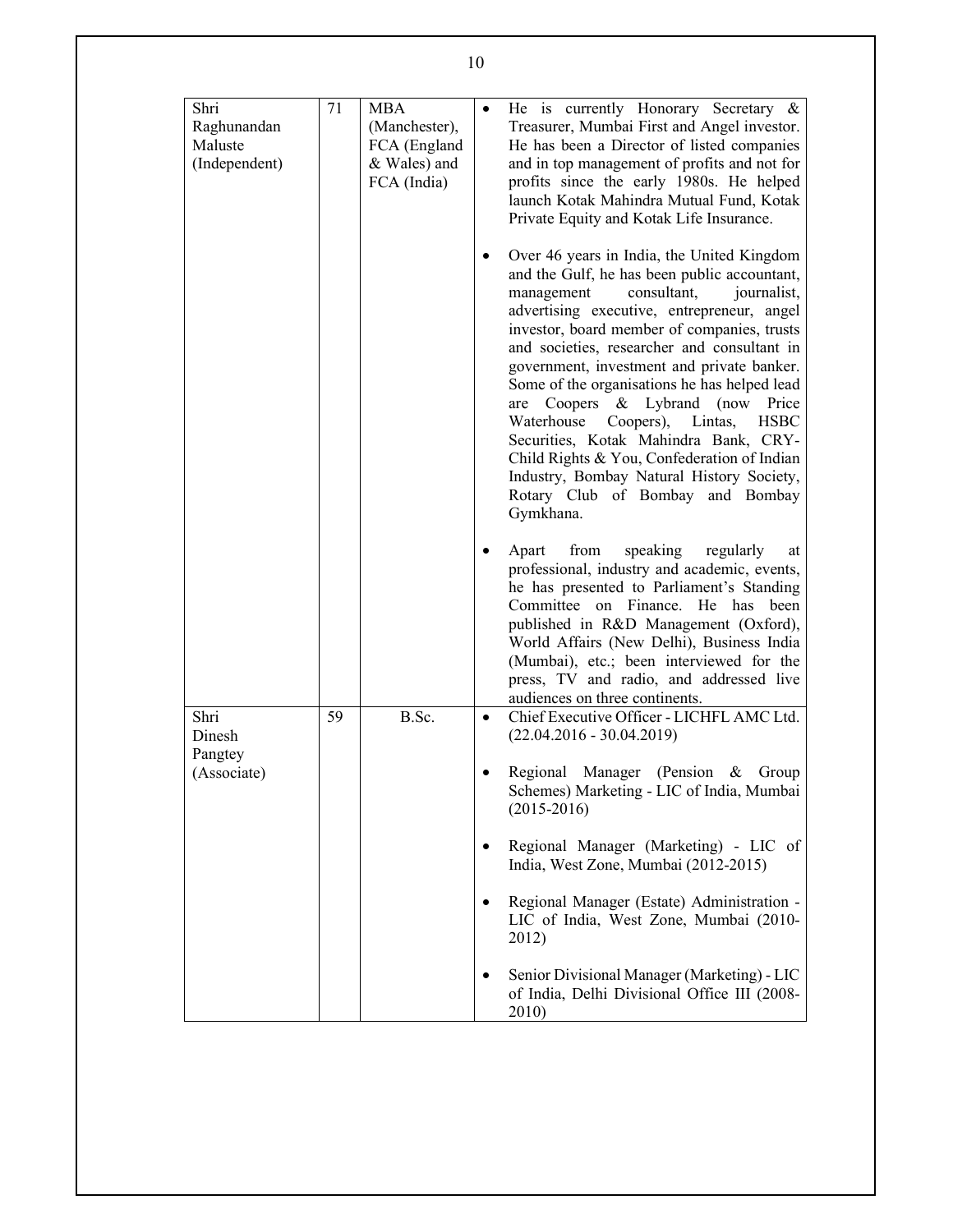| | | | |
|---|---|---|---|
| Shri Raghunandan Maluste (Independent) | 71 | MBA (Manchester), FCA (England & Wales) and FCA (India) | • He is currently Honorary Secretary & Treasurer, Mumbai First and Angel investor. He has been a Director of listed companies and in top management of profits and not for profits since the early 1980s. He helped launch Kotak Mahindra Mutual Fund, Kotak Private Equity and Kotak Life Insurance.<br><br>• Over 46 years in India, the United Kingdom and the Gulf, he has been public accountant, management consultant, journalist, advertising executive, entrepreneur, angel investor, board member of companies, trusts and societies, researcher and consultant in government, investment and private banker. Some of the organisations he has helped lead are Coopers & Lybrand (now Price Waterhouse Coopers), Lintas, HSBC Securities, Kotak Mahindra Bank, CRY-Child Rights & You, Confederation of Indian Industry, Bombay Natural History Society, Rotary Club of Bombay and Bombay Gymkhana.<br><br>• Apart from speaking regularly at professional, industry and academic, events, he has presented to Parliament's Standing Committee on Finance. He has been published in R&D Management (Oxford), World Affairs (New Delhi), Business India (Mumbai), etc.; been interviewed for the press, TV and radio, and addressed live audiences on three continents. |
| Shri Dinesh Pangtey (Associate) | 59 | B.Sc. | • Chief Executive Officer - LICHFL AMC Ltd. (22.04.2016 - 30.04.2019)<br><br>• Regional Manager (Pension & Group Schemes) Marketing - LIC of India, Mumbai (2015-2016)<br><br>• Regional Manager (Marketing) - LIC of India, West Zone, Mumbai (2012-2015)<br><br>• Regional Manager (Estate) Administration - LIC of India, West Zone, Mumbai (2010-2012)<br><br>• Senior Divisional Manager (Marketing) - LIC of India, Delhi Divisional Office III (2008-2010) |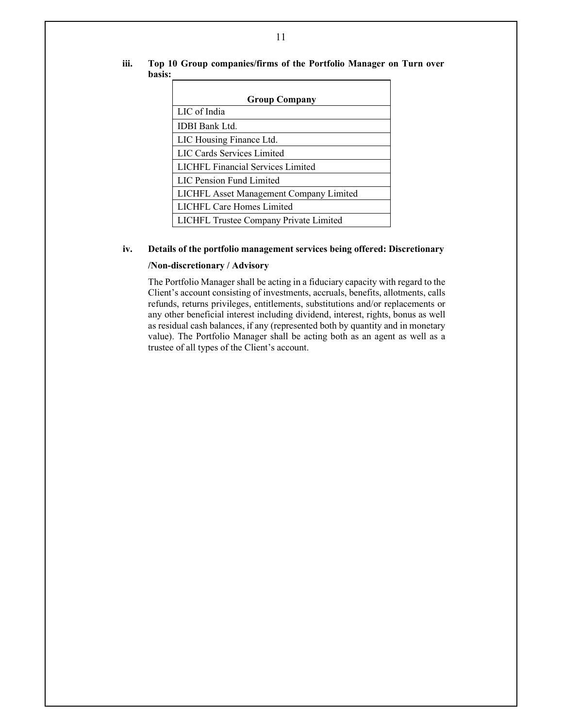**iii. Top 10 Group companies/firms of the Portfolio Manager on Turn over basis:**

| Group Company |
|---|
| LIC of India |
| IDBI Bank Ltd. |
| LIC Housing Finance Ltd. |
| LIC Cards Services Limited |
| LICHFL Financial Services Limited |
| LIC Pension Fund Limited |
| LICHFL Asset Management Company Limited |
| LICHFL Care Homes Limited |
| LICHFL Trustee Company Private Limited |

**iv. Details of the portfolio management services being offered: Discretionary /Non-discretionary / Advisory**

The Portfolio Manager shall be acting in a fiduciary capacity with regard to the Client's account consisting of investments, accruals, benefits, allotments, calls refunds, returns privileges, entitlements, substitutions and/or replacements or any other beneficial interest including dividend, interest, rights, bonus as well as residual cash balances, if any (represented both by quantity and in monetary value). The Portfolio Manager shall be acting both as an agent as well as a trustee of all types of the Client's account.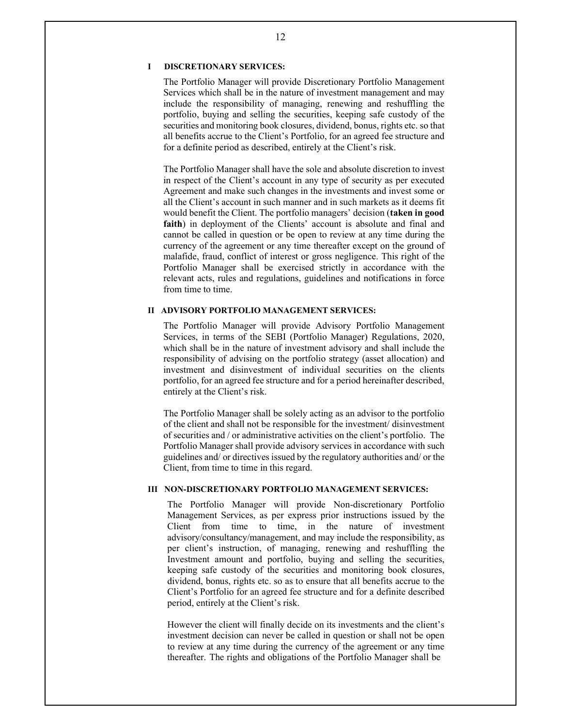## I DISCRETIONARY SERVICES:

The Portfolio Manager will provide Discretionary Portfolio Management Services which shall be in the nature of investment management and may include the responsibility of managing, renewing and reshuffling the portfolio, buying and selling the securities, keeping safe custody of the securities and monitoring book closures, dividend, bonus, rights etc. so that all benefits accrue to the Client's Portfolio, for an agreed fee structure and for a definite period as described, entirely at the Client's risk.

The Portfolio Manager shall have the sole and absolute discretion to invest in respect of the Client's account in any type of security as per executed Agreement and make such changes in the investments and invest some or all the Client's account in such manner and in such markets as it deems fit would benefit the Client. The portfolio managers' decision (**taken in good faith**) in deployment of the Clients' account is absolute and final and cannot be called in question or be open to review at any time during the currency of the agreement or any time thereafter except on the ground of malafide, fraud, conflict of interest or gross negligence. This right of the Portfolio Manager shall be exercised strictly in accordance with the relevant acts, rules and regulations, guidelines and notifications in force from time to time.

## II ADVISORY PORTFOLIO MANAGEMENT SERVICES:

The Portfolio Manager will provide Advisory Portfolio Management Services, in terms of the SEBI (Portfolio Manager) Regulations, 2020, which shall be in the nature of investment advisory and shall include the responsibility of advising on the portfolio strategy (asset allocation) and investment and disinvestment of individual securities on the clients portfolio, for an agreed fee structure and for a period hereinafter described, entirely at the Client's risk.

The Portfolio Manager shall be solely acting as an advisor to the portfolio of the client and shall not be responsible for the investment/ disinvestment of securities and / or administrative activities on the client's portfolio. The Portfolio Manager shall provide advisory services in accordance with such guidelines and/ or directives issued by the regulatory authorities and/ or the Client, from time to time in this regard.

## III NON-DISCRETIONARY PORTFOLIO MANAGEMENT SERVICES:

The Portfolio Manager will provide Non-discretionary Portfolio Management Services, as per express prior instructions issued by the Client from time to time, in the nature of investment advisory/consultancy/management, and may include the responsibility, as per client's instruction, of managing, renewing and reshuffling the Investment amount and portfolio, buying and selling the securities, keeping safe custody of the securities and monitoring book closures, dividend, bonus, rights etc. so as to ensure that all benefits accrue to the Client's Portfolio for an agreed fee structure and for a definite described period, entirely at the Client's risk.

However the client will finally decide on its investments and the client's investment decision can never be called in question or shall not be open to review at any time during the currency of the agreement or any time thereafter. The rights and obligations of the Portfolio Manager shall be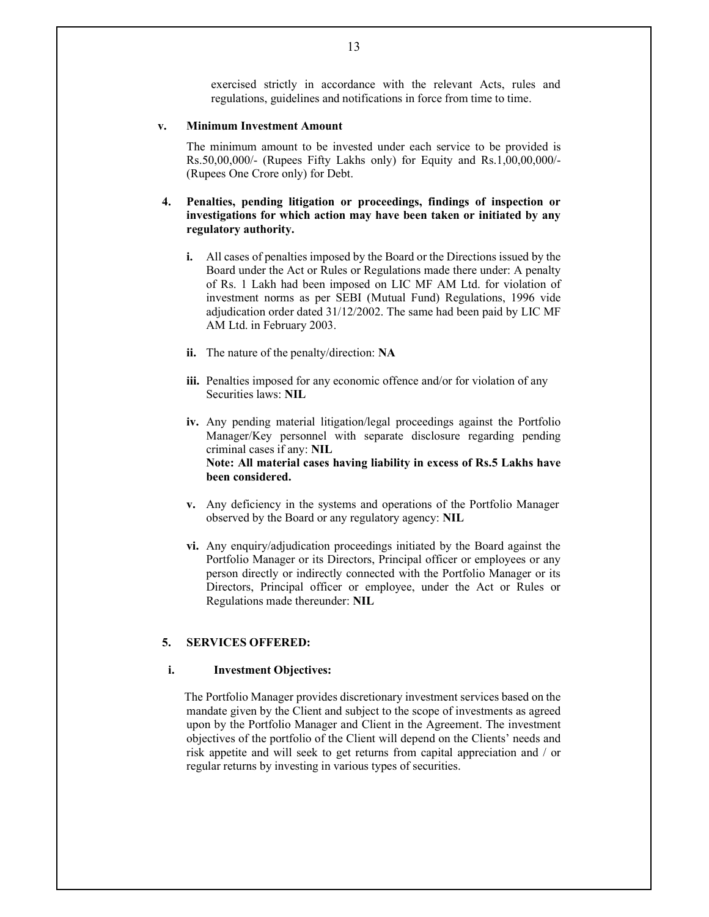exercised strictly in accordance with the relevant Acts, rules and regulations, guidelines and notifications in force from time to time.

**v. Minimum Investment Amount**

The minimum amount to be invested under each service to be provided is Rs.50,00,000/- (Rupees Fifty Lakhs only) for Equity and Rs.1,00,00,000/- (Rupees One Crore only) for Debt.

**4. Penalties, pending litigation or proceedings, findings of inspection or investigations for which action may have been taken or initiated by any regulatory authority.**

- **i.** All cases of penalties imposed by the Board or the Directions issued by the Board under the Act or Rules or Regulations made there under: A penalty of Rs. 1 Lakh had been imposed on LIC MF AM Ltd. for violation of investment norms as per SEBI (Mutual Fund) Regulations, 1996 vide adjudication order dated 31/12/2002. The same had been paid by LIC MF AM Ltd. in February 2003.

- **ii.** The nature of the penalty/direction: **NA**

- **iii.** Penalties imposed for any economic offence and/or for violation of any Securities laws: **NIL**

- **iv.** Any pending material litigation/legal proceedings against the Portfolio Manager/Key personnel with separate disclosure regarding pending criminal cases if any: **NIL**
  **Note: All material cases having liability in excess of Rs.5 Lakhs have been considered.**

- **v.** Any deficiency in the systems and operations of the Portfolio Manager observed by the Board or any regulatory agency: **NIL**

- **vi.** Any enquiry/adjudication proceedings initiated by the Board against the Portfolio Manager or its Directors, Principal officer or employees or any person directly or indirectly connected with the Portfolio Manager or its Directors, Principal officer or employee, under the Act or Rules or Regulations made thereunder: **NIL**

**5. SERVICES OFFERED:**

**i. Investment Objectives:**

The Portfolio Manager provides discretionary investment services based on the mandate given by the Client and subject to the scope of investments as agreed upon by the Portfolio Manager and Client in the Agreement. The investment objectives of the portfolio of the Client will depend on the Clients' needs and risk appetite and will seek to get returns from capital appreciation and / or regular returns by investing in various types of securities.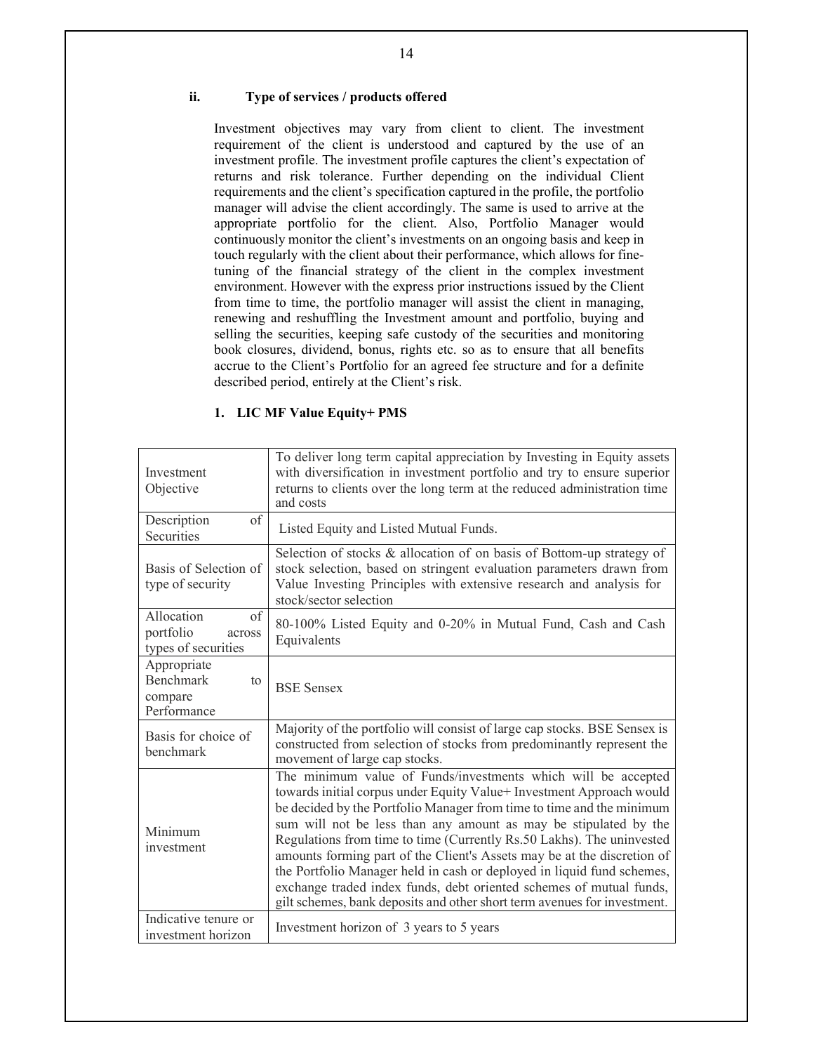### ii. Type of services / products offered

Investment objectives may vary from client to client. The investment requirement of the client is understood and captured by the use of an investment profile. The investment profile captures the client's expectation of returns and risk tolerance. Further depending on the individual Client requirements and the client's specification captured in the profile, the portfolio manager will advise the client accordingly. The same is used to arrive at the appropriate portfolio for the client. Also, Portfolio Manager would continuously monitor the client's investments on an ongoing basis and keep in touch regularly with the client about their performance, which allows for fine-tuning of the financial strategy of the client in the complex investment environment. However with the express prior instructions issued by the Client from time to time, the portfolio manager will assist the client in managing, renewing and reshuffling the Investment amount and portfolio, buying and selling the securities, keeping safe custody of the securities and monitoring book closures, dividend, bonus, rights etc. so as to ensure that all benefits accrue to the Client's Portfolio for an agreed fee structure and for a definite described period, entirely at the Client's risk.

**1. LIC MF Value Equity+ PMS**

| | |
|---|---|
| Investment Objective | To deliver long term capital appreciation by Investing in Equity assets with diversification in investment portfolio and try to ensure superior returns to clients over the long term at the reduced administration time and costs |
| Description of Securities | Listed Equity and Listed Mutual Funds. |
| Basis of Selection of type of security | Selection of stocks & allocation of on basis of Bottom-up strategy of stock selection, based on stringent evaluation parameters drawn from Value Investing Principles with extensive research and analysis for stock/sector selection |
| Allocation of portfolio across types of securities | 80-100% Listed Equity and 0-20% in Mutual Fund, Cash and Cash Equivalents |
| Appropriate Benchmark to compare Performance | BSE Sensex |
| Basis for choice of benchmark | Majority of the portfolio will consist of large cap stocks. BSE Sensex is constructed from selection of stocks from predominantly represent the movement of large cap stocks. |
| Minimum investment | The minimum value of Funds/investments which will be accepted towards initial corpus under Equity Value+ Investment Approach would be decided by the Portfolio Manager from time to time and the minimum sum will not be less than any amount as may be stipulated by the Regulations from time to time (Currently Rs.50 Lakhs). The uninvested amounts forming part of the Client's Assets may be at the discretion of the Portfolio Manager held in cash or deployed in liquid fund schemes, exchange traded index funds, debt oriented schemes of mutual funds, gilt schemes, bank deposits and other short term avenues for investment. |
| Indicative tenure or investment horizon | Investment horizon of 3 years to 5 years |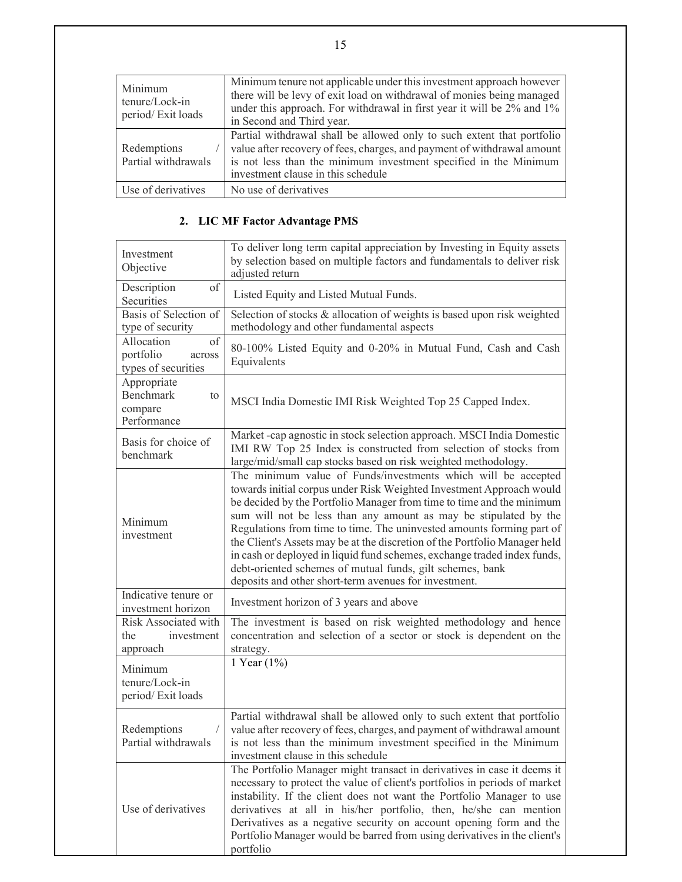| Minimum tenure/Lock-in period/ Exit loads | Minimum tenure not applicable under this investment approach however there will be levy of exit load on withdrawal of monies being managed under this approach. For withdrawal in first year it will be 2% and 1% in Second and Third year. |
|---|---|
| Redemptions / Partial withdrawals | Partial withdrawal shall be allowed only to such extent that portfolio value after recovery of fees, charges, and payment of withdrawal amount is not less than the minimum investment specified in the Minimum investment clause in this schedule |
| Use of derivatives | No use of derivatives |

**2. LIC MF Factor Advantage PMS**

| Investment Objective | To deliver long term capital appreciation by Investing in Equity assets by selection based on multiple factors and fundamentals to deliver risk adjusted return |
|---|---|
| Description of Securities | Listed Equity and Listed Mutual Funds. |
| Basis of Selection of type of security | Selection of stocks & allocation of weights is based upon risk weighted methodology and other fundamental aspects |
| Allocation of portfolio across types of securities | 80-100% Listed Equity and 0-20% in Mutual Fund, Cash and Cash Equivalents |
| Appropriate Benchmark to compare Performance | MSCI India Domestic IMI Risk Weighted Top 25 Capped Index. |
| Basis for choice of benchmark | Market -cap agnostic in stock selection approach. MSCI India Domestic IMI RW Top 25 Index is constructed from selection of stocks from large/mid/small cap stocks based on risk weighted methodology. |
| Minimum investment | The minimum value of Funds/investments which will be accepted towards initial corpus under Risk Weighted Investment Approach would be decided by the Portfolio Manager from time to time and the minimum sum will not be less than any amount as may be stipulated by the Regulations from time to time. The uninvested amounts forming part of the Client's Assets may be at the discretion of the Portfolio Manager held in cash or deployed in liquid fund schemes, exchange traded index funds, debt-oriented schemes of mutual funds, gilt schemes, bank deposits and other short-term avenues for investment. |
| Indicative tenure or investment horizon | Investment horizon of 3 years and above |
| Risk Associated with the investment approach | The investment is based on risk weighted methodology and hence concentration and selection of a sector or stock is dependent on the strategy. |
| Minimum tenure/Lock-in period/ Exit loads | 1 Year (1%) |
| Redemptions / Partial withdrawals | Partial withdrawal shall be allowed only to such extent that portfolio value after recovery of fees, charges, and payment of withdrawal amount is not less than the minimum investment specified in the Minimum investment clause in this schedule |
| Use of derivatives | The Portfolio Manager might transact in derivatives in case it deems it necessary to protect the value of client's portfolios in periods of market instability. If the client does not want the Portfolio Manager to use derivatives at all in his/her portfolio, then, he/she can mention Derivatives as a negative security on account opening form and the Portfolio Manager would be barred from using derivatives in the client's portfolio |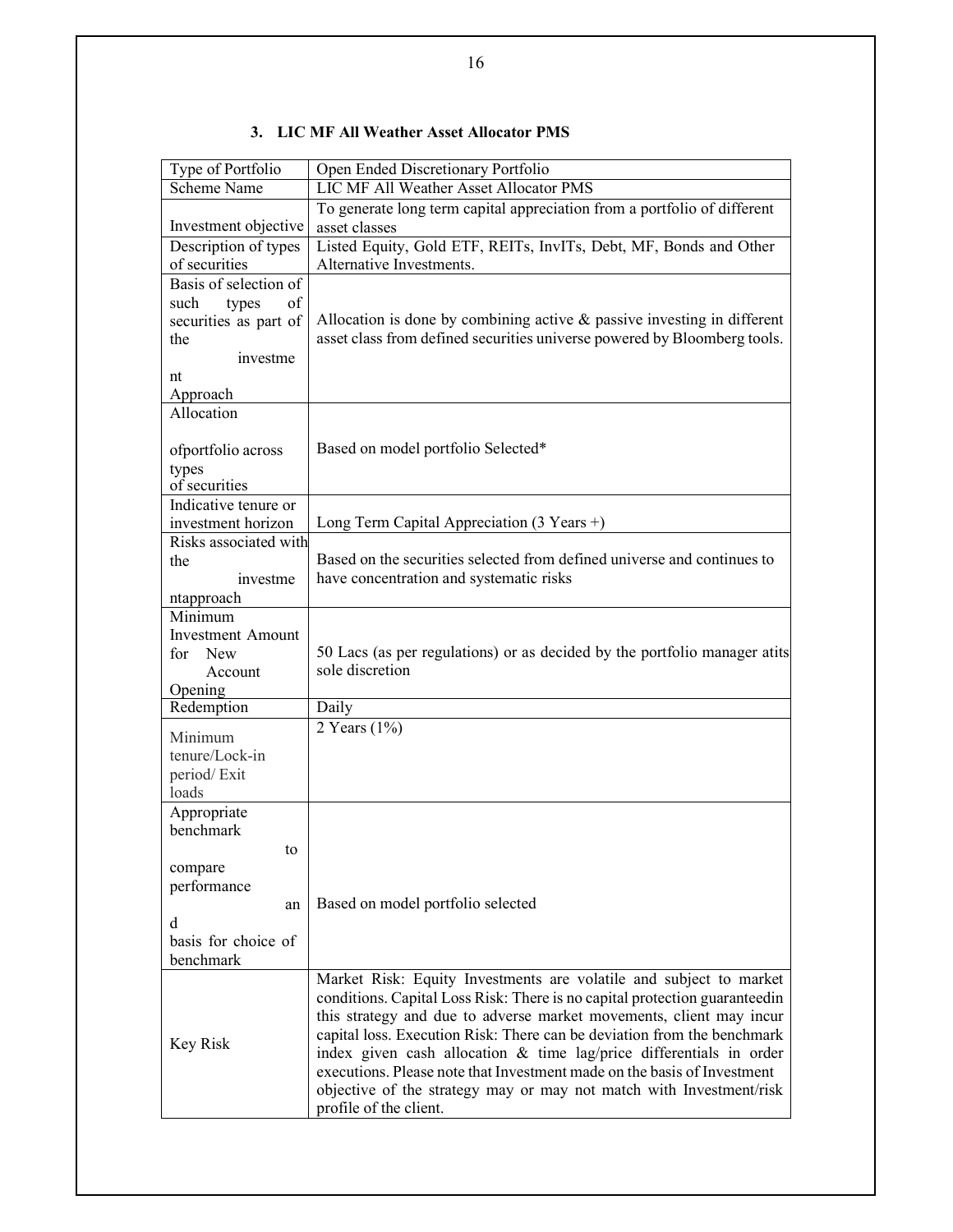### 3. LIC MF All Weather Asset Allocator PMS

| Type of Portfolio | Open Ended Discretionary Portfolio |
|---|---|
| Scheme Name | LIC MF All Weather Asset Allocator PMS |
| Investment objective | To generate long term capital appreciation from a portfolio of different asset classes |
| Description of types of securities | Listed Equity, Gold ETF, REITs, InvITs, Debt, MF, Bonds and Other Alternative Investments. |
| Basis of selection of such types of securities as part of the investment Approach | Allocation is done by combining active & passive investing in different asset class from defined securities universe powered by Bloomberg tools. |
| Allocation of portfolio across types of securities | Based on model portfolio Selected* |
| Indicative tenure or investment horizon | Long Term Capital Appreciation (3 Years +) |
| Risks associated with the investment approach | Based on the securities selected from defined universe and continues to have concentration and systematic risks |
| Minimum Investment Amount for New Account Opening | 50 Lacs (as per regulations) or as decided by the portfolio manager at its sole discretion |
| Redemption | Daily |
| Minimum tenure/Lock-in period/ Exit loads | 2 Years (1%) |
| Appropriate benchmark to compare performance and basis for choice of benchmark | Based on model portfolio selected |
| Key Risk | Market Risk: Equity Investments are volatile and subject to market conditions. Capital Loss Risk: There is no capital protection guarantee in this strategy and due to adverse market movements, client may incur capital loss. Execution Risk: There can be deviation from the benchmark index given cash allocation & time lag/price differentials in order executions. Please note that Investment made on the basis of Investment objective of the strategy may or may not match with Investment/risk profile of the client. |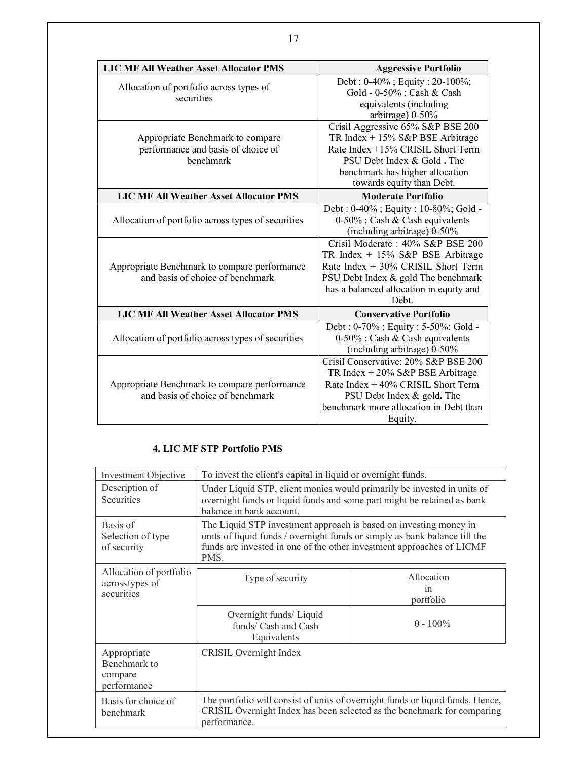| LIC MF All Weather Asset Allocator PMS | Aggressive Portfolio |
|---|---|
| Allocation of portfolio across types of securities | Debt : 0-40% ; Equity : 20-100%; Gold - 0-50% ; Cash & Cash equivalents (including arbitrage) 0-50% |
| Appropriate Benchmark to compare performance and basis of choice of benchmark | Crisil Aggressive 65% S&P BSE 200 TR Index + 15% S&P BSE Arbitrage Rate Index +15% CRISIL Short Term PSU Debt Index & Gold **.** The benchmark has higher allocation towards equity than Debt. |
| **LIC MF All Weather Asset Allocator PMS** | **Moderate Portfolio** |
| Allocation of portfolio across types of securities | Debt : 0-40% ; Equity : 10-80%; Gold - 0-50% ; Cash & Cash equivalents (including arbitrage) 0-50% |
| Appropriate Benchmark to compare performance and basis of choice of benchmark | Crisil Moderate : 40% S&P BSE 200 TR Index + 15% S&P BSE Arbitrage Rate Index + 30% CRISIL Short Term PSU Debt Index & gold The benchmark has a balanced allocation in equity and Debt. |
| **LIC MF All Weather Asset Allocator PMS** | **Conservative Portfolio** |
| Allocation of portfolio across types of securities | Debt : 0-70% ; Equity : 5-50%; Gold - 0-50% ; Cash & Cash equivalents (including arbitrage) 0-50% |
| Appropriate Benchmark to compare performance and basis of choice of benchmark | Crisil Conservative: 20% S&P BSE 200 TR Index + 20% S&P BSE Arbitrage Rate Index + 40% CRISIL Short Term PSU Debt Index & gold**.** The benchmark more allocation in Debt than Equity. |

**4. LIC MF STP Portfolio PMS**

| Investment Objective | To invest the client's capital in liquid or overnight funds. | |
|---|---|---|
| Description of Securities | Under Liquid STP, client monies would primarily be invested in units of overnight funds or liquid funds and some part might be retained as bank balance in bank account. | |
| Basis of Selection of type of security | The Liquid STP investment approach is based on investing money in units of liquid funds / overnight funds or simply as bank balance till the funds are invested in one of the other investment approaches of LICMF PMS. | |
| Allocation of portfolio acrosstypes of securities | Type of security | Allocation in portfolio |
| | Overnight funds/ Liquid funds/ Cash and Cash Equivalents | 0 - 100% |
| Appropriate Benchmark to compare performance | CRISIL Overnight Index | |
| Basis for choice of benchmark | The portfolio will consist of units of overnight funds or liquid funds. Hence, CRISIL Overnight Index has been selected as the benchmark for comparing performance. | |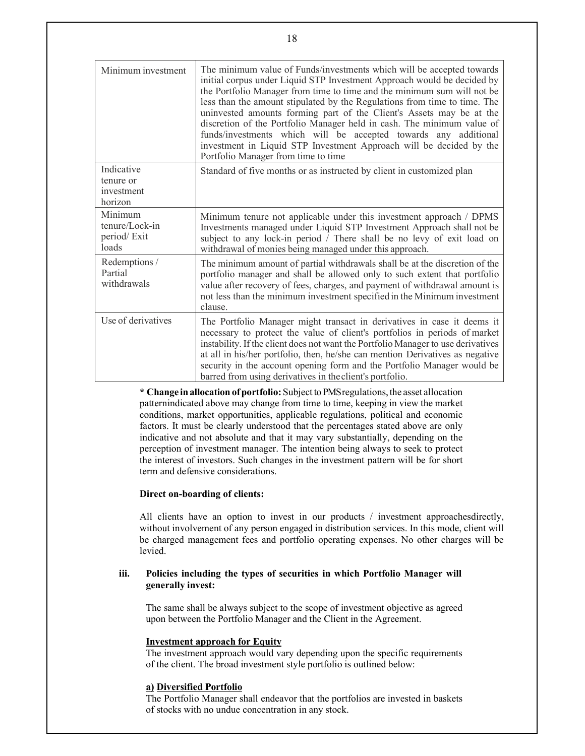| Minimum investment | The minimum value of Funds/investments which will be accepted towards initial corpus under Liquid STP Investment Approach would be decided by the Portfolio Manager from time to time and the minimum sum will not be less than the amount stipulated by the Regulations from time to time. The uninvested amounts forming part of the Client's Assets may be at the discretion of the Portfolio Manager held in cash. The minimum value of funds/investments which will be accepted towards any additional investment in Liquid STP Investment Approach will be decided by the Portfolio Manager from time to time |
|---|---|
| Indicative tenure or investment horizon | Standard of five months or as instructed by client in customized plan |
| Minimum tenure/Lock-in period/ Exit loads | Minimum tenure not applicable under this investment approach / DPMS Investments managed under Liquid STP Investment Approach shall not be subject to any lock-in period / There shall be no levy of exit load on withdrawal of monies being managed under this approach. |
| Redemptions / Partial withdrawals | The minimum amount of partial withdrawals shall be at the discretion of the portfolio manager and shall be allowed only to such extent that portfolio value after recovery of fees, charges, and payment of withdrawal amount is not less than the minimum investment specified in the Minimum investment clause. |
| Use of derivatives | The Portfolio Manager might transact in derivatives in case it deems it necessary to protect the value of client's portfolios in periods of market instability. If the client does not want the Portfolio Manager to use derivatives at all in his/her portfolio, then, he/she can mention Derivatives as negative security in the account opening form and the Portfolio Manager would be barred from using derivatives in the client's portfolio. |

**\* Change in allocation of portfolio:** Subject to PMS regulations, the asset allocation patternindicated above may change from time to time, keeping in view the market conditions, market opportunities, applicable regulations, political and economic factors. It must be clearly understood that the percentages stated above are only indicative and not absolute and that it may vary substantially, depending on the perception of investment manager. The intention being always to seek to protect the interest of investors. Such changes in the investment pattern will be for short term and defensive considerations.

**Direct on-boarding of clients:**

All clients have an option to invest in our products / investment approachesdirectly, without involvement of any person engaged in distribution services. In this mode, client will be charged management fees and portfolio operating expenses. No other charges will be levied.

**iii. Policies including the types of securities in which Portfolio Manager will generally invest:**

The same shall be always subject to the scope of investment objective as agreed upon between the Portfolio Manager and the Client in the Agreement.

**<u>Investment approach for Equity</u>**

The investment approach would vary depending upon the specific requirements of the client. The broad investment style portfolio is outlined below:

**a) <u>Diversified Portfolio</u>**

The Portfolio Manager shall endeavor that the portfolios are invested in baskets of stocks with no undue concentration in any stock.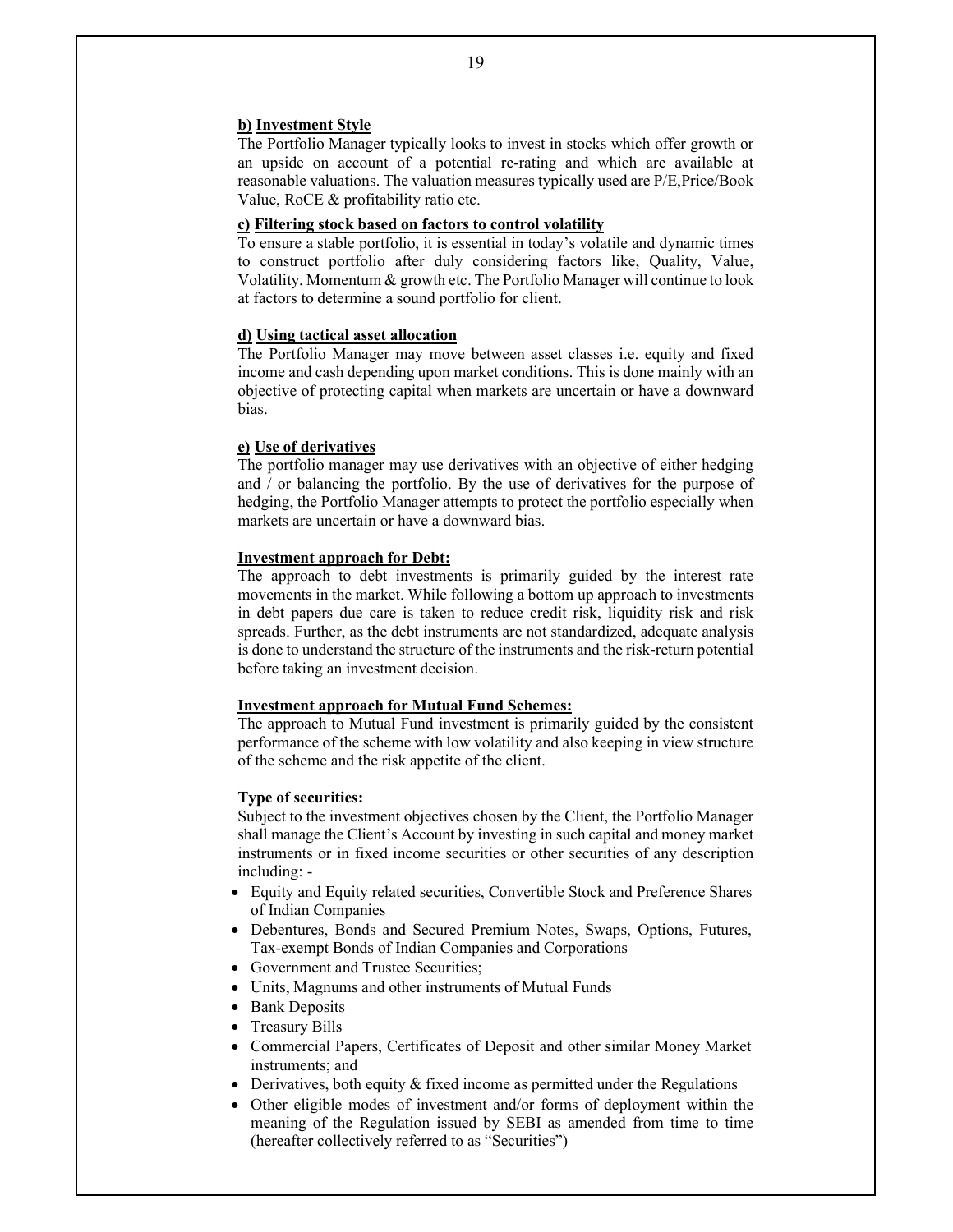**b) Investment Style**

The Portfolio Manager typically looks to invest in stocks which offer growth or an upside on account of a potential re-rating and which are available at reasonable valuations. The valuation measures typically used are P/E,Price/Book Value, RoCE & profitability ratio etc.

**c) Filtering stock based on factors to control volatility**

To ensure a stable portfolio, it is essential in today's volatile and dynamic times to construct portfolio after duly considering factors like, Quality, Value, Volatility, Momentum & growth etc. The Portfolio Manager will continue to look at factors to determine a sound portfolio for client.

**d) Using tactical asset allocation**

The Portfolio Manager may move between asset classes i.e. equity and fixed income and cash depending upon market conditions. This is done mainly with an objective of protecting capital when markets are uncertain or have a downward bias.

**e) Use of derivatives**

The portfolio manager may use derivatives with an objective of either hedging and / or balancing the portfolio. By the use of derivatives for the purpose of hedging, the Portfolio Manager attempts to protect the portfolio especially when markets are uncertain or have a downward bias.

**Investment approach for Debt:**

The approach to debt investments is primarily guided by the interest rate movements in the market. While following a bottom up approach to investments in debt papers due care is taken to reduce credit risk, liquidity risk and risk spreads. Further, as the debt instruments are not standardized, adequate analysis is done to understand the structure of the instruments and the risk-return potential before taking an investment decision.

**Investment approach for Mutual Fund Schemes:**

The approach to Mutual Fund investment is primarily guided by the consistent performance of the scheme with low volatility and also keeping in view structure of the scheme and the risk appetite of the client.

**Type of securities:**

Subject to the investment objectives chosen by the Client, the Portfolio Manager shall manage the Client's Account by investing in such capital and money market instruments or in fixed income securities or other securities of any description including: -

- Equity and Equity related securities, Convertible Stock and Preference Shares of Indian Companies
- Debentures, Bonds and Secured Premium Notes, Swaps, Options, Futures, Tax-exempt Bonds of Indian Companies and Corporations
- Government and Trustee Securities;
- Units, Magnums and other instruments of Mutual Funds
- Bank Deposits
- Treasury Bills
- Commercial Papers, Certificates of Deposit and other similar Money Market instruments; and
- Derivatives, both equity & fixed income as permitted under the Regulations
- Other eligible modes of investment and/or forms of deployment within the meaning of the Regulation issued by SEBI as amended from time to time (hereafter collectively referred to as "Securities")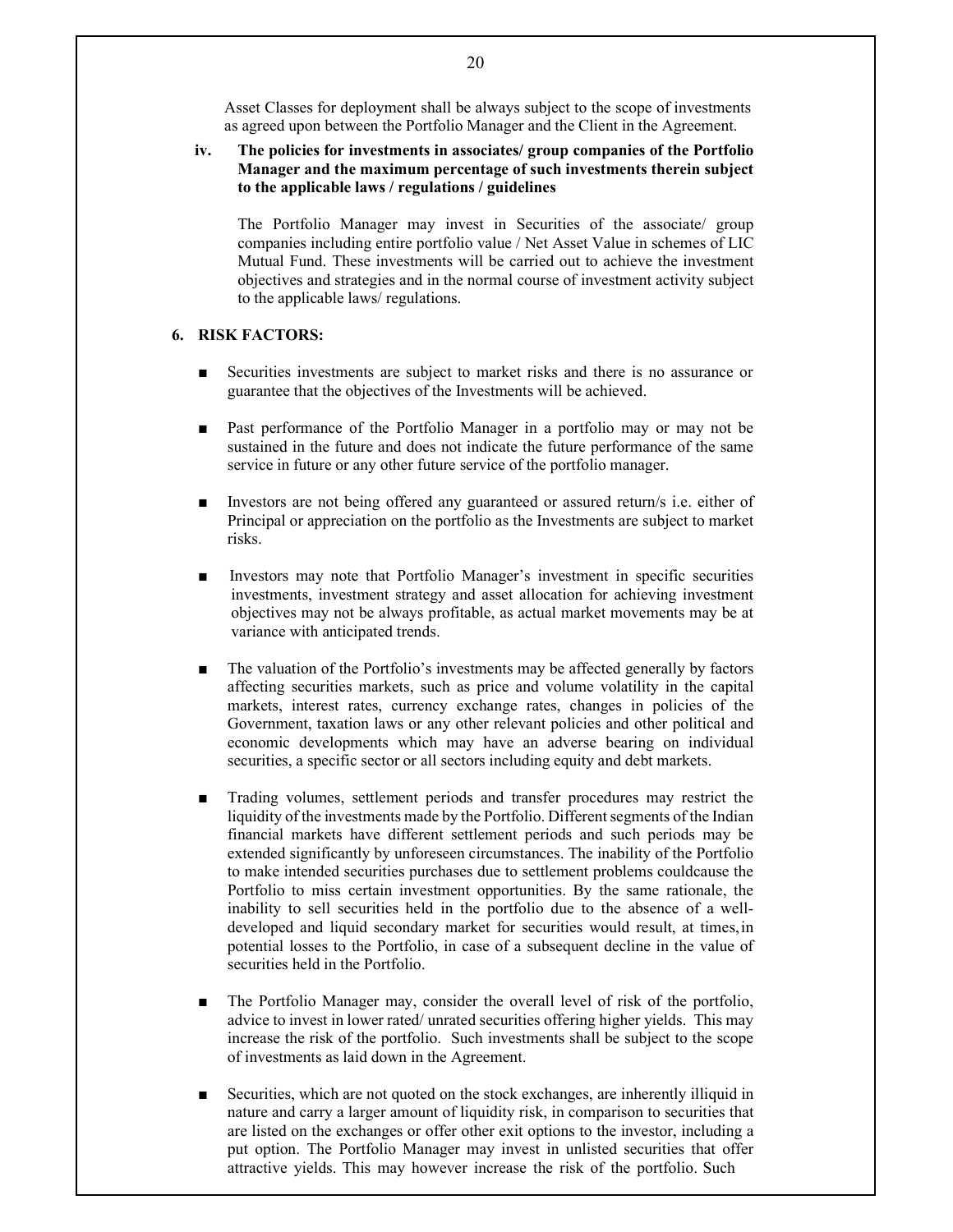Asset Classes for deployment shall be always subject to the scope of investments as agreed upon between the Portfolio Manager and the Client in the Agreement.

**iv. The policies for investments in associates/ group companies of the Portfolio Manager and the maximum percentage of such investments therein subject to the applicable laws / regulations / guidelines**

The Portfolio Manager may invest in Securities of the associate/ group companies including entire portfolio value / Net Asset Value in schemes of LIC Mutual Fund. These investments will be carried out to achieve the investment objectives and strategies and in the normal course of investment activity subject to the applicable laws/ regulations.

## 6. RISK FACTORS:

- Securities investments are subject to market risks and there is no assurance or guarantee that the objectives of the Investments will be achieved.

- Past performance of the Portfolio Manager in a portfolio may or may not be sustained in the future and does not indicate the future performance of the same service in future or any other future service of the portfolio manager.

- Investors are not being offered any guaranteed or assured return/s i.e. either of Principal or appreciation on the portfolio as the Investments are subject to market risks.

- Investors may note that Portfolio Manager's investment in specific securities investments, investment strategy and asset allocation for achieving investment objectives may not be always profitable, as actual market movements may be at variance with anticipated trends.

- The valuation of the Portfolio's investments may be affected generally by factors affecting securities markets, such as price and volume volatility in the capital markets, interest rates, currency exchange rates, changes in policies of the Government, taxation laws or any other relevant policies and other political and economic developments which may have an adverse bearing on individual securities, a specific sector or all sectors including equity and debt markets.

- Trading volumes, settlement periods and transfer procedures may restrict the liquidity of the investments made by the Portfolio. Different segments of the Indian financial markets have different settlement periods and such periods may be extended significantly by unforeseen circumstances. The inability of the Portfolio to make intended securities purchases due to settlement problems couldcause the Portfolio to miss certain investment opportunities. By the same rationale, the inability to sell securities held in the portfolio due to the absence of a well-developed and liquid secondary market for securities would result, at times,in potential losses to the Portfolio, in case of a subsequent decline in the value of securities held in the Portfolio.

- The Portfolio Manager may, consider the overall level of risk of the portfolio, advice to invest in lower rated/ unrated securities offering higher yields. This may increase the risk of the portfolio. Such investments shall be subject to the scope of investments as laid down in the Agreement.

- Securities, which are not quoted on the stock exchanges, are inherently illiquid in nature and carry a larger amount of liquidity risk, in comparison to securities that are listed on the exchanges or offer other exit options to the investor, including a put option. The Portfolio Manager may invest in unlisted securities that offer attractive yields. This may however increase the risk of the portfolio. Such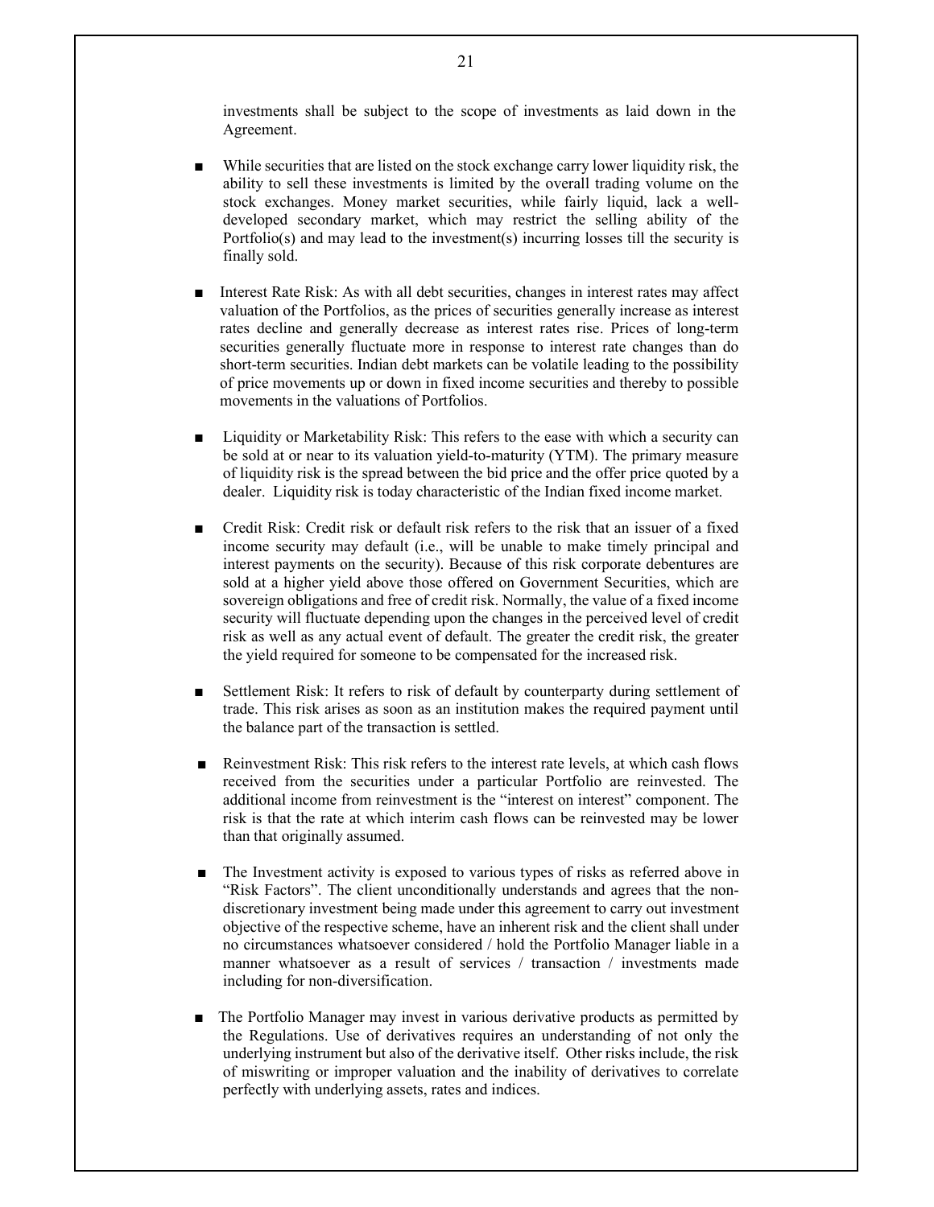investments shall be subject to the scope of investments as laid down in the Agreement.

- While securities that are listed on the stock exchange carry lower liquidity risk, the ability to sell these investments is limited by the overall trading volume on the stock exchanges. Money market securities, while fairly liquid, lack a well-developed secondary market, which may restrict the selling ability of the Portfolio(s) and may lead to the investment(s) incurring losses till the security is finally sold.

- Interest Rate Risk: As with all debt securities, changes in interest rates may affect valuation of the Portfolios, as the prices of securities generally increase as interest rates decline and generally decrease as interest rates rise. Prices of long-term securities generally fluctuate more in response to interest rate changes than do short-term securities. Indian debt markets can be volatile leading to the possibility of price movements up or down in fixed income securities and thereby to possible movements in the valuations of Portfolios.

- Liquidity or Marketability Risk: This refers to the ease with which a security can be sold at or near to its valuation yield-to-maturity (YTM). The primary measure of liquidity risk is the spread between the bid price and the offer price quoted by a dealer. Liquidity risk is today characteristic of the Indian fixed income market.

- Credit Risk: Credit risk or default risk refers to the risk that an issuer of a fixed income security may default (i.e., will be unable to make timely principal and interest payments on the security). Because of this risk corporate debentures are sold at a higher yield above those offered on Government Securities, which are sovereign obligations and free of credit risk. Normally, the value of a fixed income security will fluctuate depending upon the changes in the perceived level of credit risk as well as any actual event of default. The greater the credit risk, the greater the yield required for someone to be compensated for the increased risk.

- Settlement Risk: It refers to risk of default by counterparty during settlement of trade. This risk arises as soon as an institution makes the required payment until the balance part of the transaction is settled.

- Reinvestment Risk: This risk refers to the interest rate levels, at which cash flows received from the securities under a particular Portfolio are reinvested. The additional income from reinvestment is the "interest on interest" component. The risk is that the rate at which interim cash flows can be reinvested may be lower than that originally assumed.

- The Investment activity is exposed to various types of risks as referred above in "Risk Factors". The client unconditionally understands and agrees that the non-discretionary investment being made under this agreement to carry out investment objective of the respective scheme, have an inherent risk and the client shall under no circumstances whatsoever considered / hold the Portfolio Manager liable in a manner whatsoever as a result of services / transaction / investments made including for non-diversification.

- The Portfolio Manager may invest in various derivative products as permitted by the Regulations. Use of derivatives requires an understanding of not only the underlying instrument but also of the derivative itself. Other risks include, the risk of miswriting or improper valuation and the inability of derivatives to correlate perfectly with underlying assets, rates and indices.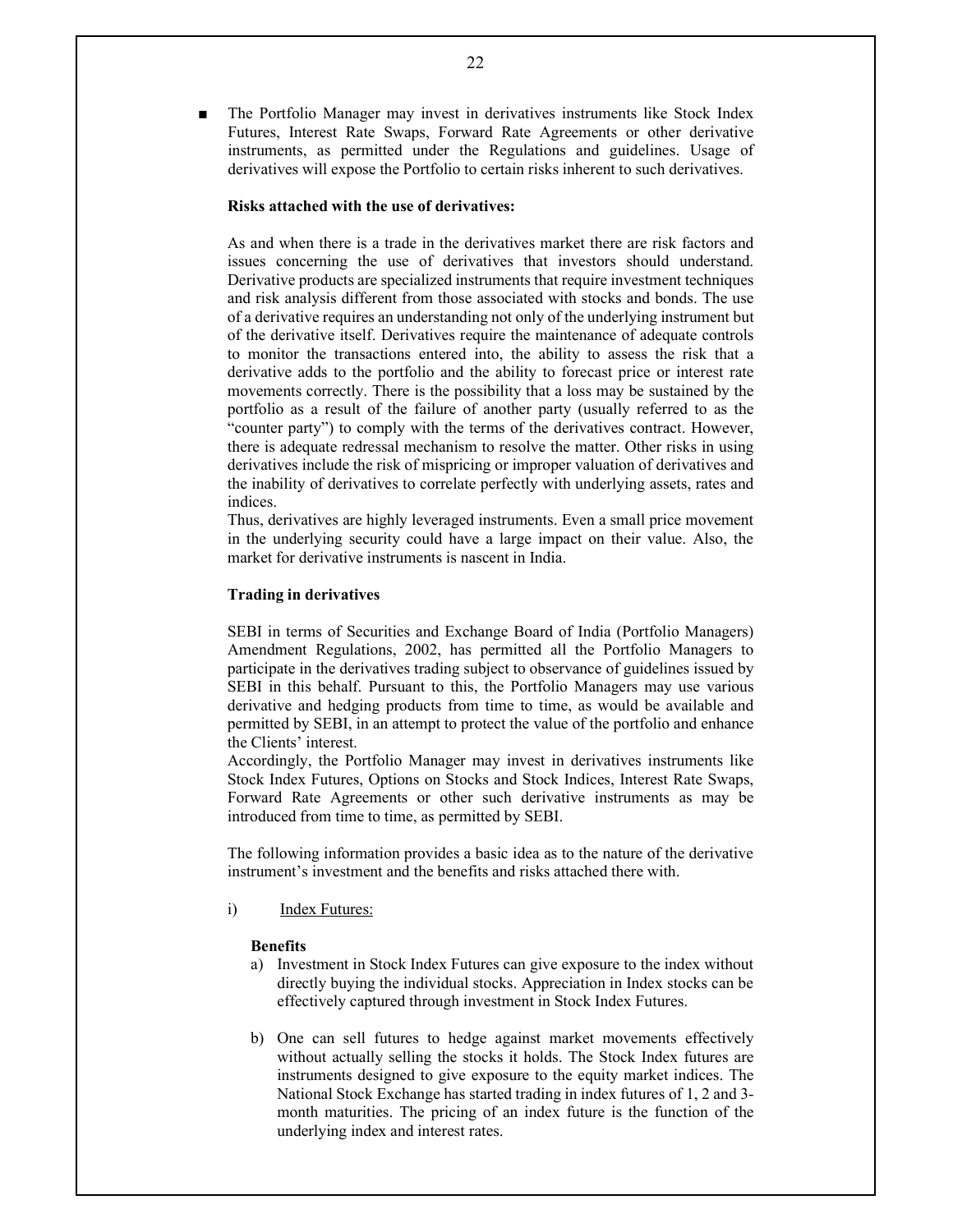- The Portfolio Manager may invest in derivatives instruments like Stock Index Futures, Interest Rate Swaps, Forward Rate Agreements or other derivative instruments, as permitted under the Regulations and guidelines. Usage of derivatives will expose the Portfolio to certain risks inherent to such derivatives.

  **Risks attached with the use of derivatives:**

  As and when there is a trade in the derivatives market there are risk factors and issues concerning the use of derivatives that investors should understand. Derivative products are specialized instruments that require investment techniques and risk analysis different from those associated with stocks and bonds. The use of a derivative requires an understanding not only of the underlying instrument but of the derivative itself. Derivatives require the maintenance of adequate controls to monitor the transactions entered into, the ability to assess the risk that a derivative adds to the portfolio and the ability to forecast price or interest rate movements correctly. There is the possibility that a loss may be sustained by the portfolio as a result of the failure of another party (usually referred to as the "counter party") to comply with the terms of the derivatives contract. However, there is adequate redressal mechanism to resolve the matter. Other risks in using derivatives include the risk of mispricing or improper valuation of derivatives and the inability of derivatives to correlate perfectly with underlying assets, rates and indices.
  Thus, derivatives are highly leveraged instruments. Even a small price movement in the underlying security could have a large impact on their value. Also, the market for derivative instruments is nascent in India.

  **Trading in derivatives**

  SEBI in terms of Securities and Exchange Board of India (Portfolio Managers) Amendment Regulations, 2002, has permitted all the Portfolio Managers to participate in the derivatives trading subject to observance of guidelines issued by SEBI in this behalf. Pursuant to this, the Portfolio Managers may use various derivative and hedging products from time to time, as would be available and permitted by SEBI, in an attempt to protect the value of the portfolio and enhance the Clients' interest.
  Accordingly, the Portfolio Manager may invest in derivatives instruments like Stock Index Futures, Options on Stocks and Stock Indices, Interest Rate Swaps, Forward Rate Agreements or other such derivative instruments as may be introduced from time to time, as permitted by SEBI.

  The following information provides a basic idea as to the nature of the derivative instrument's investment and the benefits and risks attached there with.

  i) Index Futures:

  **Benefits**

  a) Investment in Stock Index Futures can give exposure to the index without directly buying the individual stocks. Appreciation in Index stocks can be effectively captured through investment in Stock Index Futures.

  b) One can sell futures to hedge against market movements effectively without actually selling the stocks it holds. The Stock Index futures are instruments designed to give exposure to the equity market indices. The National Stock Exchange has started trading in index futures of 1, 2 and 3-month maturities. The pricing of an index future is the function of the underlying index and interest rates.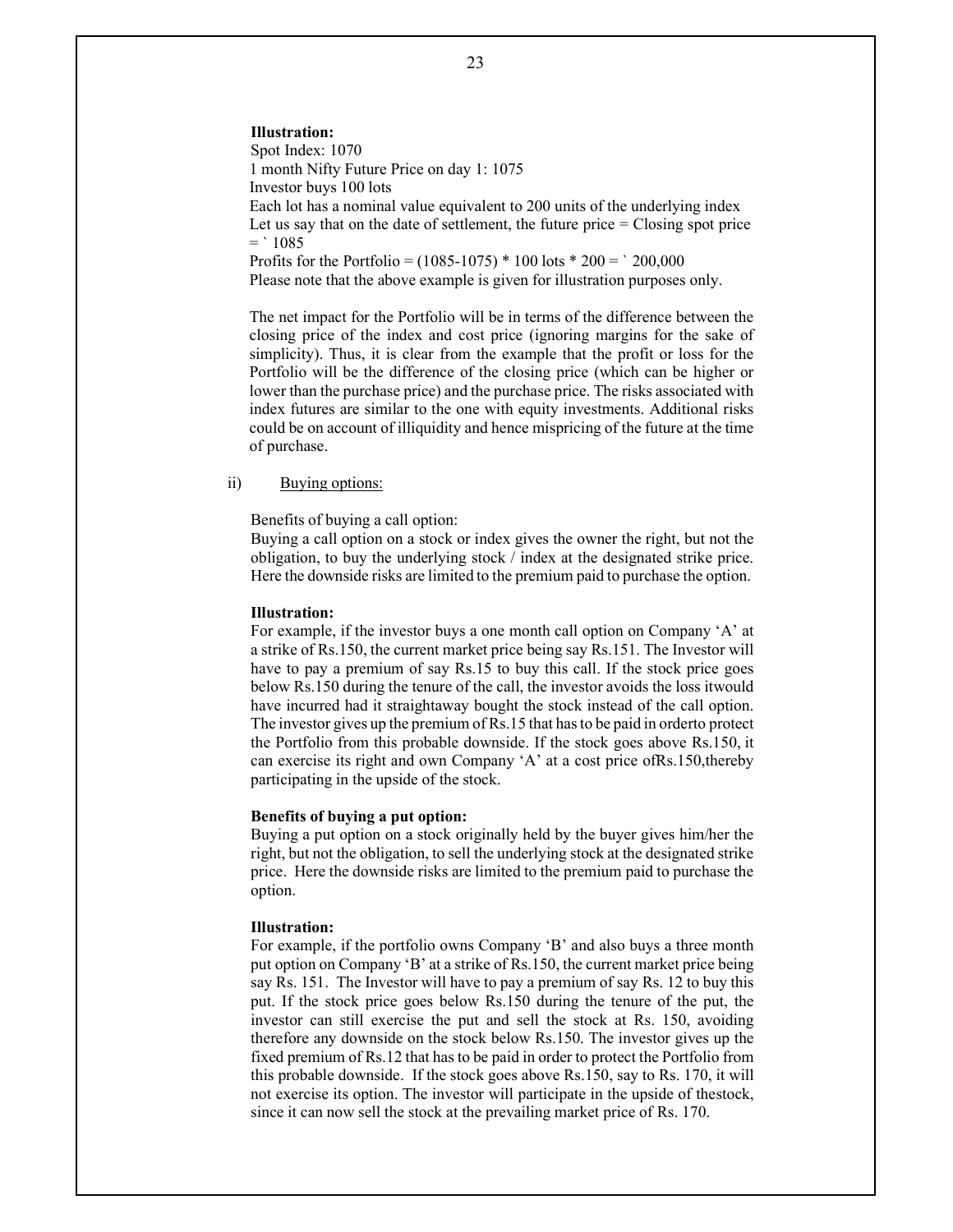**Illustration:**

Spot Index: 1070

1 month Nifty Future Price on day 1: 1075

Investor buys 100 lots

Each lot has a nominal value equivalent to 200 units of the underlying index

Let us say that on the date of settlement, the future price = Closing spot price = ` 1085

Profits for the Portfolio = (1085-1075) * 100 lots * 200 = ` 200,000

Please note that the above example is given for illustration purposes only.

The net impact for the Portfolio will be in terms of the difference between the closing price of the index and cost price (ignoring margins for the sake of simplicity). Thus, it is clear from the example that the profit or loss for the Portfolio will be the difference of the closing price (which can be higher or lower than the purchase price) and the purchase price. The risks associated with index futures are similar to the one with equity investments. Additional risks could be on account of illiquidity and hence mispricing of the future at the time of purchase.

ii) Buying options:

Benefits of buying a call option:

Buying a call option on a stock or index gives the owner the right, but not the obligation, to buy the underlying stock / index at the designated strike price. Here the downside risks are limited to the premium paid to purchase the option.

**Illustration:**

For example, if the investor buys a one month call option on Company 'A' at a strike of Rs.150, the current market price being say Rs.151. The Investor will have to pay a premium of say Rs.15 to buy this call. If the stock price goes below Rs.150 during the tenure of the call, the investor avoids the loss itwould have incurred had it straightaway bought the stock instead of the call option. The investor gives up the premium of Rs.15 that has to be paid in orderto protect the Portfolio from this probable downside. If the stock goes above Rs.150, it can exercise its right and own Company 'A' at a cost price ofRs.150,thereby participating in the upside of the stock.

**Benefits of buying a put option:**

Buying a put option on a stock originally held by the buyer gives him/her the right, but not the obligation, to sell the underlying stock at the designated strike price. Here the downside risks are limited to the premium paid to purchase the option.

**Illustration:**

For example, if the portfolio owns Company 'B' and also buys a three month put option on Company 'B' at a strike of Rs.150, the current market price being say Rs. 151. The Investor will have to pay a premium of say Rs. 12 to buy this put. If the stock price goes below Rs.150 during the tenure of the put, the investor can still exercise the put and sell the stock at Rs. 150, avoiding therefore any downside on the stock below Rs.150. The investor gives up the fixed premium of Rs.12 that has to be paid in order to protect the Portfolio from this probable downside. If the stock goes above Rs.150, say to Rs. 170, it will not exercise its option. The investor will participate in the upside of thestock, since it can now sell the stock at the prevailing market price of Rs. 170.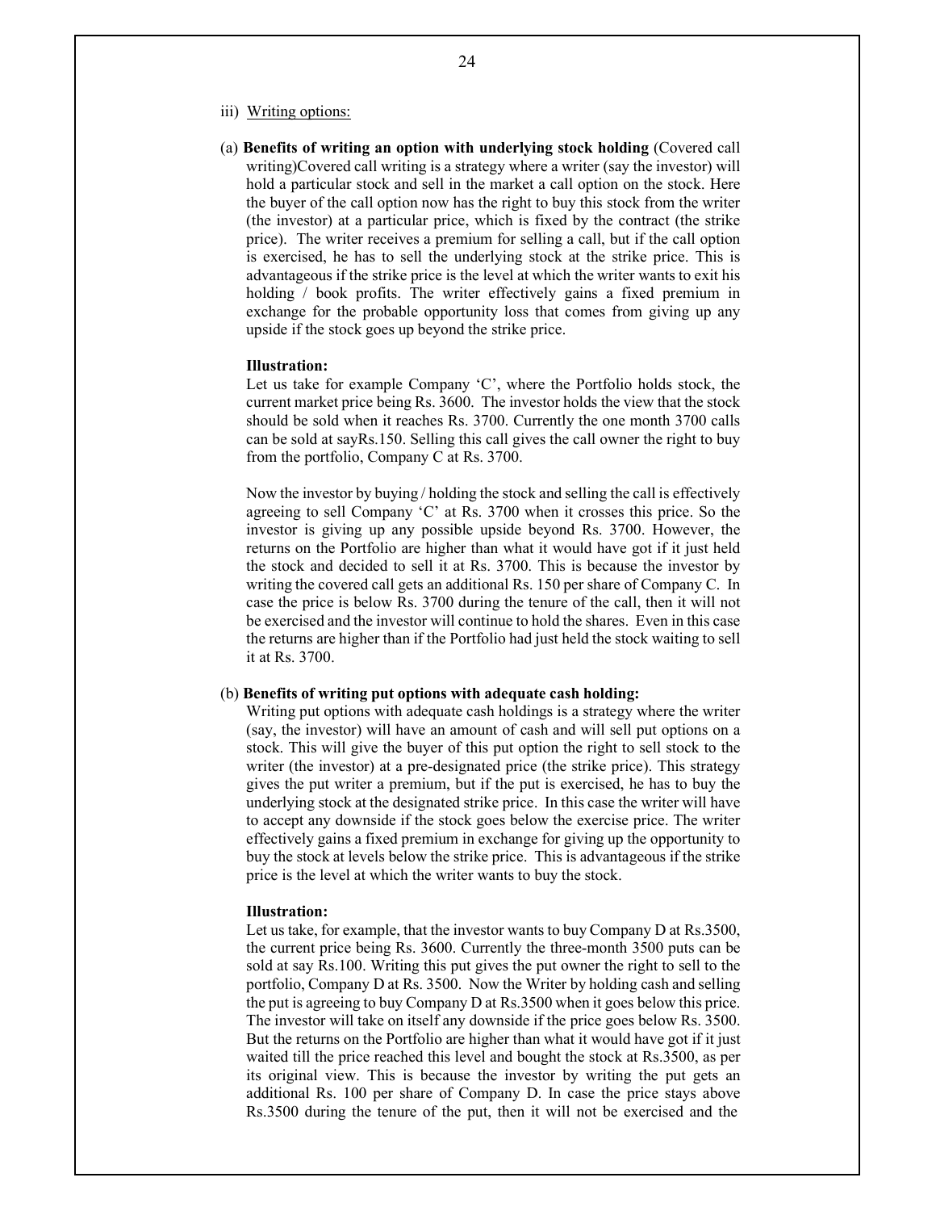iii) Writing options:

(a) **Benefits of writing an option with underlying stock holding** (Covered call writing)Covered call writing is a strategy where a writer (say the investor) will hold a particular stock and sell in the market a call option on the stock. Here the buyer of the call option now has the right to buy this stock from the writer (the investor) at a particular price, which is fixed by the contract (the strike price). The writer receives a premium for selling a call, but if the call option is exercised, he has to sell the underlying stock at the strike price. This is advantageous if the strike price is the level at which the writer wants to exit his holding / book profits. The writer effectively gains a fixed premium in exchange for the probable opportunity loss that comes from giving up any upside if the stock goes up beyond the strike price.

**Illustration:**

Let us take for example Company 'C', where the Portfolio holds stock, the current market price being Rs. 3600. The investor holds the view that the stock should be sold when it reaches Rs. 3700. Currently the one month 3700 calls can be sold at sayRs.150. Selling this call gives the call owner the right to buy from the portfolio, Company C at Rs. 3700.

Now the investor by buying / holding the stock and selling the call is effectively agreeing to sell Company 'C' at Rs. 3700 when it crosses this price. So the investor is giving up any possible upside beyond Rs. 3700. However, the returns on the Portfolio are higher than what it would have got if it just held the stock and decided to sell it at Rs. 3700. This is because the investor by writing the covered call gets an additional Rs. 150 per share of Company C. In case the price is below Rs. 3700 during the tenure of the call, then it will not be exercised and the investor will continue to hold the shares. Even in this case the returns are higher than if the Portfolio had just held the stock waiting to sell it at Rs. 3700.

(b) **Benefits of writing put options with adequate cash holding:**

Writing put options with adequate cash holdings is a strategy where the writer (say, the investor) will have an amount of cash and will sell put options on a stock. This will give the buyer of this put option the right to sell stock to the writer (the investor) at a pre-designated price (the strike price). This strategy gives the put writer a premium, but if the put is exercised, he has to buy the underlying stock at the designated strike price. In this case the writer will have to accept any downside if the stock goes below the exercise price. The writer effectively gains a fixed premium in exchange for giving up the opportunity to buy the stock at levels below the strike price. This is advantageous if the strike price is the level at which the writer wants to buy the stock.

**Illustration:**

Let us take, for example, that the investor wants to buy Company D at Rs.3500, the current price being Rs. 3600. Currently the three-month 3500 puts can be sold at say Rs.100. Writing this put gives the put owner the right to sell to the portfolio, Company D at Rs. 3500. Now the Writer by holding cash and selling the put is agreeing to buy Company D at Rs.3500 when it goes below this price. The investor will take on itself any downside if the price goes below Rs. 3500. But the returns on the Portfolio are higher than what it would have got if it just waited till the price reached this level and bought the stock at Rs.3500, as per its original view. This is because the investor by writing the put gets an additional Rs. 100 per share of Company D. In case the price stays above Rs.3500 during the tenure of the put, then it will not be exercised and the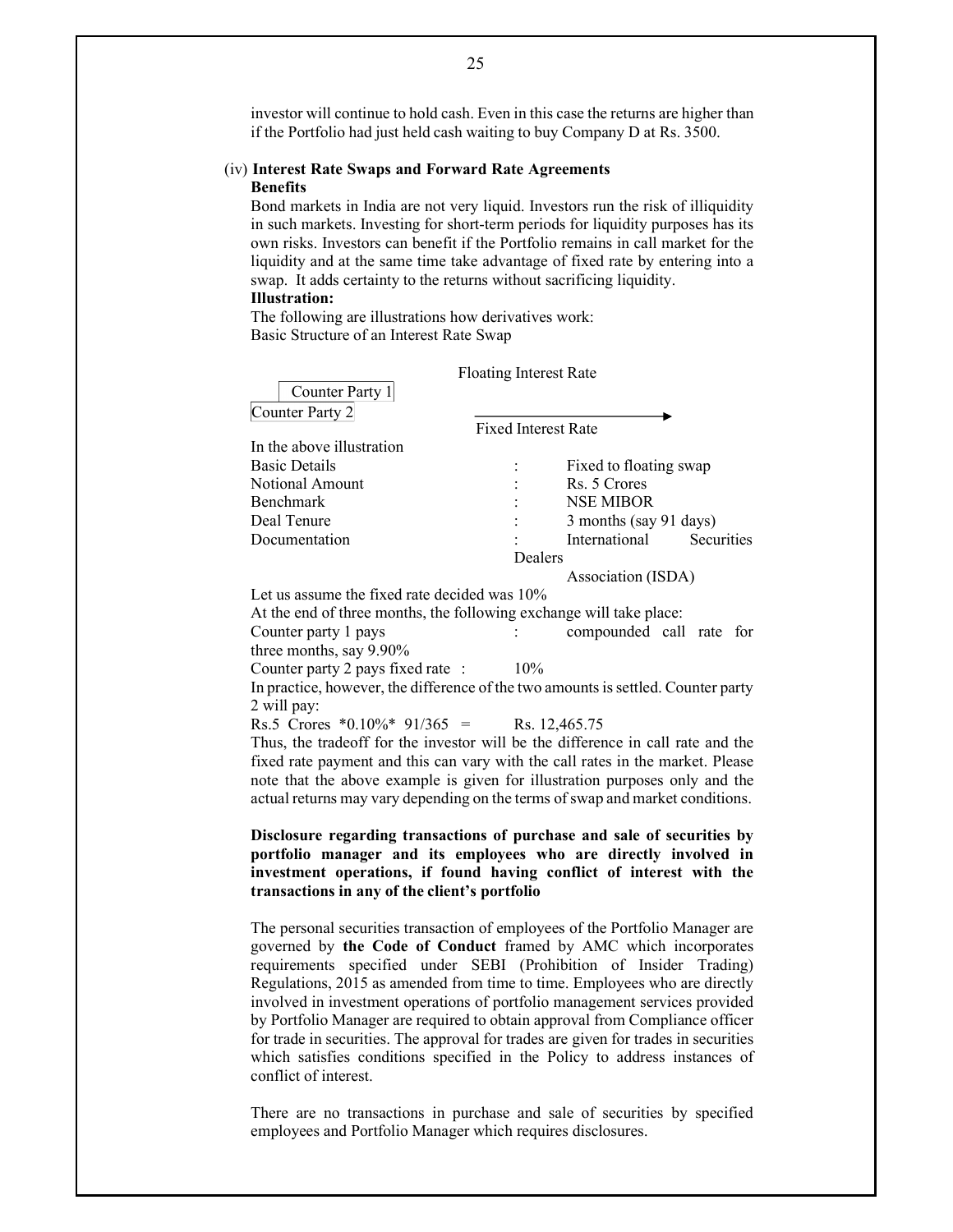investor will continue to hold cash. Even in this case the returns are higher than if the Portfolio had just held cash waiting to buy Company D at Rs. 3500.

(iv) **Interest Rate Swaps and Forward Rate Agreements**

**Benefits**

Bond markets in India are not very liquid. Investors run the risk of illiquidity in such markets. Investing for short-term periods for liquidity purposes has its own risks. Investors can benefit if the Portfolio remains in call market for the liquidity and at the same time take advantage of fixed rate by entering into a swap. It adds certainty to the returns without sacrificing liquidity.

**Illustration:**

The following are illustrations how derivatives work:

Basic Structure of an Interest Rate Swap

Floating Interest Rate

Counter Party 1

Counter Party 2

Fixed Interest Rate

In the above illustration

| | | |
|---|---|---|
| Basic Details | : | Fixed to floating swap |
| Notional Amount | : | Rs. 5 Crores |
| Benchmark | : | NSE MIBOR |
| Deal Tenure | : | 3 months (say 91 days) |
| Documentation | : | International Securities Dealers Association (ISDA) |

Let us assume the fixed rate decided was 10%

At the end of three months, the following exchange will take place:

Counter party 1 pays : compounded call rate for three months, say 9.90%

Counter party 2 pays fixed rate : 10%

In practice, however, the difference of the two amounts is settled. Counter party 2 will pay:

Rs.5 Crores *0.10%* 91/365 = Rs. 12,465.75

Thus, the tradeoff for the investor will be the difference in call rate and the fixed rate payment and this can vary with the call rates in the market. Please note that the above example is given for illustration purposes only and the actual returns may vary depending on the terms of swap and market conditions.

**Disclosure regarding transactions of purchase and sale of securities by portfolio manager and its employees who are directly involved in investment operations, if found having conflict of interest with the transactions in any of the client's portfolio**

The personal securities transaction of employees of the Portfolio Manager are governed by **the Code of Conduct** framed by AMC which incorporates requirements specified under SEBI (Prohibition of Insider Trading) Regulations, 2015 as amended from time to time. Employees who are directly involved in investment operations of portfolio management services provided by Portfolio Manager are required to obtain approval from Compliance officer for trade in securities. The approval for trades are given for trades in securities which satisfies conditions specified in the Policy to address instances of conflict of interest.

There are no transactions in purchase and sale of securities by specified employees and Portfolio Manager which requires disclosures.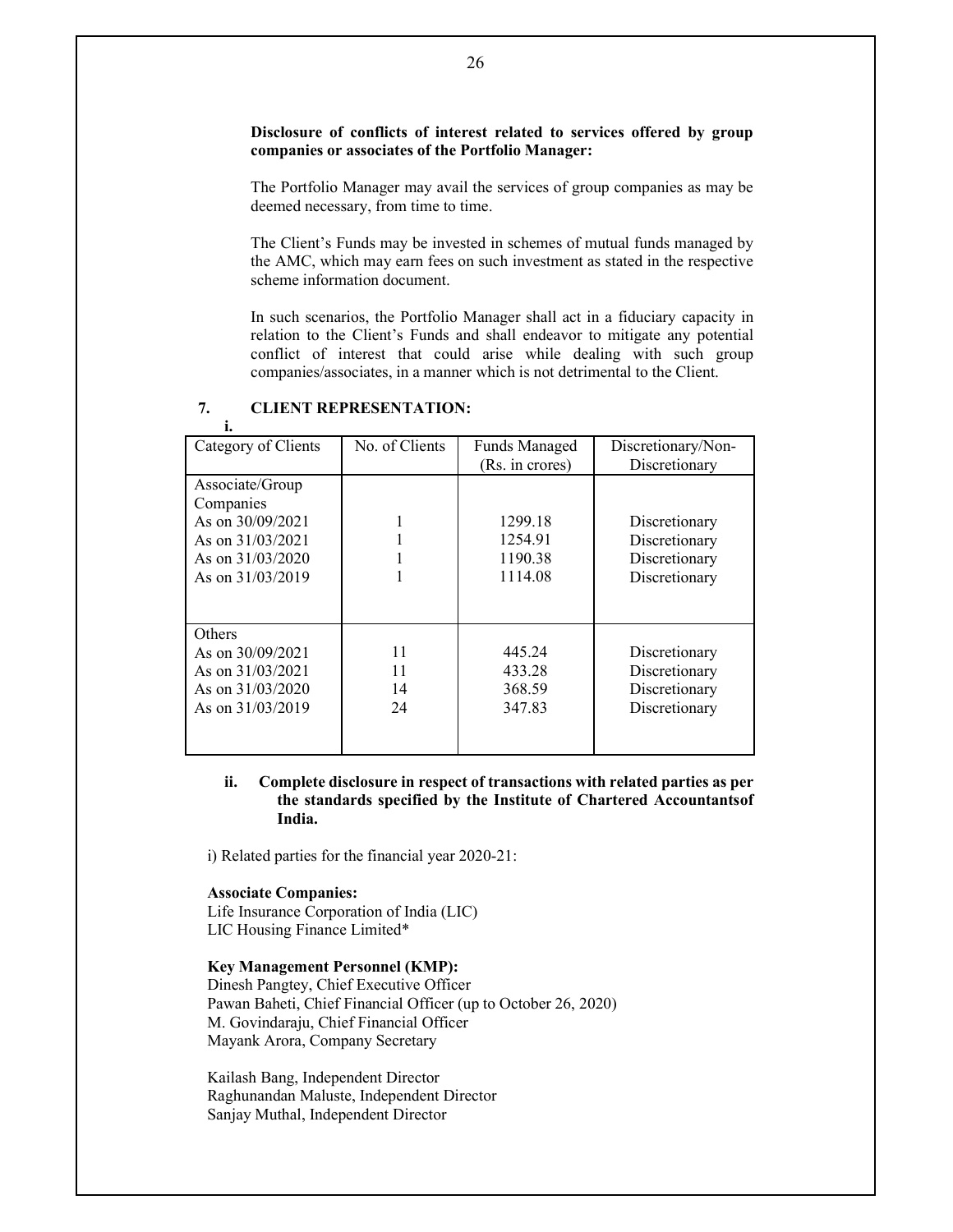**Disclosure of conflicts of interest related to services offered by group companies or associates of the Portfolio Manager:**

The Portfolio Manager may avail the services of group companies as may be deemed necessary, from time to time.

The Client's Funds may be invested in schemes of mutual funds managed by the AMC, which may earn fees on such investment as stated in the respective scheme information document.

In such scenarios, the Portfolio Manager shall act in a fiduciary capacity in relation to the Client's Funds and shall endeavor to mitigate any potential conflict of interest that could arise while dealing with such group companies/associates, in a manner which is not detrimental to the Client.

## 7. CLIENT REPRESENTATION:

i.

| Category of Clients | No. of Clients | Funds Managed (Rs. in crores) | Discretionary/Non-Discretionary |
|---|---|---|---|
| Associate/Group Companies | | | |
| As on 30/09/2021 | 1 | 1299.18 | Discretionary |
| As on 31/03/2021 | 1 | 1254.91 | Discretionary |
| As on 31/03/2020 | 1 | 1190.38 | Discretionary |
| As on 31/03/2019 | 1 | 1114.08 | Discretionary |
| Others | | | |
| As on 30/09/2021 | 11 | 445.24 | Discretionary |
| As on 31/03/2021 | 11 | 433.28 | Discretionary |
| As on 31/03/2020 | 14 | 368.59 | Discretionary |
| As on 31/03/2019 | 24 | 347.83 | Discretionary |

**ii. Complete disclosure in respect of transactions with related parties as per the standards specified by the Institute of Chartered Accountantsof India.**

i) Related parties for the financial year 2020-21:

**Associate Companies:**
Life Insurance Corporation of India (LIC)
LIC Housing Finance Limited*

**Key Management Personnel (KMP):**
Dinesh Pangtey, Chief Executive Officer
Pawan Baheti, Chief Financial Officer (up to October 26, 2020)
M. Govindaraju, Chief Financial Officer
Mayank Arora, Company Secretary

Kailash Bang, Independent Director
Raghunandan Maluste, Independent Director
Sanjay Muthal, Independent Director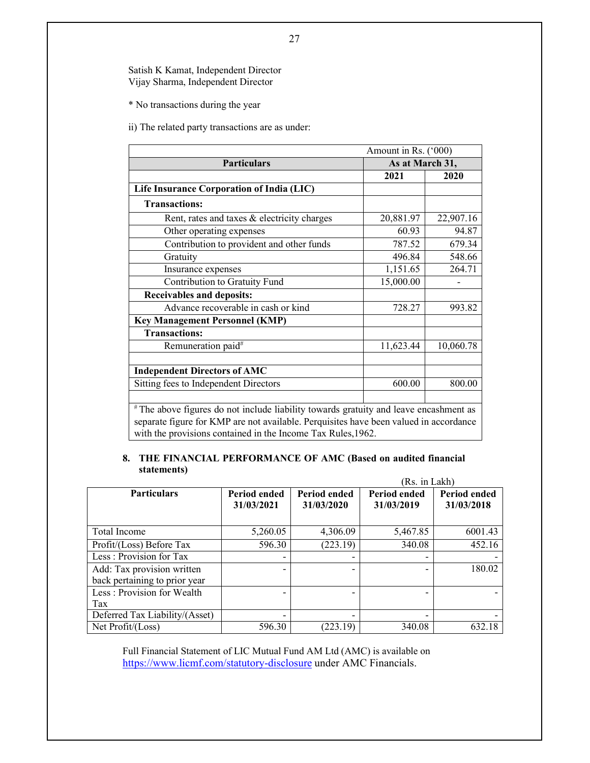Satish K Kamat, Independent Director
Vijay Sharma, Independent Director

* No transactions during the year

ii) The related party transactions are as under:

| | Amount in Rs. ('000) | |
|---|---|---|
| **Particulars** | **As at March 31,** | |
| | **2021** | **2020** |
| **Life Insurance Corporation of India (LIC)** | | |
| **Transactions:** | | |
| Rent, rates and taxes & electricity charges | 20,881.97 | 22,907.16 |
| Other operating expenses | 60.93 | 94.87 |
| Contribution to provident and other funds | 787.52 | 679.34 |
| Gratuity | 496.84 | 548.66 |
| Insurance expenses | 1,151.65 | 264.71 |
| Contribution to Gratuity Fund | 15,000.00 | - |
| **Receivables and deposits:** | | |
| Advance recoverable in cash or kind | 728.27 | 993.82 |
| **Key Management Personnel (KMP)** | | |
| **Transactions:** | | |
| Remuneration paid[#] | 11,623.44 | 10,060.78 |
| | | |
| **Independent Directors of AMC** | | |
| Sitting fees to Independent Directors | 600.00 | 800.00 |
| | | |

[#] The above figures do not include liability towards gratuity and leave encashment as separate figure for KMP are not available. Perquisites have been valued in accordance with the provisions contained in the Income Tax Rules,1962.

## 8. THE FINANCIAL PERFORMANCE OF AMC (Based on audited financial statements)

(Rs. in Lakh)

| Particulars | Period ended 31/03/2021 | Period ended 31/03/2020 | Period ended 31/03/2019 | Period ended 31/03/2018 |
|---|---|---|---|---|
| Total Income | 5,260.05 | 4,306.09 | 5,467.85 | 6001.43 |
| Profit/(Loss) Before Tax | 596.30 | (223.19) | 340.08 | 452.16 |
| Less : Provision for Tax | - | - | - | - |
| Add: Tax provision written back pertaining to prior year | - | - | - | 180.02 |
| Less : Provision for Wealth Tax | - | - | - | - |
| Deferred Tax Liability/(Asset) | - | - | - | - |
| Net Profit/(Loss) | 596.30 | (223.19) | 340.08 | 632.18 |

Full Financial Statement of LIC Mutual Fund AM Ltd (AMC) is available on https://www.licmf.com/statutory-disclosure under AMC Financials.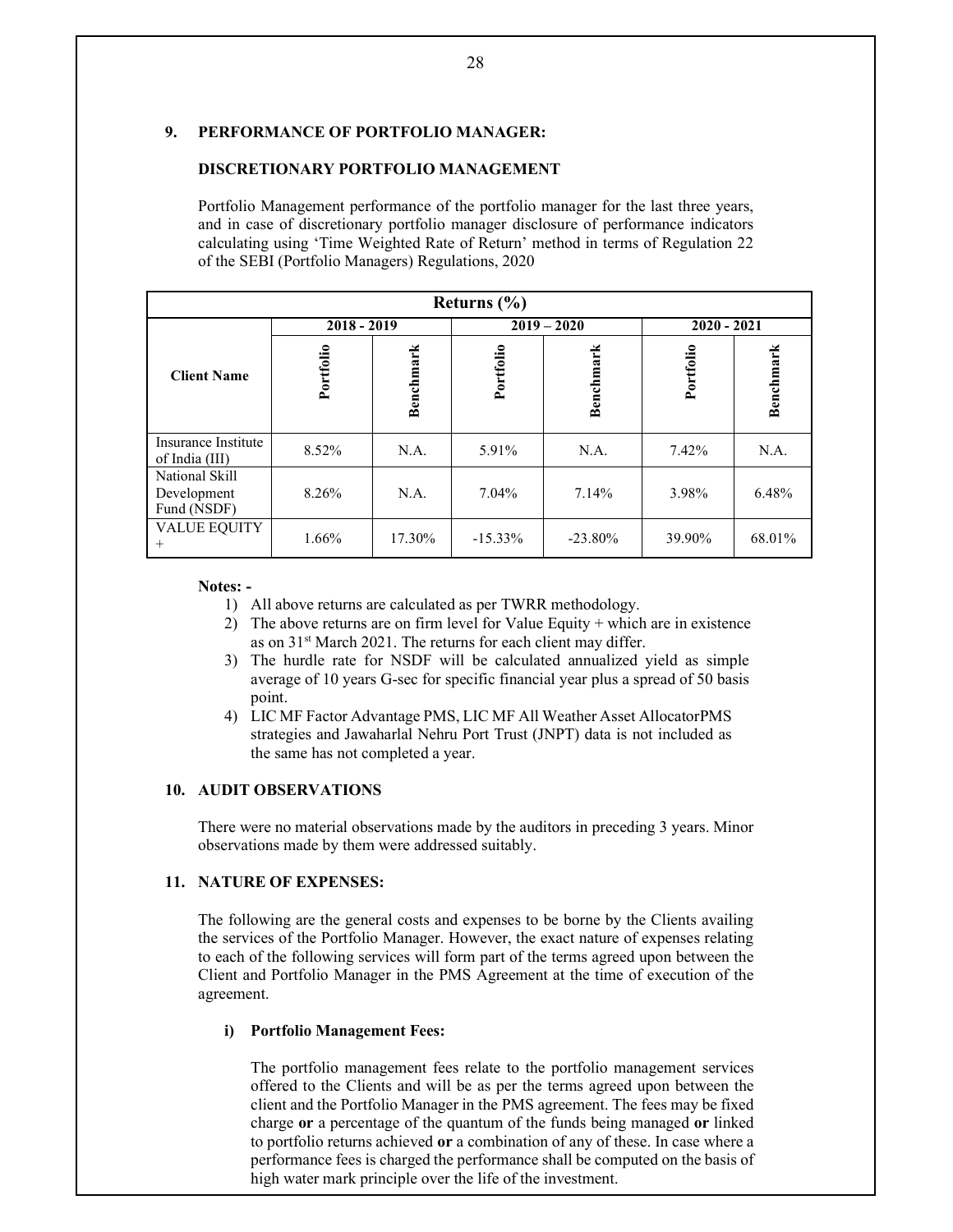## 9. PERFORMANCE OF PORTFOLIO MANAGER:

### DISCRETIONARY PORTFOLIO MANAGEMENT

Portfolio Management performance of the portfolio manager for the last three years, and in case of discretionary portfolio manager disclosure of performance indicators calculating using 'Time Weighted Rate of Return' method in terms of Regulation 22 of the SEBI (Portfolio Managers) Regulations, 2020

| Returns (%) | | | | | | |
|---|---|---|---|---|---|---|
| | 2018 - 2019 | | 2019 – 2020 | | 2020 - 2021 | |
| Client Name | Portfolio | Benchmark | Portfolio | Benchmark | Portfolio | Benchmark |
| Insurance Institute of India (III) | 8.52% | N.A. | 5.91% | N.A. | 7.42% | N.A. |
| National Skill Development Fund (NSDF) | 8.26% | N.A. | 7.04% | 7.14% | 3.98% | 6.48% |
| VALUE EQUITY + | 1.66% | 17.30% | -15.33% | -23.80% | 39.90% | 68.01% |

**Notes: -**

1) All above returns are calculated as per TWRR methodology.
2) The above returns are on firm level for Value Equity + which are in existence as on 31st March 2021. The returns for each client may differ.
3) The hurdle rate for NSDF will be calculated annualized yield as simple average of 10 years G-sec for specific financial year plus a spread of 50 basis point.
4) LIC MF Factor Advantage PMS, LIC MF All Weather Asset AllocatorPMS strategies and Jawaharlal Nehru Port Trust (JNPT) data is not included as the same has not completed a year.

## 10. AUDIT OBSERVATIONS

There were no material observations made by the auditors in preceding 3 years. Minor observations made by them were addressed suitably.

## 11. NATURE OF EXPENSES:

The following are the general costs and expenses to be borne by the Clients availing the services of the Portfolio Manager. However, the exact nature of expenses relating to each of the following services will form part of the terms agreed upon between the Client and Portfolio Manager in the PMS Agreement at the time of execution of the agreement.

**i) Portfolio Management Fees:**

The portfolio management fees relate to the portfolio management services offered to the Clients and will be as per the terms agreed upon between the client and the Portfolio Manager in the PMS agreement. The fees may be fixed charge **or** a percentage of the quantum of the funds being managed **or** linked to portfolio returns achieved **or** a combination of any of these. In case where a performance fees is charged the performance shall be computed on the basis of high water mark principle over the life of the investment.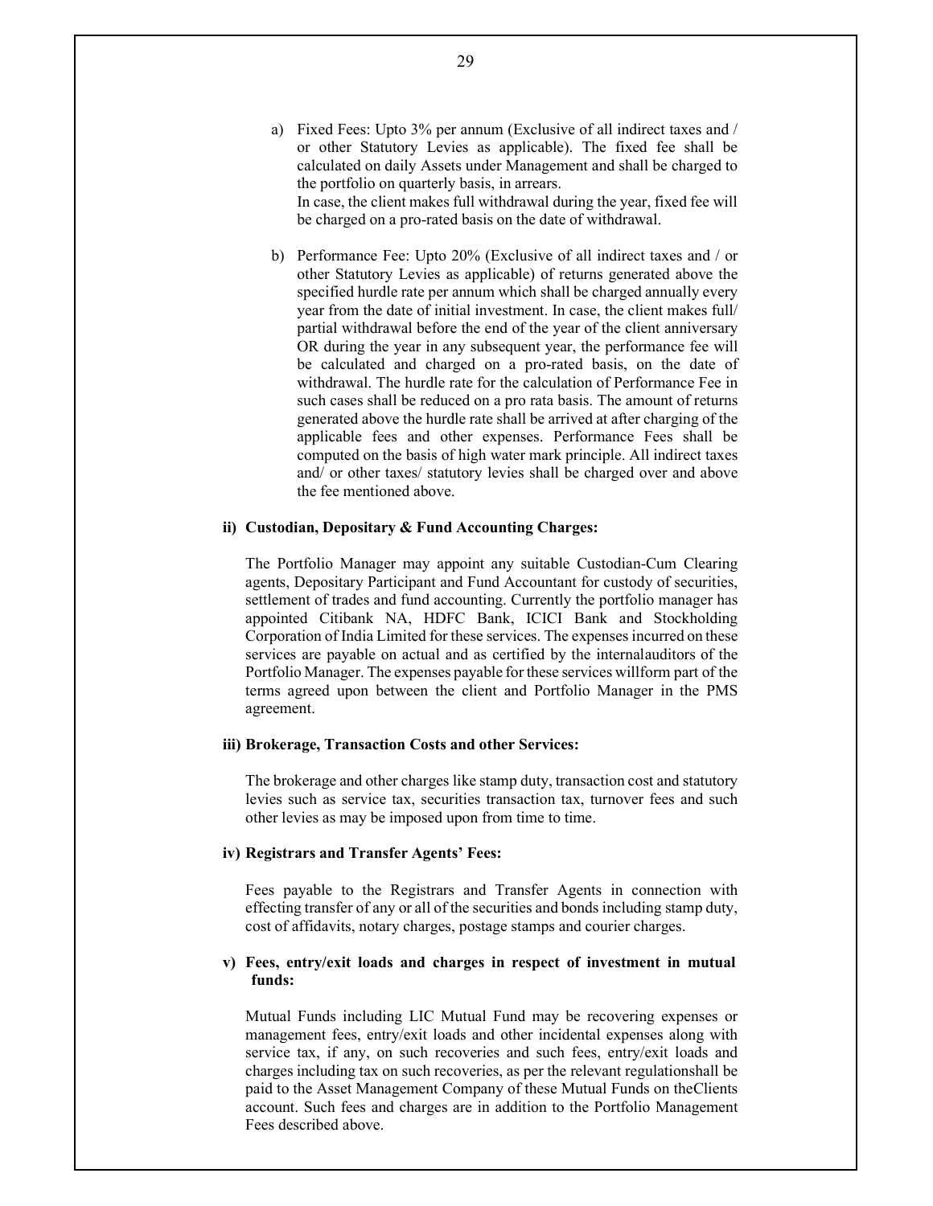a) Fixed Fees: Upto 3% per annum (Exclusive of all indirect taxes and / or other Statutory Levies as applicable). The fixed fee shall be calculated on daily Assets under Management and shall be charged to the portfolio on quarterly basis, in arrears.
   In case, the client makes full withdrawal during the year, fixed fee will be charged on a pro-rated basis on the date of withdrawal.

b) Performance Fee: Upto 20% (Exclusive of all indirect taxes and / or other Statutory Levies as applicable) of returns generated above the specified hurdle rate per annum which shall be charged annually every year from the date of initial investment. In case, the client makes full/ partial withdrawal before the end of the year of the client anniversary OR during the year in any subsequent year, the performance fee will be calculated and charged on a pro-rated basis, on the date of withdrawal. The hurdle rate for the calculation of Performance Fee in such cases shall be reduced on a pro rata basis. The amount of returns generated above the hurdle rate shall be arrived at after charging of the applicable fees and other expenses. Performance Fees shall be computed on the basis of high water mark principle. All indirect taxes and/ or other taxes/ statutory levies shall be charged over and above the fee mentioned above.

**ii) Custodian, Depositary & Fund Accounting Charges:**

The Portfolio Manager may appoint any suitable Custodian-Cum Clearing agents, Depositary Participant and Fund Accountant for custody of securities, settlement of trades and fund accounting. Currently the portfolio manager has appointed Citibank NA, HDFC Bank, ICICI Bank and Stockholding Corporation of India Limited for these services. The expenses incurred on these services are payable on actual and as certified by the internalauditors of the Portfolio Manager. The expenses payable for these services willform part of the terms agreed upon between the client and Portfolio Manager in the PMS agreement.

**iii) Brokerage, Transaction Costs and other Services:**

The brokerage and other charges like stamp duty, transaction cost and statutory levies such as service tax, securities transaction tax, turnover fees and such other levies as may be imposed upon from time to time.

**iv) Registrars and Transfer Agents' Fees:**

Fees payable to the Registrars and Transfer Agents in connection with effecting transfer of any or all of the securities and bonds including stamp duty, cost of affidavits, notary charges, postage stamps and courier charges.

**v) Fees, entry/exit loads and charges in respect of investment in mutual funds:**

Mutual Funds including LIC Mutual Fund may be recovering expenses or management fees, entry/exit loads and other incidental expenses along with service tax, if any, on such recoveries and such fees, entry/exit loads and charges including tax on such recoveries, as per the relevant regulationshall be paid to the Asset Management Company of these Mutual Funds on theClients account. Such fees and charges are in addition to the Portfolio Management Fees described above.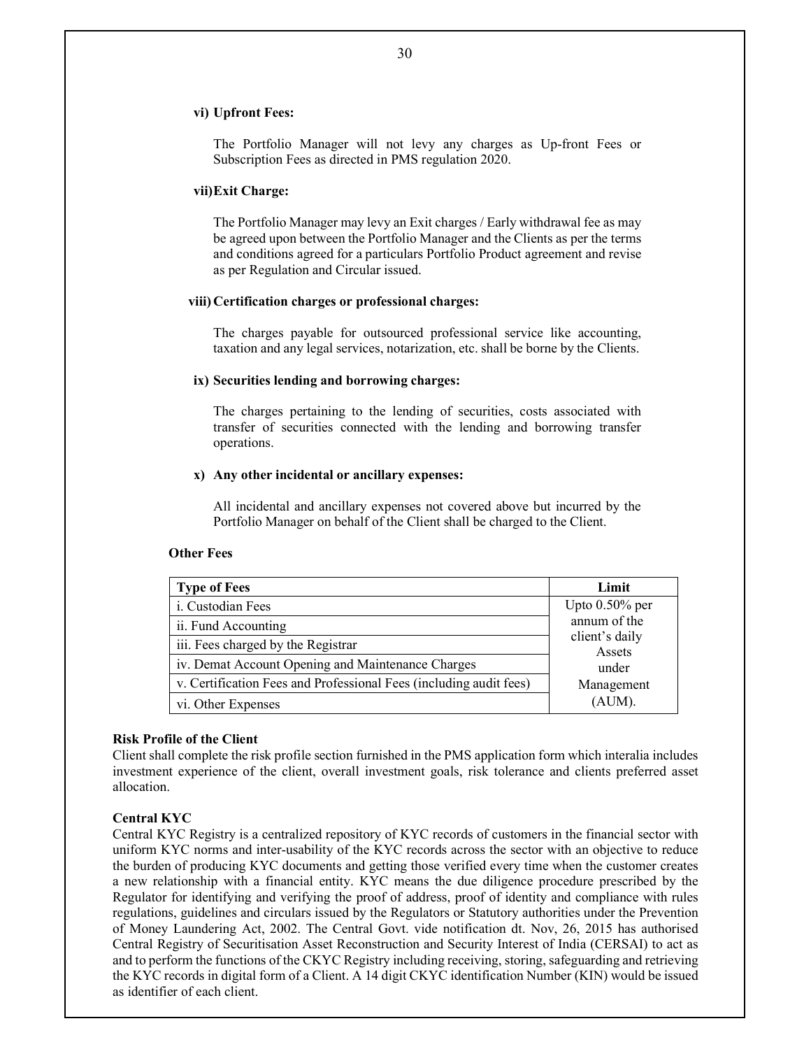**vi) Upfront Fees:**

The Portfolio Manager will not levy any charges as Up-front Fees or Subscription Fees as directed in PMS regulation 2020.

**vii) Exit Charge:**

The Portfolio Manager may levy an Exit charges / Early withdrawal fee as may be agreed upon between the Portfolio Manager and the Clients as per the terms and conditions agreed for a particulars Portfolio Product agreement and revise as per Regulation and Circular issued.

**viii) Certification charges or professional charges:**

The charges payable for outsourced professional service like accounting, taxation and any legal services, notarization, etc. shall be borne by the Clients.

**ix) Securities lending and borrowing charges:**

The charges pertaining to the lending of securities, costs associated with transfer of securities connected with the lending and borrowing transfer operations.

**x) Any other incidental or ancillary expenses:**

All incidental and ancillary expenses not covered above but incurred by the Portfolio Manager on behalf of the Client shall be charged to the Client.

**Other Fees**

| Type of Fees | Limit |
|---|---|
| i. Custodian Fees | Upto 0.50% per annum of the client's daily Assets under Management (AUM). |
| ii. Fund Accounting | |
| iii. Fees charged by the Registrar | |
| iv. Demat Account Opening and Maintenance Charges | |
| v. Certification Fees and Professional Fees (including audit fees) | |
| vi. Other Expenses | |

**Risk Profile of the Client**

Client shall complete the risk profile section furnished in the PMS application form which interalia includes investment experience of the client, overall investment goals, risk tolerance and clients preferred asset allocation.

**Central KYC**

Central KYC Registry is a centralized repository of KYC records of customers in the financial sector with uniform KYC norms and inter-usability of the KYC records across the sector with an objective to reduce the burden of producing KYC documents and getting those verified every time when the customer creates a new relationship with a financial entity. KYC means the due diligence procedure prescribed by the Regulator for identifying and verifying the proof of address, proof of identity and compliance with rules regulations, guidelines and circulars issued by the Regulators or Statutory authorities under the Prevention of Money Laundering Act, 2002. The Central Govt. vide notification dt. Nov, 26, 2015 has authorised Central Registry of Securitisation Asset Reconstruction and Security Interest of India (CERSAI) to act as and to perform the functions of the CKYC Registry including receiving, storing, safeguarding and retrieving the KYC records in digital form of a Client. A 14 digit CKYC identification Number (KIN) would be issued as identifier of each client.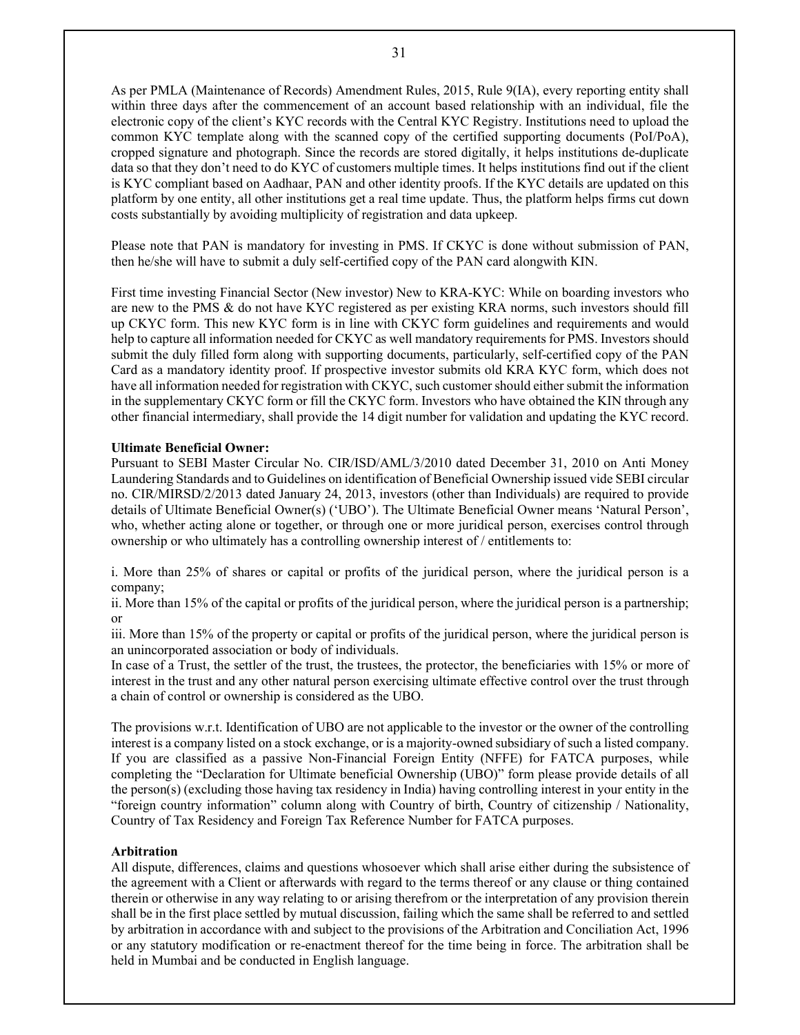As per PMLA (Maintenance of Records) Amendment Rules, 2015, Rule 9(IA), every reporting entity shall within three days after the commencement of an account based relationship with an individual, file the electronic copy of the client's KYC records with the Central KYC Registry. Institutions need to upload the common KYC template along with the scanned copy of the certified supporting documents (PoI/PoA), cropped signature and photograph. Since the records are stored digitally, it helps institutions de-duplicate data so that they don't need to do KYC of customers multiple times. It helps institutions find out if the client is KYC compliant based on Aadhaar, PAN and other identity proofs. If the KYC details are updated on this platform by one entity, all other institutions get a real time update. Thus, the platform helps firms cut down costs substantially by avoiding multiplicity of registration and data upkeep.

Please note that PAN is mandatory for investing in PMS. If CKYC is done without submission of PAN, then he/she will have to submit a duly self-certified copy of the PAN card alongwith KIN.

First time investing Financial Sector (New investor) New to KRA-KYC: While on boarding investors who are new to the PMS & do not have KYC registered as per existing KRA norms, such investors should fill up CKYC form. This new KYC form is in line with CKYC form guidelines and requirements and would help to capture all information needed for CKYC as well mandatory requirements for PMS. Investors should submit the duly filled form along with supporting documents, particularly, self-certified copy of the PAN Card as a mandatory identity proof. If prospective investor submits old KRA KYC form, which does not have all information needed for registration with CKYC, such customer should either submit the information in the supplementary CKYC form or fill the CKYC form. Investors who have obtained the KIN through any other financial intermediary, shall provide the 14 digit number for validation and updating the KYC record.

**Ultimate Beneficial Owner:**

Pursuant to SEBI Master Circular No. CIR/ISD/AML/3/2010 dated December 31, 2010 on Anti Money Laundering Standards and to Guidelines on identification of Beneficial Ownership issued vide SEBI circular no. CIR/MIRSD/2/2013 dated January 24, 2013, investors (other than Individuals) are required to provide details of Ultimate Beneficial Owner(s) ('UBO'). The Ultimate Beneficial Owner means 'Natural Person', who, whether acting alone or together, or through one or more juridical person, exercises control through ownership or who ultimately has a controlling ownership interest of / entitlements to:

i. More than 25% of shares or capital or profits of the juridical person, where the juridical person is a company;

ii. More than 15% of the capital or profits of the juridical person, where the juridical person is a partnership; or

iii. More than 15% of the property or capital or profits of the juridical person, where the juridical person is an unincorporated association or body of individuals.

In case of a Trust, the settler of the trust, the trustees, the protector, the beneficiaries with 15% or more of interest in the trust and any other natural person exercising ultimate effective control over the trust through a chain of control or ownership is considered as the UBO.

The provisions w.r.t. Identification of UBO are not applicable to the investor or the owner of the controlling interest is a company listed on a stock exchange, or is a majority-owned subsidiary of such a listed company. If you are classified as a passive Non-Financial Foreign Entity (NFFE) for FATCA purposes, while completing the "Declaration for Ultimate beneficial Ownership (UBO)" form please provide details of all the person(s) (excluding those having tax residency in India) having controlling interest in your entity in the "foreign country information" column along with Country of birth, Country of citizenship / Nationality, Country of Tax Residency and Foreign Tax Reference Number for FATCA purposes.

**Arbitration**

All dispute, differences, claims and questions whosoever which shall arise either during the subsistence of the agreement with a Client or afterwards with regard to the terms thereof or any clause or thing contained therein or otherwise in any way relating to or arising therefrom or the interpretation of any provision therein shall be in the first place settled by mutual discussion, failing which the same shall be referred to and settled by arbitration in accordance with and subject to the provisions of the Arbitration and Conciliation Act, 1996 or any statutory modification or re-enactment thereof for the time being in force. The arbitration shall be held in Mumbai and be conducted in English language.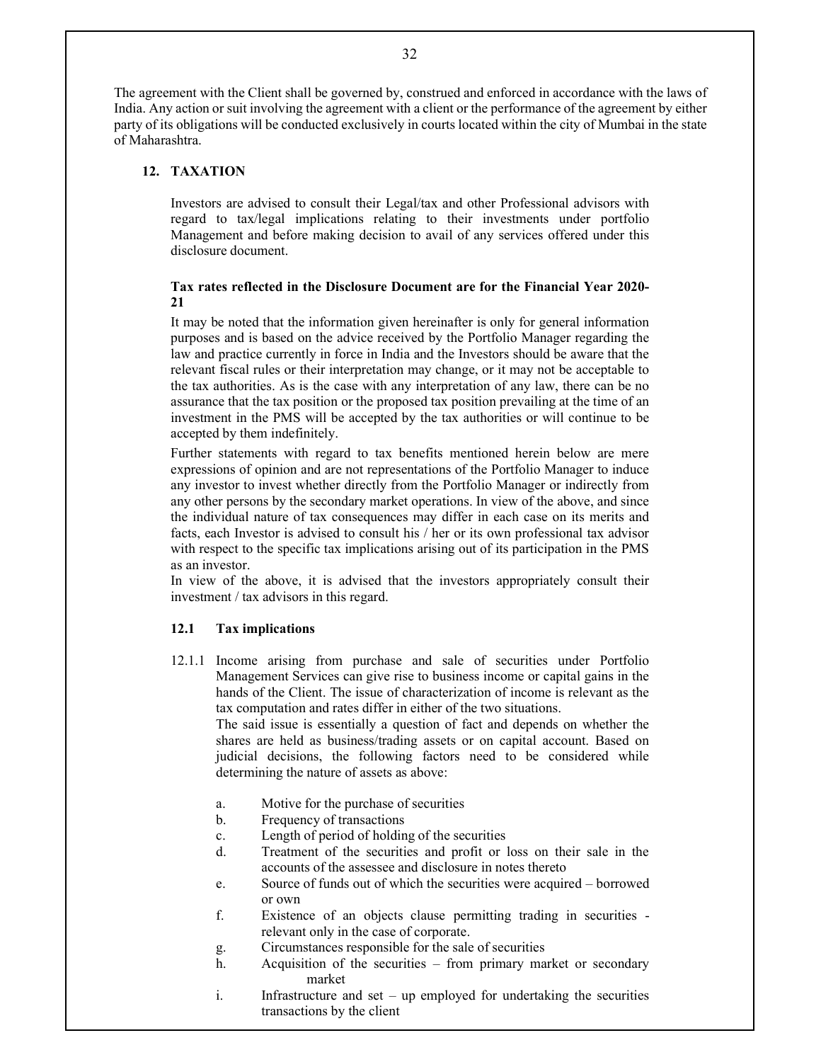The agreement with the Client shall be governed by, construed and enforced in accordance with the laws of India. Any action or suit involving the agreement with a client or the performance of the agreement by either party of its obligations will be conducted exclusively in courts located within the city of Mumbai in the state of Maharashtra.

## 12. TAXATION

Investors are advised to consult their Legal/tax and other Professional advisors with regard to tax/legal implications relating to their investments under portfolio Management and before making decision to avail of any services offered under this disclosure document.

**Tax rates reflected in the Disclosure Document are for the Financial Year 2020-21**

It may be noted that the information given hereinafter is only for general information purposes and is based on the advice received by the Portfolio Manager regarding the law and practice currently in force in India and the Investors should be aware that the relevant fiscal rules or their interpretation may change, or it may not be acceptable to the tax authorities. As is the case with any interpretation of any law, there can be no assurance that the tax position or the proposed tax position prevailing at the time of an investment in the PMS will be accepted by the tax authorities or will continue to be accepted by them indefinitely.

Further statements with regard to tax benefits mentioned herein below are mere expressions of opinion and are not representations of the Portfolio Manager to induce any investor to invest whether directly from the Portfolio Manager or indirectly from any other persons by the secondary market operations. In view of the above, and since the individual nature of tax consequences may differ in each case on its merits and facts, each Investor is advised to consult his / her or its own professional tax advisor with respect to the specific tax implications arising out of its participation in the PMS as an investor.

In view of the above, it is advised that the investors appropriately consult their investment / tax advisors in this regard.

### 12.1 Tax implications

12.1.1 Income arising from purchase and sale of securities under Portfolio Management Services can give rise to business income or capital gains in the hands of the Client. The issue of characterization of income is relevant as the tax computation and rates differ in either of the two situations.

The said issue is essentially a question of fact and depends on whether the shares are held as business/trading assets or on capital account. Based on judicial decisions, the following factors need to be considered while determining the nature of assets as above:

a. Motive for the purchase of securities
b. Frequency of transactions
c. Length of period of holding of the securities
d. Treatment of the securities and profit or loss on their sale in the accounts of the assessee and disclosure in notes thereto
e. Source of funds out of which the securities were acquired – borrowed or own
f. Existence of an objects clause permitting trading in securities - relevant only in the case of corporate.
g. Circumstances responsible for the sale of securities
h. Acquisition of the securities – from primary market or secondary market
i. Infrastructure and set – up employed for undertaking the securities transactions by the client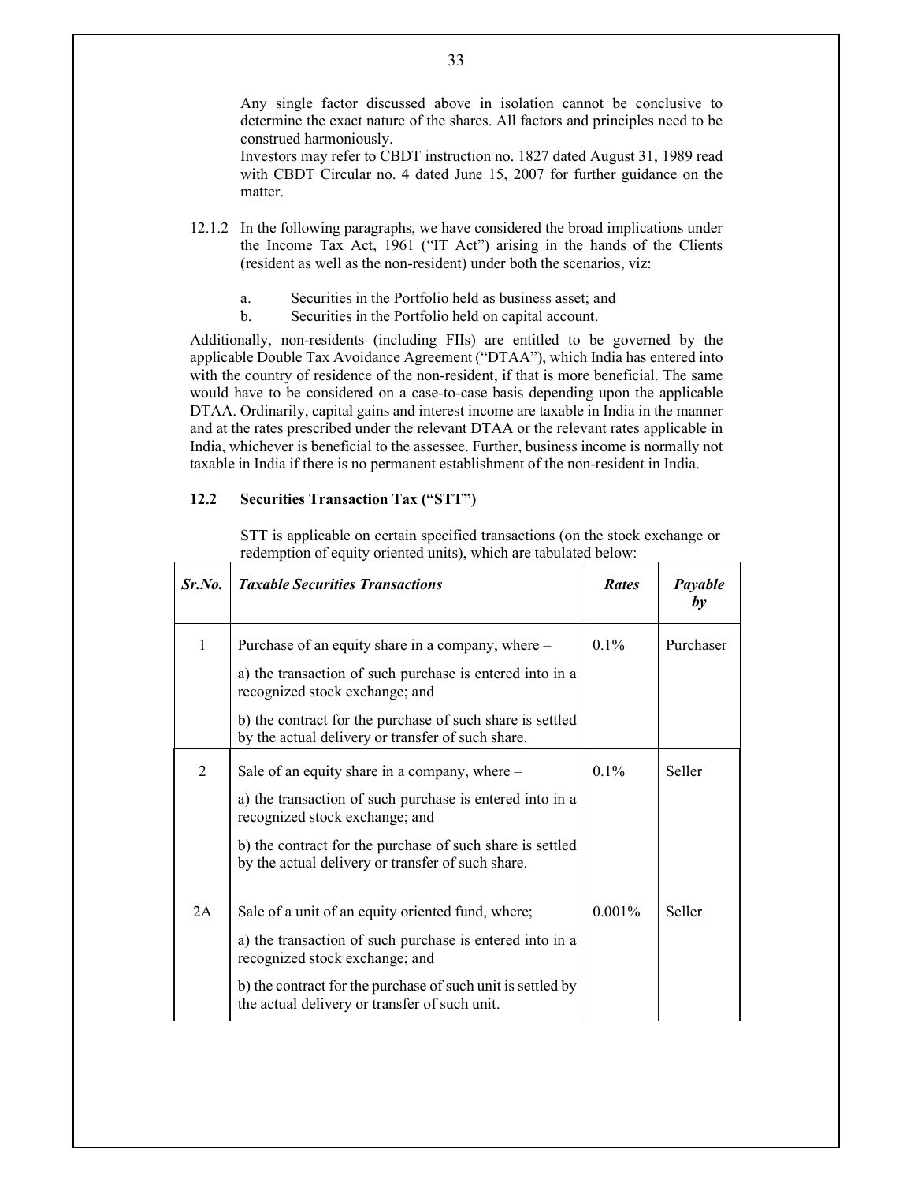Any single factor discussed above in isolation cannot be conclusive to determine the exact nature of the shares. All factors and principles need to be construed harmoniously.

Investors may refer to CBDT instruction no. 1827 dated August 31, 1989 read with CBDT Circular no. 4 dated June 15, 2007 for further guidance on the matter.

12.1.2 In the following paragraphs, we have considered the broad implications under the Income Tax Act, 1961 ("IT Act") arising in the hands of the Clients (resident as well as the non-resident) under both the scenarios, viz:

a. Securities in the Portfolio held as business asset; and
b. Securities in the Portfolio held on capital account.

Additionally, non-residents (including FIIs) are entitled to be governed by the applicable Double Tax Avoidance Agreement ("DTAA"), which India has entered into with the country of residence of the non-resident, if that is more beneficial. The same would have to be considered on a case-to-case basis depending upon the applicable DTAA. Ordinarily, capital gains and interest income are taxable in India in the manner and at the rates prescribed under the relevant DTAA or the relevant rates applicable in India, whichever is beneficial to the assessee. Further, business income is normally not taxable in India if there is no permanent establishment of the non-resident in India.

### 12.2 Securities Transaction Tax ("STT")

STT is applicable on certain specified transactions (on the stock exchange or redemption of equity oriented units), which are tabulated below:

| ***Sr.No.*** | ***Taxable Securities Transactions*** | ***Rates*** | ***Payable by*** |
|---|---|---|---|
| 1 | Purchase of an equity share in a company, where – <br> a) the transaction of such purchase is entered into in a recognized stock exchange; and <br> b) the contract for the purchase of such share is settled by the actual delivery or transfer of such share. | 0.1% | Purchaser |
| 2 | Sale of an equity share in a company, where – <br> a) the transaction of such purchase is entered into in a recognized stock exchange; and <br> b) the contract for the purchase of such share is settled by the actual delivery or transfer of such share. | 0.1% | Seller |
| 2A | Sale of a unit of an equity oriented fund, where; <br> a) the transaction of such purchase is entered into in a recognized stock exchange; and <br> b) the contract for the purchase of such unit is settled by the actual delivery or transfer of such unit. | 0.001% | Seller |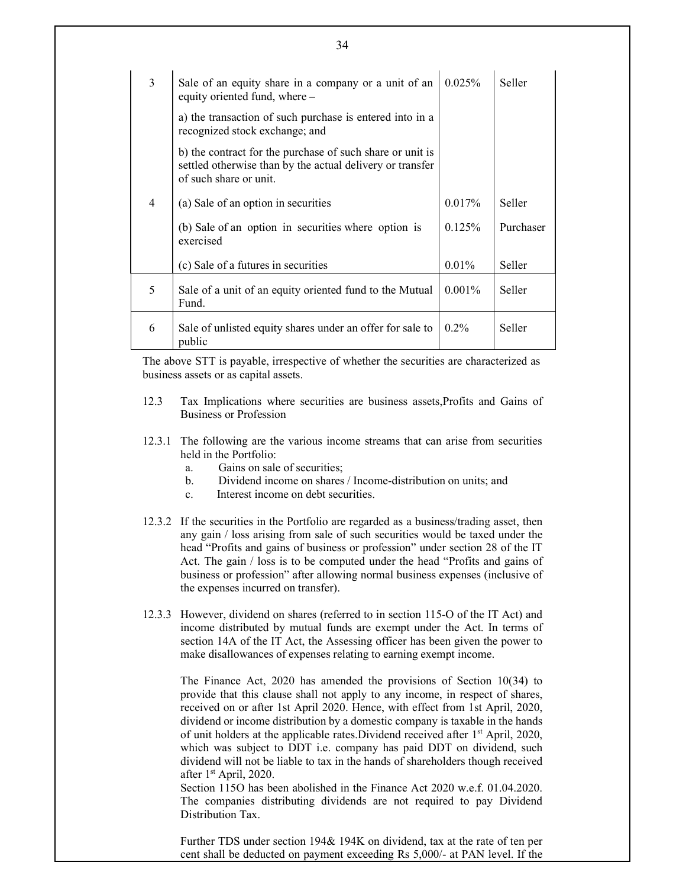| | | | |
|---|---|---|---|
| 3 | Sale of an equity share in a company or a unit of an equity oriented fund, where – <br> a) the transaction of such purchase is entered into in a recognized stock exchange; and <br> b) the contract for the purchase of such share or unit is settled otherwise than by the actual delivery or transfer of such share or unit. | 0.025% | Seller |
| 4 | (a) Sale of an option in securities | 0.017% | Seller |
| | (b) Sale of an option in securities where option is exercised | 0.125% | Purchaser |
| | (c) Sale of a futures in securities | 0.01% | Seller |
| 5 | Sale of a unit of an equity oriented fund to the Mutual Fund. | 0.001% | Seller |
| 6 | Sale of unlisted equity shares under an offer for sale to public | 0.2% | Seller |

The above STT is payable, irrespective of whether the securities are characterized as business assets or as capital assets.

12.3 Tax Implications where securities are business assets,Profits and Gains of Business or Profession

12.3.1 The following are the various income streams that can arise from securities held in the Portfolio:

a. Gains on sale of securities;
b. Dividend income on shares / Income-distribution on units; and
c. Interest income on debt securities.

12.3.2 If the securities in the Portfolio are regarded as a business/trading asset, then any gain / loss arising from sale of such securities would be taxed under the head "Profits and gains of business or profession" under section 28 of the IT Act. The gain / loss is to be computed under the head "Profits and gains of business or profession" after allowing normal business expenses (inclusive of the expenses incurred on transfer).

12.3.3 However, dividend on shares (referred to in section 115-O of the IT Act) and income distributed by mutual funds are exempt under the Act. In terms of section 14A of the IT Act, the Assessing officer has been given the power to make disallowances of expenses relating to earning exempt income.

The Finance Act, 2020 has amended the provisions of Section 10(34) to provide that this clause shall not apply to any income, in respect of shares, received on or after 1st April 2020. Hence, with effect from 1st April, 2020, dividend or income distribution by a domestic company is taxable in the hands of unit holders at the applicable rates.Dividend received after 1st April, 2020, which was subject to DDT i.e. company has paid DDT on dividend, such dividend will not be liable to tax in the hands of shareholders though received after 1st April, 2020.

Section 115O has been abolished in the Finance Act 2020 w.e.f. 01.04.2020. The companies distributing dividends are not required to pay Dividend Distribution Tax.

Further TDS under section 194& 194K on dividend, tax at the rate of ten per cent shall be deducted on payment exceeding Rs 5,000/- at PAN level. If the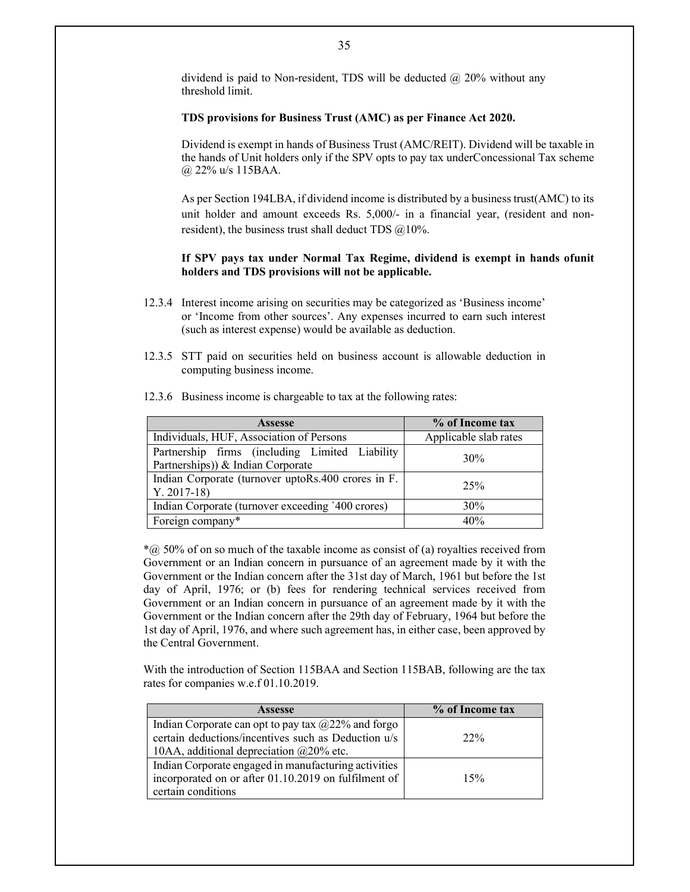dividend is paid to Non-resident, TDS will be deducted @ 20% without any threshold limit.

**TDS provisions for Business Trust (AMC) as per Finance Act 2020.**

Dividend is exempt in hands of Business Trust (AMC/REIT). Dividend will be taxable in the hands of Unit holders only if the SPV opts to pay tax underConcessional Tax scheme @ 22% u/s 115BAA.

As per Section 194LBA, if dividend income is distributed by a business trust(AMC) to its unit holder and amount exceeds Rs. 5,000/- in a financial year, (resident and non-resident), the business trust shall deduct TDS @10%.

**If SPV pays tax under Normal Tax Regime, dividend is exempt in hands ofunit holders and TDS provisions will not be applicable.**

12.3.4 Interest income arising on securities may be categorized as 'Business income' or 'Income from other sources'. Any expenses incurred to earn such interest (such as interest expense) would be available as deduction.

12.3.5 STT paid on securities held on business account is allowable deduction in computing business income.

12.3.6 Business income is chargeable to tax at the following rates:

| Assesse | % of Income tax |
|---|---|
| Individuals, HUF, Association of Persons | Applicable slab rates |
| Partnership firms (including Limited Liability Partnerships)) & Indian Corporate | 30% |
| Indian Corporate (turnover uptoRs.400 crores in F. Y. 2017-18) | 25% |
| Indian Corporate (turnover exceeding `400 crores) | 30% |
| Foreign company* | 40% |

*@ 50% of on so much of the taxable income as consist of (a) royalties received from Government or an Indian concern in pursuance of an agreement made by it with the Government or the Indian concern after the 31st day of March, 1961 but before the 1st day of April, 1976; or (b) fees for rendering technical services received from Government or an Indian concern in pursuance of an agreement made by it with the Government or the Indian concern after the 29th day of February, 1964 but before the 1st day of April, 1976, and where such agreement has, in either case, been approved by the Central Government.

With the introduction of Section 115BAA and Section 115BAB, following are the tax rates for companies w.e.f 01.10.2019.

| Assesse | % of Income tax |
|---|---|
| Indian Corporate can opt to pay tax @22% and forgo certain deductions/incentives such as Deduction u/s 10AA, additional depreciation @20% etc. | 22% |
| Indian Corporate engaged in manufacturing activities incorporated on or after 01.10.2019 on fulfilment of certain conditions | 15% |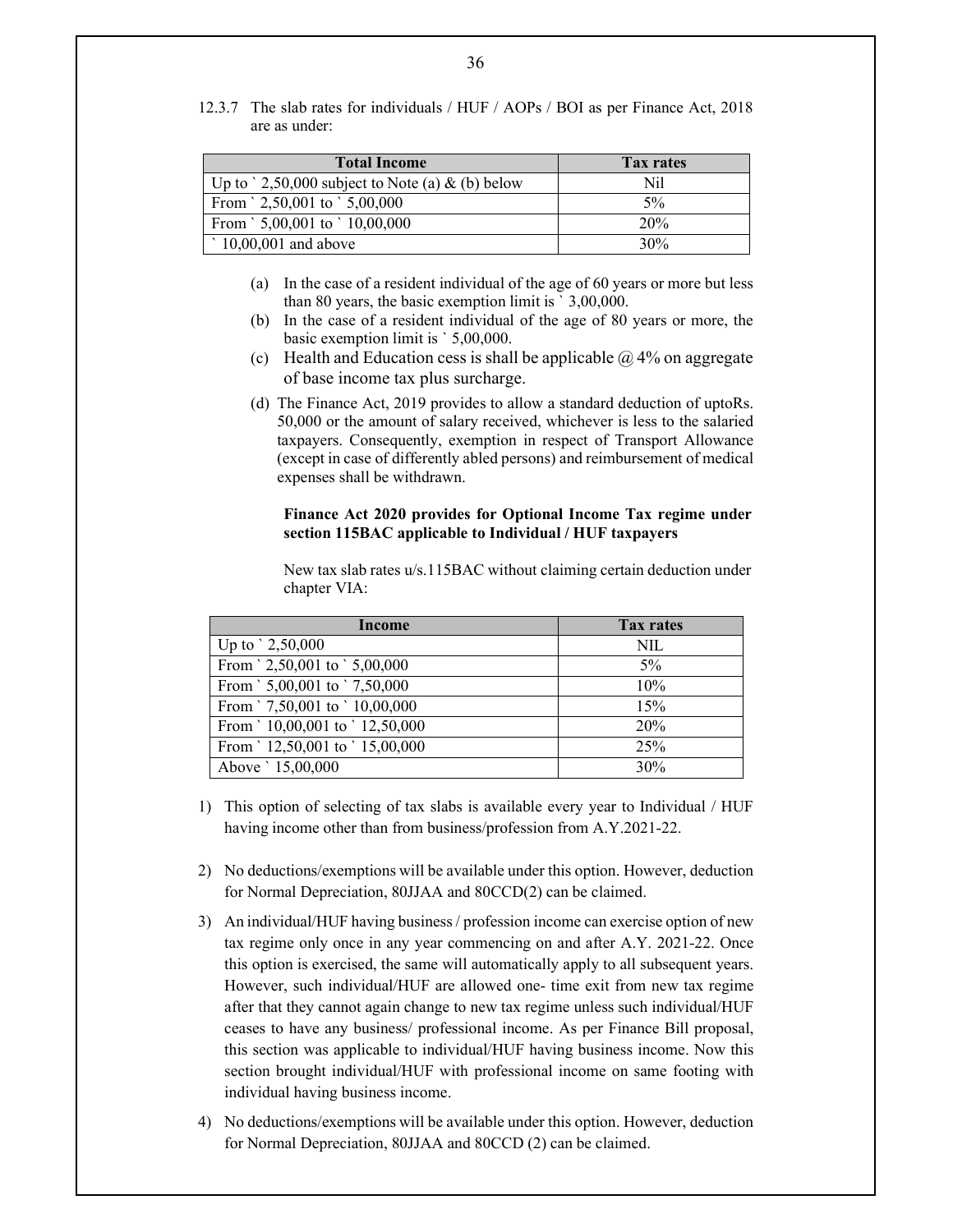12.3.7 The slab rates for individuals / HUF / AOPs / BOI as per Finance Act, 2018 are as under:

| Total Income | Tax rates |
|---|---|
| Up to ` 2,50,000 subject to Note (a) & (b) below | Nil |
| From ` 2,50,001 to ` 5,00,000 | 5% |
| From ` 5,00,001 to ` 10,00,000 | 20% |
| ` 10,00,001 and above | 30% |

(a) In the case of a resident individual of the age of 60 years or more but less than 80 years, the basic exemption limit is ` 3,00,000.

(b) In the case of a resident individual of the age of 80 years or more, the basic exemption limit is ` 5,00,000.

(c) Health and Education cess is shall be applicable @ 4% on aggregate of base income tax plus surcharge.

(d) The Finance Act, 2019 provides to allow a standard deduction of uptoRs. 50,000 or the amount of salary received, whichever is less to the salaried taxpayers. Consequently, exemption in respect of Transport Allowance (except in case of differently abled persons) and reimbursement of medical expenses shall be withdrawn.

**Finance Act 2020 provides for Optional Income Tax regime under section 115BAC applicable to Individual / HUF taxpayers**

New tax slab rates u/s.115BAC without claiming certain deduction under chapter VIA:

| Income | Tax rates |
|---|---|
| Up to ` 2,50,000 | NIL |
| From ` 2,50,001 to ` 5,00,000 | 5% |
| From ` 5,00,001 to ` 7,50,000 | 10% |
| From ` 7,50,001 to ` 10,00,000 | 15% |
| From ` 10,00,001 to ` 12,50,000 | 20% |
| From ` 12,50,001 to ` 15,00,000 | 25% |
| Above ` 15,00,000 | 30% |

1) This option of selecting of tax slabs is available every year to Individual / HUF having income other than from business/profession from A.Y.2021-22.

2) No deductions/exemptions will be available under this option. However, deduction for Normal Depreciation, 80JJAA and 80CCD(2) can be claimed.

3) An individual/HUF having business / profession income can exercise option of new tax regime only once in any year commencing on and after A.Y. 2021-22. Once this option is exercised, the same will automatically apply to all subsequent years. However, such individual/HUF are allowed one- time exit from new tax regime after that they cannot again change to new tax regime unless such individual/HUF ceases to have any business/ professional income. As per Finance Bill proposal, this section was applicable to individual/HUF having business income. Now this section brought individual/HUF with professional income on same footing with individual having business income.

4) No deductions/exemptions will be available under this option. However, deduction for Normal Depreciation, 80JJAA and 80CCD (2) can be claimed.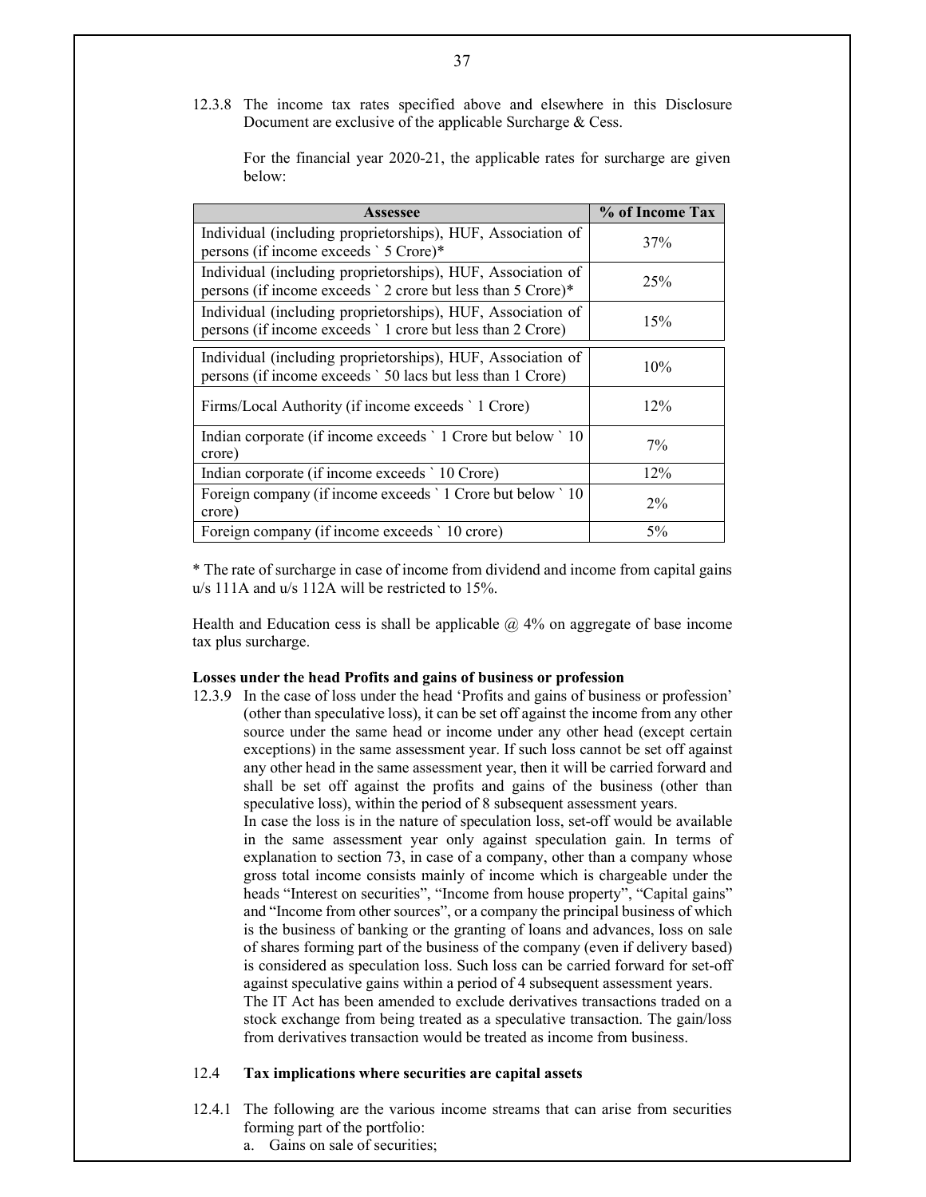12.3.8 The income tax rates specified above and elsewhere in this Disclosure Document are exclusive of the applicable Surcharge & Cess.

For the financial year 2020-21, the applicable rates for surcharge are given below:

| Assessee | % of Income Tax |
|---|---|
| Individual (including proprietorships), HUF, Association of persons (if income exceeds ` 5 Crore)* | 37% |
| Individual (including proprietorships), HUF, Association of persons (if income exceeds ` 2 crore but less than 5 Crore)* | 25% |
| Individual (including proprietorships), HUF, Association of persons (if income exceeds ` 1 crore but less than 2 Crore) | 15% |
| Individual (including proprietorships), HUF, Association of persons (if income exceeds ` 50 lacs but less than 1 Crore) | 10% |
| Firms/Local Authority (if income exceeds ` 1 Crore) | 12% |
| Indian corporate (if income exceeds ` 1 Crore but below ` 10 crore) | 7% |
| Indian corporate (if income exceeds ` 10 Crore) | 12% |
| Foreign company (if income exceeds ` 1 Crore but below ` 10 crore) | 2% |
| Foreign company (if income exceeds ` 10 crore) | 5% |

* The rate of surcharge in case of income from dividend and income from capital gains u/s 111A and u/s 112A will be restricted to 15%.

Health and Education cess is shall be applicable @ 4% on aggregate of base income tax plus surcharge.

**Losses under the head Profits and gains of business or profession**

12.3.9 In the case of loss under the head 'Profits and gains of business or profession' (other than speculative loss), it can be set off against the income from any other source under the same head or income under any other head (except certain exceptions) in the same assessment year. If such loss cannot be set off against any other head in the same assessment year, then it will be carried forward and shall be set off against the profits and gains of the business (other than speculative loss), within the period of 8 subsequent assessment years.
In case the loss is in the nature of speculation loss, set-off would be available in the same assessment year only against speculation gain. In terms of explanation to section 73, in case of a company, other than a company whose gross total income consists mainly of income which is chargeable under the heads "Interest on securities", "Income from house property", "Capital gains" and "Income from other sources", or a company the principal business of which is the business of banking or the granting of loans and advances, loss on sale of shares forming part of the business of the company (even if delivery based) is considered as speculation loss. Such loss can be carried forward for set-off against speculative gains within a period of 4 subsequent assessment years.
The IT Act has been amended to exclude derivatives transactions traded on a stock exchange from being treated as a speculative transaction. The gain/loss from derivatives transaction would be treated as income from business.

12.4 **Tax implications where securities are capital assets**

12.4.1 The following are the various income streams that can arise from securities forming part of the portfolio:

a. Gains on sale of securities;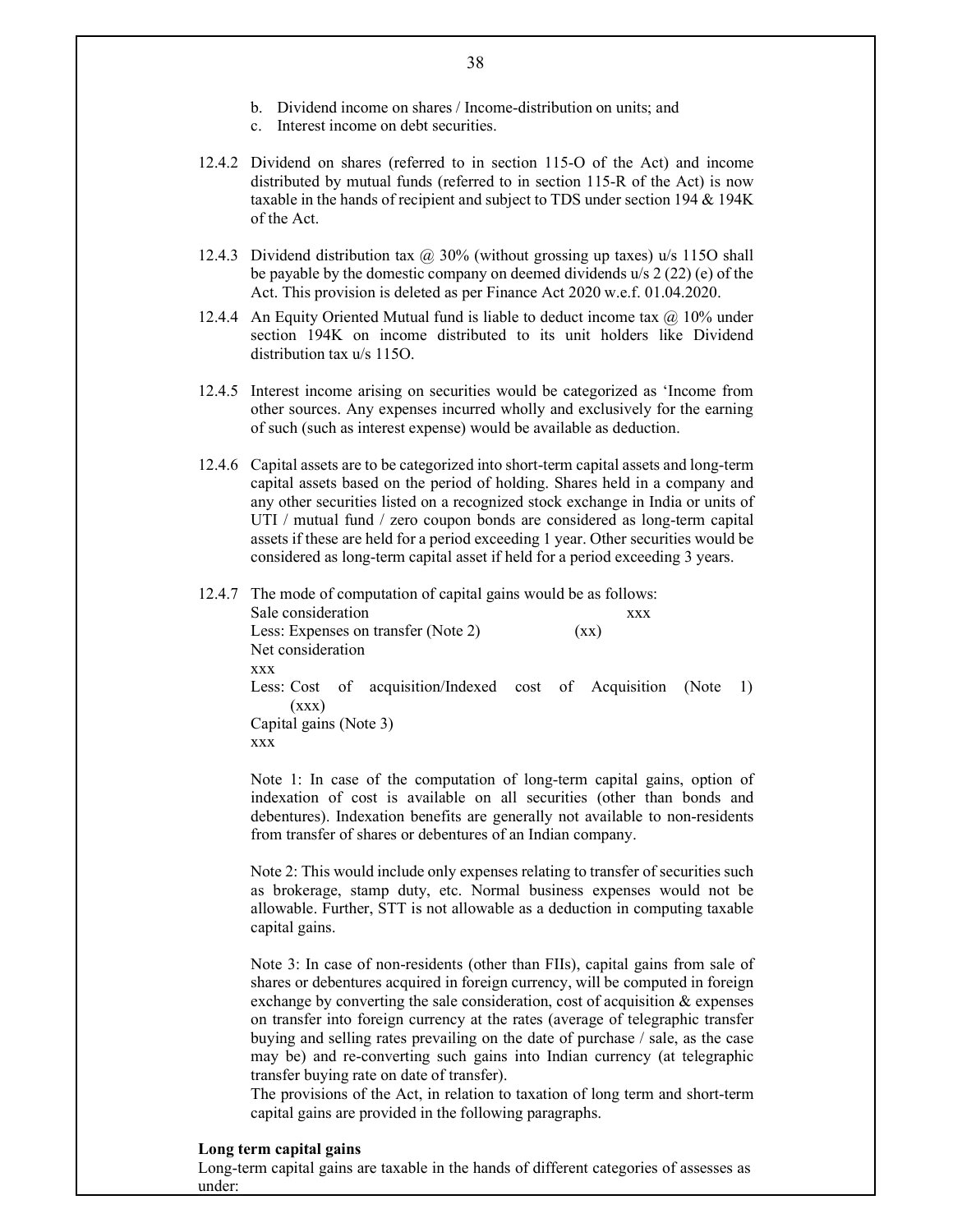b. Dividend income on shares / Income-distribution on units; and
c. Interest income on debt securities.

12.4.2 Dividend on shares (referred to in section 115-O of the Act) and income distributed by mutual funds (referred to in section 115-R of the Act) is now taxable in the hands of recipient and subject to TDS under section 194 & 194K of the Act.

12.4.3 Dividend distribution tax @ 30% (without grossing up taxes) u/s 115O shall be payable by the domestic company on deemed dividends u/s 2 (22) (e) of the Act. This provision is deleted as per Finance Act 2020 w.e.f. 01.04.2020.

12.4.4 An Equity Oriented Mutual fund is liable to deduct income tax @ 10% under section 194K on income distributed to its unit holders like Dividend distribution tax u/s 115O.

12.4.5 Interest income arising on securities would be categorized as 'Income from other sources. Any expenses incurred wholly and exclusively for the earning of such (such as interest expense) would be available as deduction.

12.4.6 Capital assets are to be categorized into short-term capital assets and long-term capital assets based on the period of holding. Shares held in a company and any other securities listed on a recognized stock exchange in India or units of UTI / mutual fund / zero coupon bonds are considered as long-term capital assets if these are held for a period exceeding 1 year. Other securities would be considered as long-term capital asset if held for a period exceeding 3 years.

12.4.7 The mode of computation of capital gains would be as follows:

| | |
|---|---|
| Sale consideration | xxx |
| Less: Expenses on transfer (Note 2) | (xx) |
| Net consideration | xxx |
| Less: Cost of acquisition/Indexed cost of Acquisition (Note 1) | (xxx) |
| Capital gains (Note 3) | xxx |

Note 1: In case of the computation of long-term capital gains, option of indexation of cost is available on all securities (other than bonds and debentures). Indexation benefits are generally not available to non-residents from transfer of shares or debentures of an Indian company.

Note 2: This would include only expenses relating to transfer of securities such as brokerage, stamp duty, etc. Normal business expenses would not be allowable. Further, STT is not allowable as a deduction in computing taxable capital gains.

Note 3: In case of non-residents (other than FIIs), capital gains from sale of shares or debentures acquired in foreign currency, will be computed in foreign exchange by converting the sale consideration, cost of acquisition & expenses on transfer into foreign currency at the rates (average of telegraphic transfer buying and selling rates prevailing on the date of purchase / sale, as the case may be) and re-converting such gains into Indian currency (at telegraphic transfer buying rate on date of transfer).

The provisions of the Act, in relation to taxation of long term and short-term capital gains are provided in the following paragraphs.

**Long term capital gains**

Long-term capital gains are taxable in the hands of different categories of assesses as under: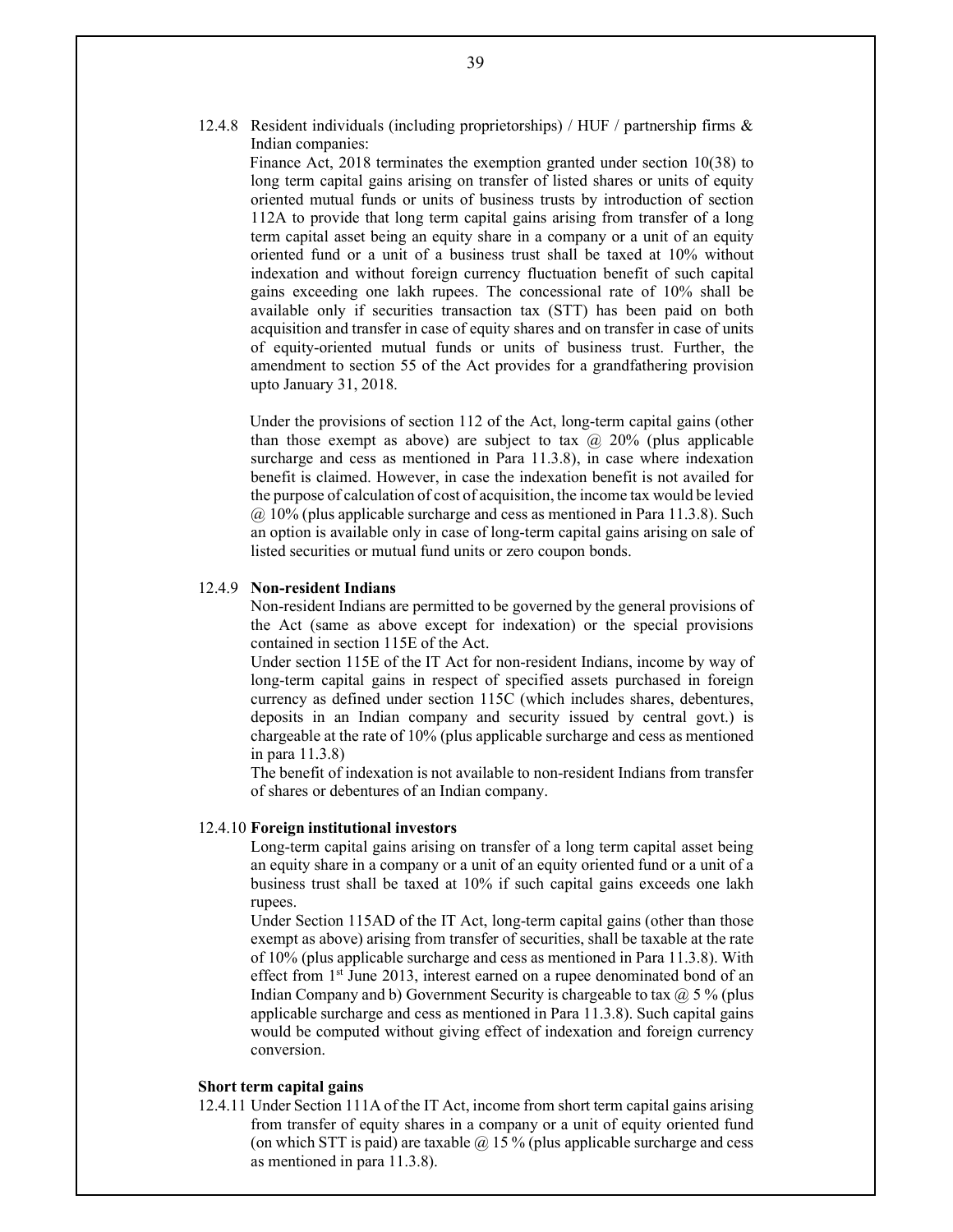12.4.8 Resident individuals (including proprietorships) / HUF / partnership firms & Indian companies:

Finance Act, 2018 terminates the exemption granted under section 10(38) to long term capital gains arising on transfer of listed shares or units of equity oriented mutual funds or units of business trusts by introduction of section 112A to provide that long term capital gains arising from transfer of a long term capital asset being an equity share in a company or a unit of an equity oriented fund or a unit of a business trust shall be taxed at 10% without indexation and without foreign currency fluctuation benefit of such capital gains exceeding one lakh rupees. The concessional rate of 10% shall be available only if securities transaction tax (STT) has been paid on both acquisition and transfer in case of equity shares and on transfer in case of units of equity-oriented mutual funds or units of business trust. Further, the amendment to section 55 of the Act provides for a grandfathering provision upto January 31, 2018.

Under the provisions of section 112 of the Act, long-term capital gains (other than those exempt as above) are subject to tax @ 20% (plus applicable surcharge and cess as mentioned in Para 11.3.8), in case where indexation benefit is claimed. However, in case the indexation benefit is not availed for the purpose of calculation of cost of acquisition, the income tax would be levied @ 10% (plus applicable surcharge and cess as mentioned in Para 11.3.8). Such an option is available only in case of long-term capital gains arising on sale of listed securities or mutual fund units or zero coupon bonds.

12.4.9 **Non-resident Indians**

Non-resident Indians are permitted to be governed by the general provisions of the Act (same as above except for indexation) or the special provisions contained in section 115E of the Act.

Under section 115E of the IT Act for non-resident Indians, income by way of long-term capital gains in respect of specified assets purchased in foreign currency as defined under section 115C (which includes shares, debentures, deposits in an Indian company and security issued by central govt.) is chargeable at the rate of 10% (plus applicable surcharge and cess as mentioned in para 11.3.8)

The benefit of indexation is not available to non-resident Indians from transfer of shares or debentures of an Indian company.

12.4.10 **Foreign institutional investors**

Long-term capital gains arising on transfer of a long term capital asset being an equity share in a company or a unit of an equity oriented fund or a unit of a business trust shall be taxed at 10% if such capital gains exceeds one lakh rupees.

Under Section 115AD of the IT Act, long-term capital gains (other than those exempt as above) arising from transfer of securities, shall be taxable at the rate of 10% (plus applicable surcharge and cess as mentioned in Para 11.3.8). With effect from 1st June 2013, interest earned on a rupee denominated bond of an Indian Company and b) Government Security is chargeable to tax @ 5 % (plus applicable surcharge and cess as mentioned in Para 11.3.8). Such capital gains would be computed without giving effect of indexation and foreign currency conversion.

**Short term capital gains**

12.4.11 Under Section 111A of the IT Act, income from short term capital gains arising from transfer of equity shares in a company or a unit of equity oriented fund (on which STT is paid) are taxable @ 15 % (plus applicable surcharge and cess as mentioned in para 11.3.8).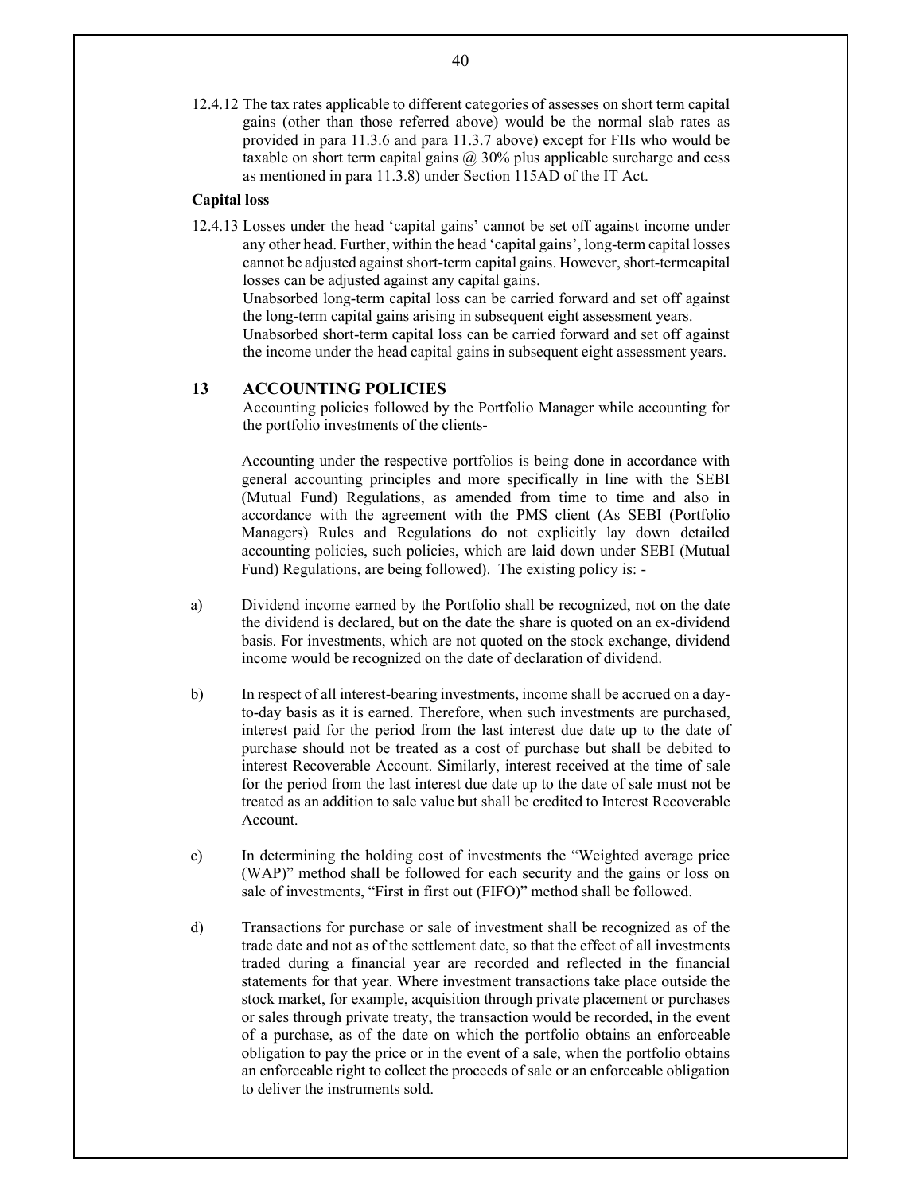12.4.12 The tax rates applicable to different categories of assesses on short term capital gains (other than those referred above) would be the normal slab rates as provided in para 11.3.6 and para 11.3.7 above) except for FIIs who would be taxable on short term capital gains @ 30% plus applicable surcharge and cess as mentioned in para 11.3.8) under Section 115AD of the IT Act.

**Capital loss**

12.4.13 Losses under the head 'capital gains' cannot be set off against income under any other head. Further, within the head 'capital gains', long-term capital losses cannot be adjusted against short-term capital gains. However, short-termcapital losses can be adjusted against any capital gains.

Unabsorbed long-term capital loss can be carried forward and set off against the long-term capital gains arising in subsequent eight assessment years.

Unabsorbed short-term capital loss can be carried forward and set off against the income under the head capital gains in subsequent eight assessment years.

## 13 ACCOUNTING POLICIES

Accounting policies followed by the Portfolio Manager while accounting for the portfolio investments of the clients-

Accounting under the respective portfolios is being done in accordance with general accounting principles and more specifically in line with the SEBI (Mutual Fund) Regulations, as amended from time to time and also in accordance with the agreement with the PMS client (As SEBI (Portfolio Managers) Rules and Regulations do not explicitly lay down detailed accounting policies, such policies, which are laid down under SEBI (Mutual Fund) Regulations, are being followed). The existing policy is: -

a) Dividend income earned by the Portfolio shall be recognized, not on the date the dividend is declared, but on the date the share is quoted on an ex-dividend basis. For investments, which are not quoted on the stock exchange, dividend income would be recognized on the date of declaration of dividend.

b) In respect of all interest-bearing investments, income shall be accrued on a day-to-day basis as it is earned. Therefore, when such investments are purchased, interest paid for the period from the last interest due date up to the date of purchase should not be treated as a cost of purchase but shall be debited to interest Recoverable Account. Similarly, interest received at the time of sale for the period from the last interest due date up to the date of sale must not be treated as an addition to sale value but shall be credited to Interest Recoverable Account.

c) In determining the holding cost of investments the "Weighted average price (WAP)" method shall be followed for each security and the gains or loss on sale of investments, "First in first out (FIFO)" method shall be followed.

d) Transactions for purchase or sale of investment shall be recognized as of the trade date and not as of the settlement date, so that the effect of all investments traded during a financial year are recorded and reflected in the financial statements for that year. Where investment transactions take place outside the stock market, for example, acquisition through private placement or purchases or sales through private treaty, the transaction would be recorded, in the event of a purchase, as of the date on which the portfolio obtains an enforceable obligation to pay the price or in the event of a sale, when the portfolio obtains an enforceable right to collect the proceeds of sale or an enforceable obligation to deliver the instruments sold.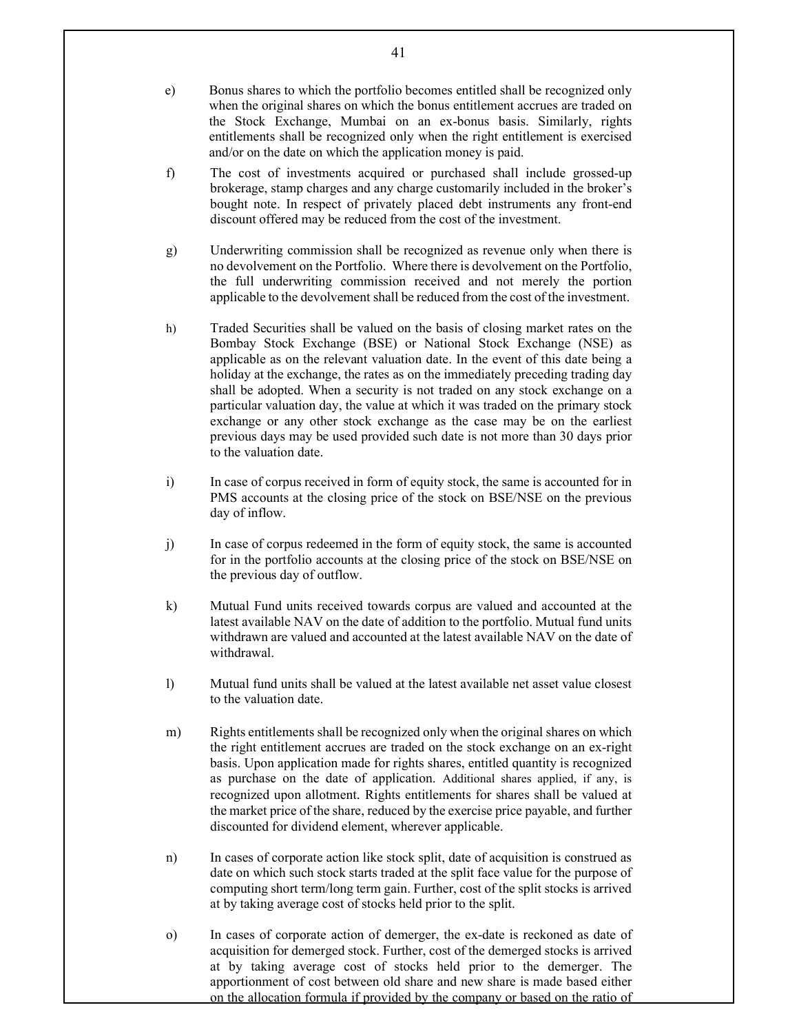e) Bonus shares to which the portfolio becomes entitled shall be recognized only when the original shares on which the bonus entitlement accrues are traded on the Stock Exchange, Mumbai on an ex-bonus basis. Similarly, rights entitlements shall be recognized only when the right entitlement is exercised and/or on the date on which the application money is paid.

f) The cost of investments acquired or purchased shall include grossed-up brokerage, stamp charges and any charge customarily included in the broker's bought note. In respect of privately placed debt instruments any front-end discount offered may be reduced from the cost of the investment.

g) Underwriting commission shall be recognized as revenue only when there is no devolvement on the Portfolio. Where there is devolvement on the Portfolio, the full underwriting commission received and not merely the portion applicable to the devolvement shall be reduced from the cost of the investment.

h) Traded Securities shall be valued on the basis of closing market rates on the Bombay Stock Exchange (BSE) or National Stock Exchange (NSE) as applicable as on the relevant valuation date. In the event of this date being a holiday at the exchange, the rates as on the immediately preceding trading day shall be adopted. When a security is not traded on any stock exchange on a particular valuation day, the value at which it was traded on the primary stock exchange or any other stock exchange as the case may be on the earliest previous days may be used provided such date is not more than 30 days prior to the valuation date.

i) In case of corpus received in form of equity stock, the same is accounted for in PMS accounts at the closing price of the stock on BSE/NSE on the previous day of inflow.

j) In case of corpus redeemed in the form of equity stock, the same is accounted for in the portfolio accounts at the closing price of the stock on BSE/NSE on the previous day of outflow.

k) Mutual Fund units received towards corpus are valued and accounted at the latest available NAV on the date of addition to the portfolio. Mutual fund units withdrawn are valued and accounted at the latest available NAV on the date of withdrawal.

l) Mutual fund units shall be valued at the latest available net asset value closest to the valuation date.

m) Rights entitlements shall be recognized only when the original shares on which the right entitlement accrues are traded on the stock exchange on an ex-right basis. Upon application made for rights shares, entitled quantity is recognized as purchase on the date of application. Additional shares applied, if any, is recognized upon allotment. Rights entitlements for shares shall be valued at the market price of the share, reduced by the exercise price payable, and further discounted for dividend element, wherever applicable.

n) In cases of corporate action like stock split, date of acquisition is construed as date on which such stock starts traded at the split face value for the purpose of computing short term/long term gain. Further, cost of the split stocks is arrived at by taking average cost of stocks held prior to the split.

o) In cases of corporate action of demerger, the ex-date is reckoned as date of acquisition for demerged stock. Further, cost of the demerged stocks is arrived at by taking average cost of stocks held prior to the demerger. The apportionment of cost between old share and new share is made based either on the allocation formula if provided by the company or based on the ratio of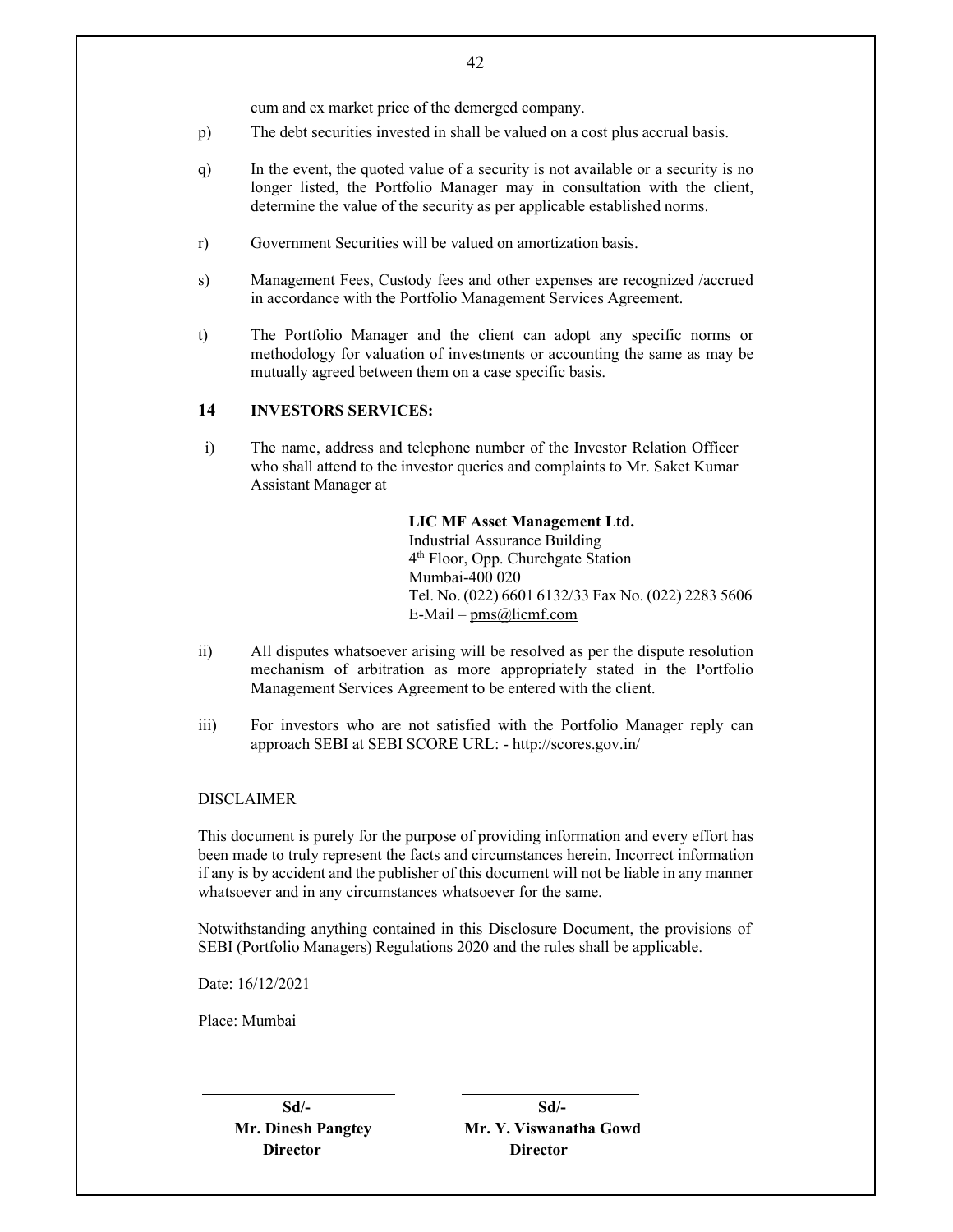cum and ex market price of the demerged company.

p) The debt securities invested in shall be valued on a cost plus accrual basis.

q) In the event, the quoted value of a security is not available or a security is no longer listed, the Portfolio Manager may in consultation with the client, determine the value of the security as per applicable established norms.

r) Government Securities will be valued on amortization basis.

s) Management Fees, Custody fees and other expenses are recognized /accrued in accordance with the Portfolio Management Services Agreement.

t) The Portfolio Manager and the client can adopt any specific norms or methodology for valuation of investments or accounting the same as may be mutually agreed between them on a case specific basis.

## 14 INVESTORS SERVICES:

i) The name, address and telephone number of the Investor Relation Officer who shall attend to the investor queries and complaints to Mr. Saket Kumar Assistant Manager at

> **LIC MF Asset Management Ltd.**
> Industrial Assurance Building
> 4th Floor, Opp. Churchgate Station
> Mumbai-400 020
> Tel. No. (022) 6601 6132/33 Fax No. (022) 2283 5606
> E-Mail – pms@licmf.com

ii) All disputes whatsoever arising will be resolved as per the dispute resolution mechanism of arbitration as more appropriately stated in the Portfolio Management Services Agreement to be entered with the client.

iii) For investors who are not satisfied with the Portfolio Manager reply can approach SEBI at SEBI SCORE URL: - http://scores.gov.in/

DISCLAIMER

This document is purely for the purpose of providing information and every effort has been made to truly represent the facts and circumstances herein. Incorrect information if any is by accident and the publisher of this document will not be liable in any manner whatsoever and in any circumstances whatsoever for the same.

Notwithstanding anything contained in this Disclosure Document, the provisions of SEBI (Portfolio Managers) Regulations 2020 and the rules shall be applicable.

Date: 16/12/2021

Place: Mumbai

| **Sd/-** | **Sd/-** |
|---|---|
| **Mr. Dinesh Pangtey** | **Mr. Y. Viswanatha Gowd** |
| **Director** | **Director** |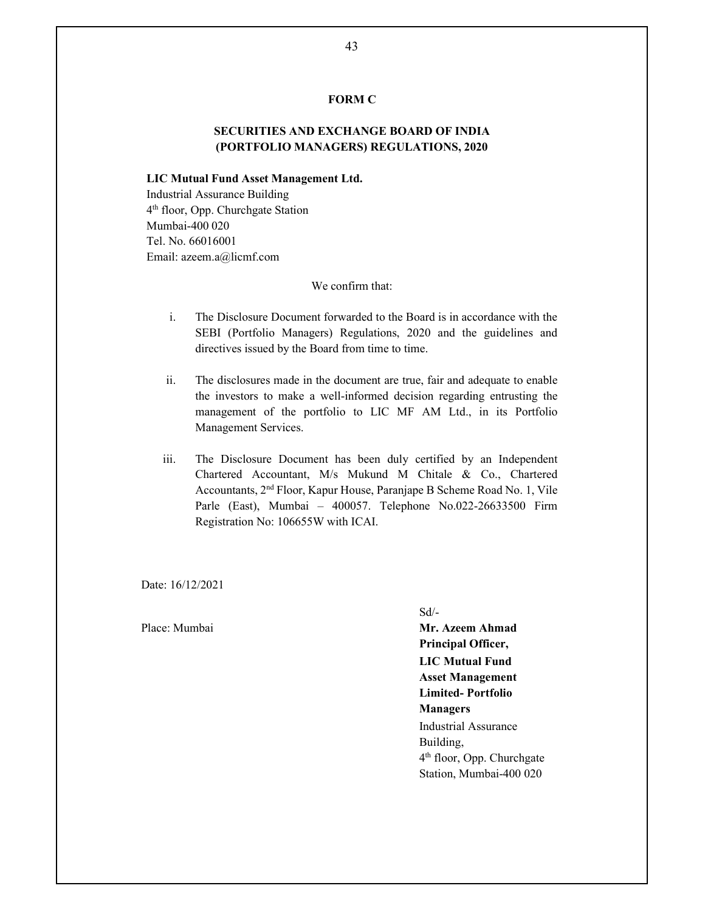# FORM C

## SECURITIES AND EXCHANGE BOARD OF INDIA (PORTFOLIO MANAGERS) REGULATIONS, 2020

**LIC Mutual Fund Asset Management Ltd.**
Industrial Assurance Building
4th floor, Opp. Churchgate Station
Mumbai-400 020
Tel. No. 66016001
Email: azeem.a@licmf.com

We confirm that:

i. The Disclosure Document forwarded to the Board is in accordance with the SEBI (Portfolio Managers) Regulations, 2020 and the guidelines and directives issued by the Board from time to time.

ii. The disclosures made in the document are true, fair and adequate to enable the investors to make a well-informed decision regarding entrusting the management of the portfolio to LIC MF AM Ltd., in its Portfolio Management Services.

iii. The Disclosure Document has been duly certified by an Independent Chartered Accountant, M/s Mukund M Chitale & Co., Chartered Accountants, 2nd Floor, Kapur House, Paranjape B Scheme Road No. 1, Vile Parle (East), Mumbai – 400057. Telephone No.022-26633500 Firm Registration No: 106655W with ICAI.

Date: 16/12/2021

Place: Mumbai

Sd/-
**Mr. Azeem Ahmad**
**Principal Officer,**
**LIC Mutual Fund Asset Management Limited- Portfolio Managers**
Industrial Assurance Building,
4th floor, Opp. Churchgate Station, Mumbai-400 020